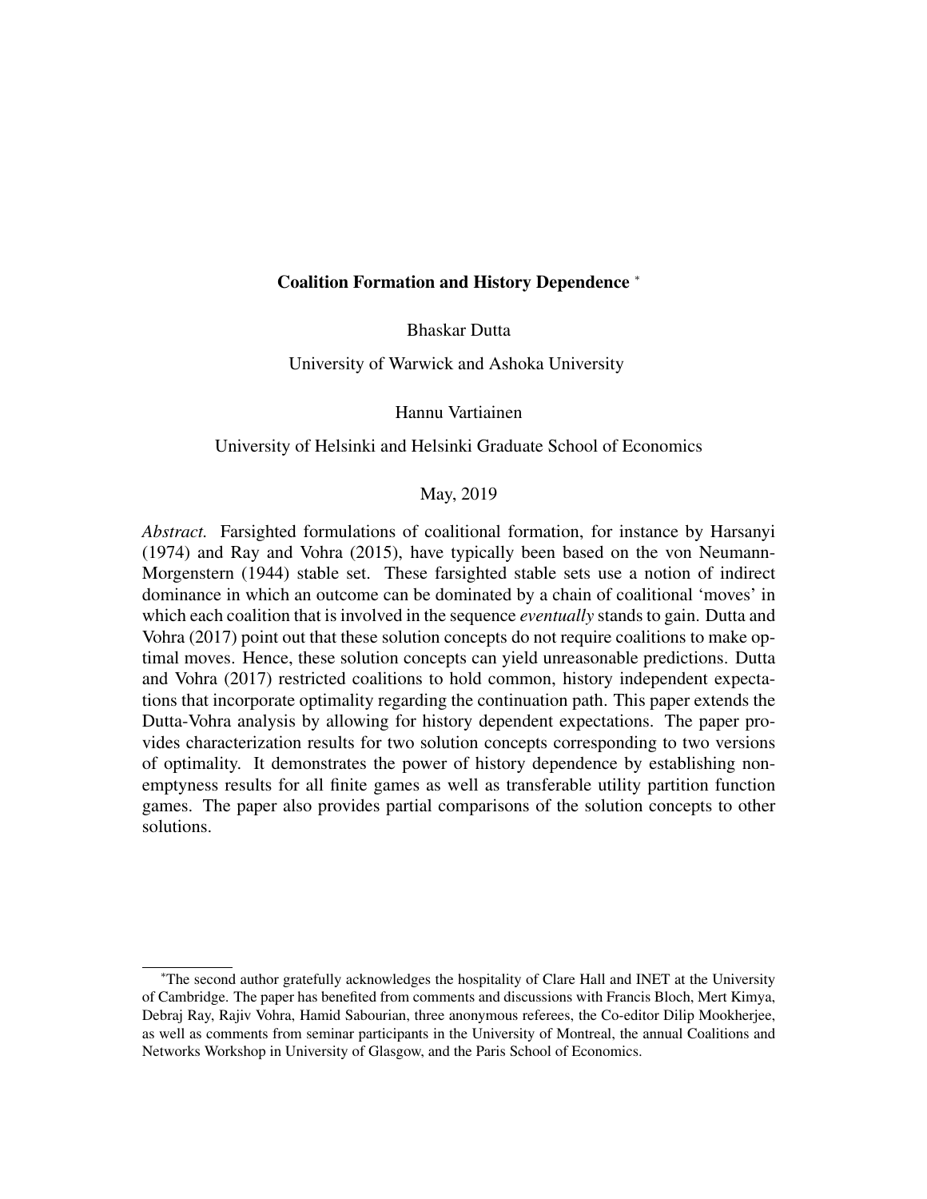# Coalition Formation and History Dependence [*]

Bhaskar Dutta

University of Warwick and Ashoka University

Hannu Vartiainen

University of Helsinki and Helsinki Graduate School of Economics

May, 2019

*Abstract.* Farsighted formulations of coalitional formation, for instance by Harsanyi (1974) and Ray and Vohra (2015), have typically been based on the von Neumann-Morgenstern (1944) stable set. These farsighted stable sets use a notion of indirect dominance in which an outcome can be dominated by a chain of coalitional 'moves' in which each coalition that is involved in the sequence *eventually* stands to gain. Dutta and Vohra (2017) point out that these solution concepts do not require coalitions to make optimal moves. Hence, these solution concepts can yield unreasonable predictions. Dutta and Vohra (2017) restricted coalitions to hold common, history independent expectations that incorporate optimality regarding the continuation path. This paper extends the Dutta-Vohra analysis by allowing for history dependent expectations. The paper provides characterization results for two solution concepts corresponding to two versions of optimality. It demonstrates the power of history dependence by establishing nonemptyness results for all finite games as well as transferable utility partition function games. The paper also provides partial comparisons of the solution concepts to other solutions.

[*] The second author gratefully acknowledges the hospitality of Clare Hall and INET at the University of Cambridge. The paper has benefited from comments and discussions with Francis Bloch, Mert Kimya, Debraj Ray, Rajiv Vohra, Hamid Sabourian, three anonymous referees, the Co-editor Dilip Mookherjee, as well as comments from seminar participants in the University of Montreal, the annual Coalitions and Networks Workshop in University of Glasgow, and the Paris School of Economics.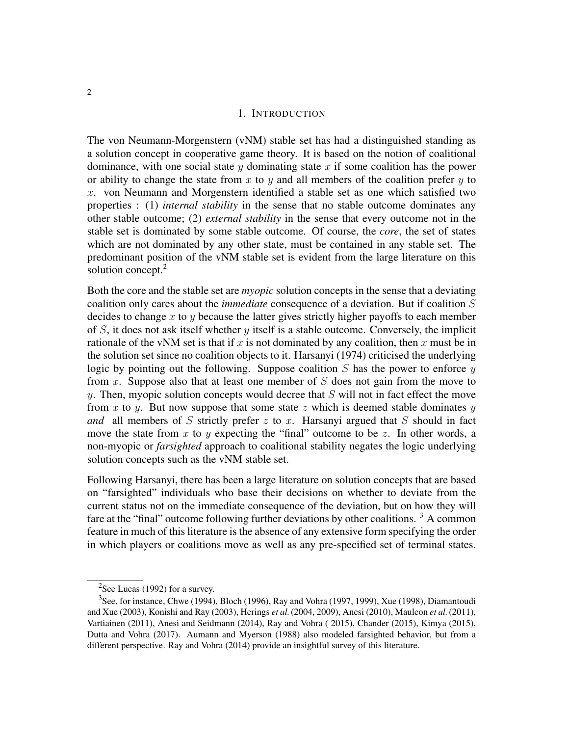## 1. Introduction

The von Neumann-Morgenstern (vNM) stable set has had a distinguished standing as a solution concept in cooperative game theory. It is based on the notion of coalitional dominance, with one social state $y$ dominating state $x$ if some coalition has the power or ability to change the state from $x$ to $y$ and all members of the coalition prefer $y$ to $x$. von Neumann and Morgenstern identified a stable set as one which satisfied two properties : (1) *internal stability* in the sense that no stable outcome dominates any other stable outcome; (2) *external stability* in the sense that every outcome not in the stable set is dominated by some stable outcome. Of course, the *core*, the set of states which are not dominated by any other state, must be contained in any stable set. The predominant position of the vNM stable set is evident from the large literature on this solution concept.[2]

Both the core and the stable set are *myopic* solution concepts in the sense that a deviating coalition only cares about the *immediate* consequence of a deviation. But if coalition $S$ decides to change $x$ to $y$ because the latter gives strictly higher payoffs to each member of $S$, it does not ask itself whether $y$ itself is a stable outcome. Conversely, the implicit rationale of the vNM set is that if $x$ is not dominated by any coalition, then $x$ must be in the solution set since no coalition objects to it. Harsanyi (1974) criticised the underlying logic by pointing out the following. Suppose coalition $S$ has the power to enforce $y$ from $x$. Suppose also that at least one member of $S$ does not gain from the move to $y$. Then, myopic solution concepts would decree that $S$ will not in fact effect the move from $x$ to $y$. But now suppose that some state $z$ which is deemed stable dominates $y$ *and* all members of $S$ strictly prefer $z$ to $x$. Harsanyi argued that $S$ should in fact move the state from $x$ to $y$ expecting the "final" outcome to be $z$. In other words, a non-myopic or *farsighted* approach to coalitional stability negates the logic underlying solution concepts such as the vNM stable set.

Following Harsanyi, there has been a large literature on solution concepts that are based on "farsighted" individuals who base their decisions on whether to deviate from the current status not on the immediate consequence of the deviation, but on how they will fare at the "final" outcome following further deviations by other coalitions. [3] A common feature in much of this literature is the absence of any extensive form specifying the order in which players or coalitions move as well as any pre-specified set of terminal states.

[2] See Lucas (1992) for a survey.

[3] See, for instance, Chwe (1994), Bloch (1996), Ray and Vohra (1997, 1999), Xue (1998), Diamantoudi and Xue (2003), Konishi and Ray (2003), Herings *et al.* (2004, 2009), Anesi (2010), Mauleon *et al.* (2011), Vartiainen (2011), Anesi and Seidmann (2014), Ray and Vohra ( 2015), Chander (2015), Kimya (2015), Dutta and Vohra (2017). Aumann and Myerson (1988) also modeled farsighted behavior, but from a different perspective. Ray and Vohra (2014) provide an insightful survey of this literature.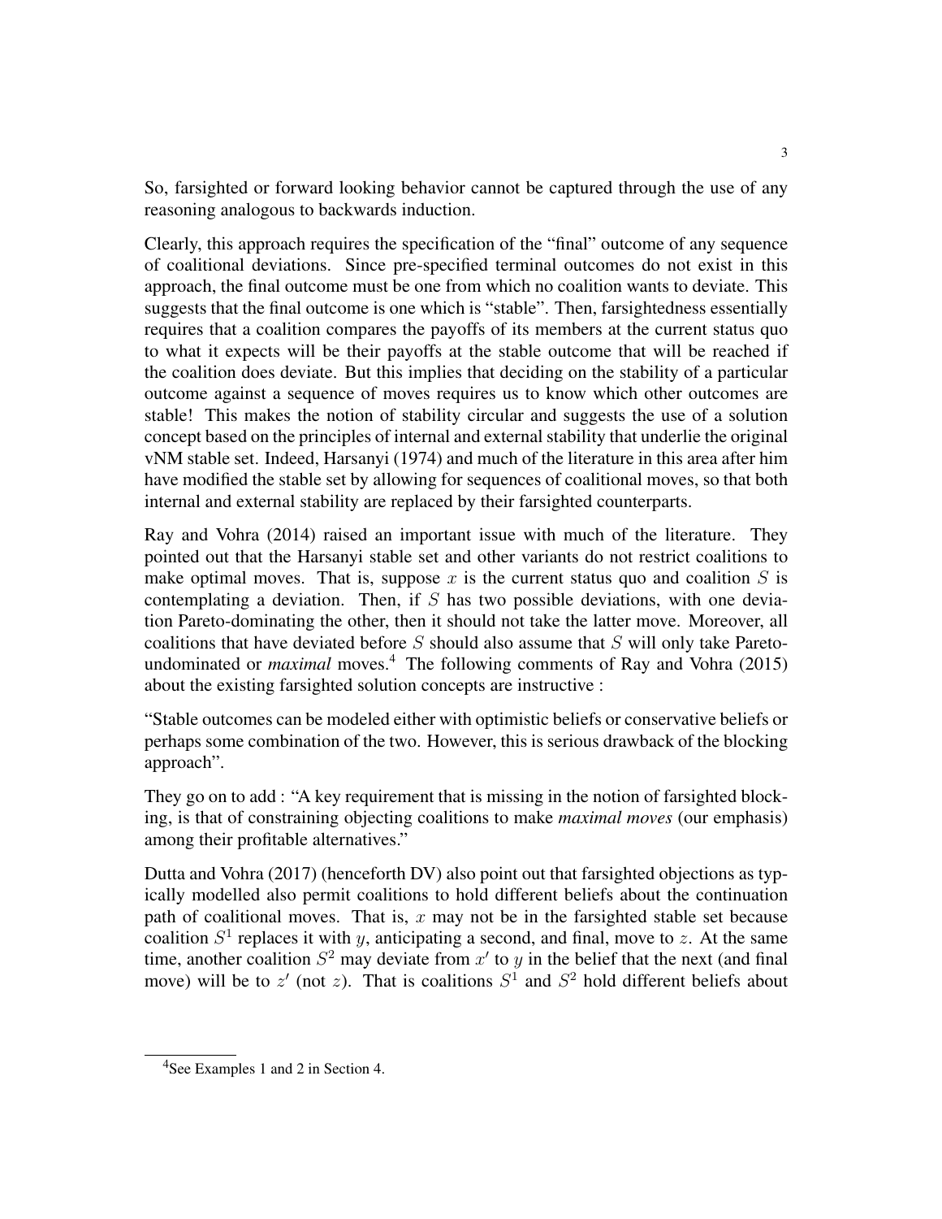So, farsighted or forward looking behavior cannot be captured through the use of any reasoning analogous to backwards induction.

Clearly, this approach requires the specification of the "final" outcome of any sequence of coalitional deviations. Since pre-specified terminal outcomes do not exist in this approach, the final outcome must be one from which no coalition wants to deviate. This suggests that the final outcome is one which is "stable". Then, farsightedness essentially requires that a coalition compares the payoffs of its members at the current status quo to what it expects will be their payoffs at the stable outcome that will be reached if the coalition does deviate. But this implies that deciding on the stability of a particular outcome against a sequence of moves requires us to know which other outcomes are stable! This makes the notion of stability circular and suggests the use of a solution concept based on the principles of internal and external stability that underlie the original vNM stable set. Indeed, Harsanyi (1974) and much of the literature in this area after him have modified the stable set by allowing for sequences of coalitional moves, so that both internal and external stability are replaced by their farsighted counterparts.

Ray and Vohra (2014) raised an important issue with much of the literature. They pointed out that the Harsanyi stable set and other variants do not restrict coalitions to make optimal moves. That is, suppose $x$ is the current status quo and coalition $S$ is contemplating a deviation. Then, if $S$ has two possible deviations, with one deviation Pareto-dominating the other, then it should not take the latter move. Moreover, all coalitions that have deviated before $S$ should also assume that $S$ will only take Pareto-undominated or *maximal* moves.[4] The following comments of Ray and Vohra (2015) about the existing farsighted solution concepts are instructive :

"Stable outcomes can be modeled either with optimistic beliefs or conservative beliefs or perhaps some combination of the two. However, this is serious drawback of the blocking approach".

They go on to add : "A key requirement that is missing in the notion of farsighted blocking, is that of constraining objecting coalitions to make *maximal moves* (our emphasis) among their profitable alternatives."

Dutta and Vohra (2017) (henceforth DV) also point out that farsighted objections as typically modelled also permit coalitions to hold different beliefs about the continuation path of coalitional moves. That is, $x$ may not be in the farsighted stable set because coalition $S^1$ replaces it with $y$, anticipating a second, and final, move to $z$. At the same time, another coalition $S^2$ may deviate from $x'$ to $y$ in the belief that the next (and final move) will be to $z'$ (not $z$). That is coalitions $S^1$ and $S^2$ hold different beliefs about

[4] See Examples 1 and 2 in Section 4.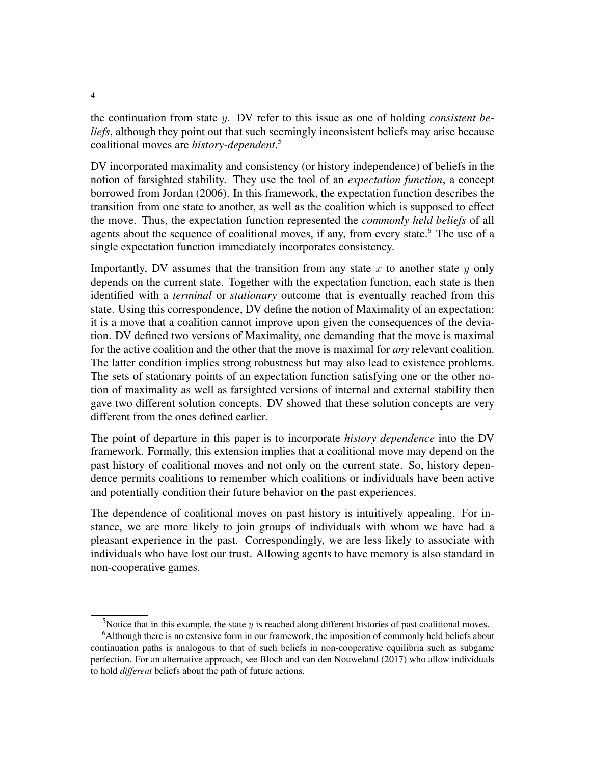the continuation from state $y$. DV refer to this issue as one of holding *consistent beliefs*, although they point out that such seemingly inconsistent beliefs may arise because coalitional moves are *history-dependent*.[5]

DV incorporated maximality and consistency (or history independence) of beliefs in the notion of farsighted stability. They use the tool of an *expectation function*, a concept borrowed from Jordan (2006). In this framework, the expectation function describes the transition from one state to another, as well as the coalition which is supposed to effect the move. Thus, the expectation function represented the *commonly held beliefs* of all agents about the sequence of coalitional moves, if any, from every state.[6] The use of a single expectation function immediately incorporates consistency.

Importantly, DV assumes that the transition from any state $x$ to another state $y$ only depends on the current state. Together with the expectation function, each state is then identified with a *terminal* or *stationary* outcome that is eventually reached from this state. Using this correspondence, DV define the notion of Maximality of an expectation: it is a move that a coalition cannot improve upon given the consequences of the deviation. DV defined two versions of Maximality, one demanding that the move is maximal for the active coalition and the other that the move is maximal for *any* relevant coalition. The latter condition implies strong robustness but may also lead to existence problems. The sets of stationary points of an expectation function satisfying one or the other notion of maximality as well as farsighted versions of internal and external stability then gave two different solution concepts. DV showed that these solution concepts are very different from the ones defined earlier.

The point of departure in this paper is to incorporate *history dependence* into the DV framework. Formally, this extension implies that a coalitional move may depend on the past history of coalitional moves and not only on the current state. So, history dependence permits coalitions to remember which coalitions or individuals have been active and potentially condition their future behavior on the past experiences.

The dependence of coalitional moves on past history is intuitively appealing. For instance, we are more likely to join groups of individuals with whom we have had a pleasant experience in the past. Correspondingly, we are less likely to associate with individuals who have lost our trust. Allowing agents to have memory is also standard in non-cooperative games.

[5] Notice that in this example, the state $y$ is reached along different histories of past coalitional moves.

[6] Although there is no extensive form in our framework, the imposition of commonly held beliefs about continuation paths is analogous to that of such beliefs in non-cooperative equilibria such as subgame perfection. For an alternative approach, see Bloch and van den Nouweland (2017) who allow individuals to hold *different* beliefs about the path of future actions.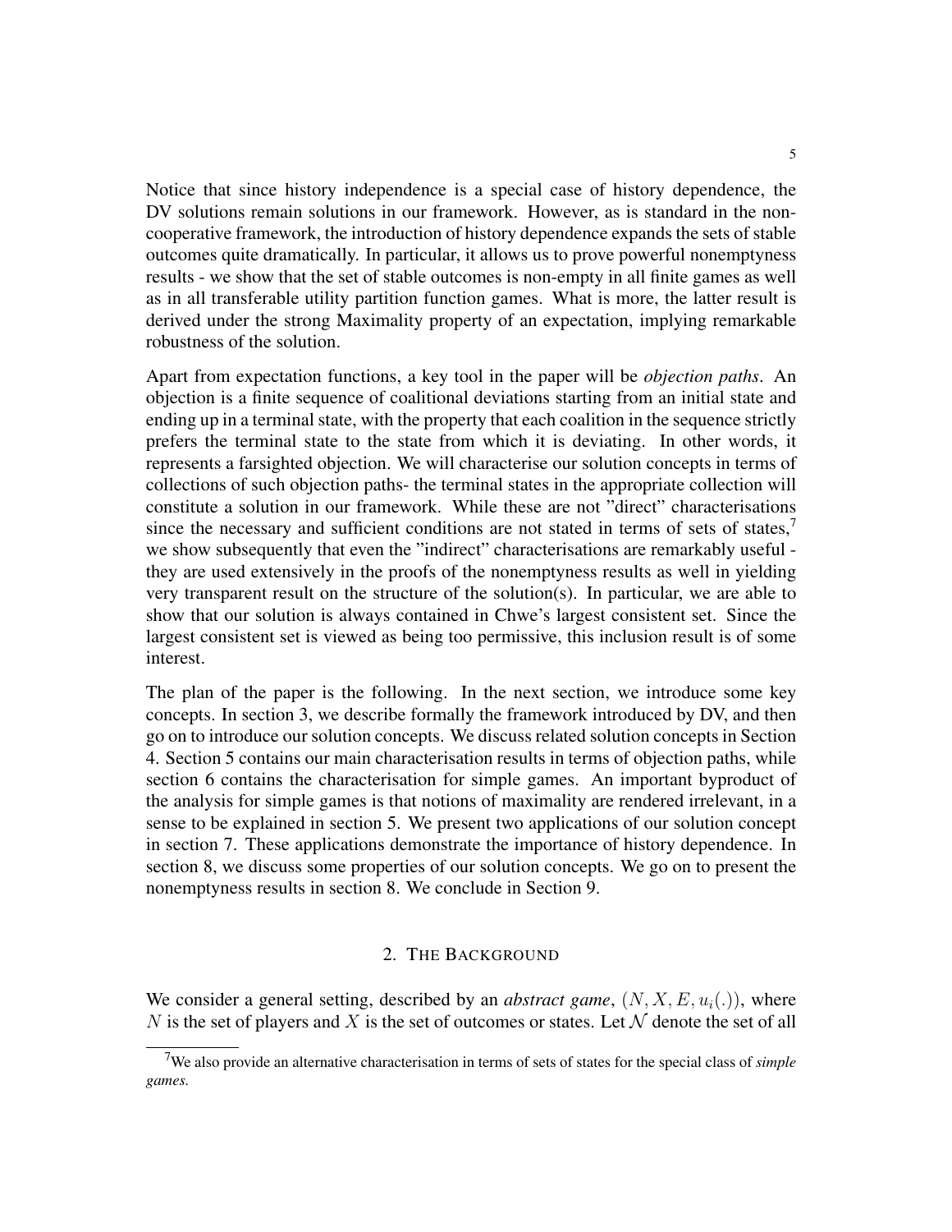Notice that since history independence is a special case of history dependence, the DV solutions remain solutions in our framework. However, as is standard in the non-cooperative framework, the introduction of history dependence expands the sets of stable outcomes quite dramatically. In particular, it allows us to prove powerful nonemptyness results - we show that the set of stable outcomes is non-empty in all finite games as well as in all transferable utility partition function games. What is more, the latter result is derived under the strong Maximality property of an expectation, implying remarkable robustness of the solution.

Apart from expectation functions, a key tool in the paper will be *objection paths*. An objection is a finite sequence of coalitional deviations starting from an initial state and ending up in a terminal state, with the property that each coalition in the sequence strictly prefers the terminal state to the state from which it is deviating. In other words, it represents a farsighted objection. We will characterise our solution concepts in terms of collections of such objection paths- the terminal states in the appropriate collection will constitute a solution in our framework. While these are not "direct" characterisations since the necessary and sufficient conditions are not stated in terms of sets of states,[7] we show subsequently that even the "indirect" characterisations are remarkably useful - they are used extensively in the proofs of the nonemptyness results as well in yielding very transparent result on the structure of the solution(s). In particular, we are able to show that our solution is always contained in Chwe's largest consistent set. Since the largest consistent set is viewed as being too permissive, this inclusion result is of some interest.

The plan of the paper is the following. In the next section, we introduce some key concepts. In section 3, we describe formally the framework introduced by DV, and then go on to introduce our solution concepts. We discuss related solution concepts in Section 4. Section 5 contains our main characterisation results in terms of objection paths, while section 6 contains the characterisation for simple games. An important byproduct of the analysis for simple games is that notions of maximality are rendered irrelevant, in a sense to be explained in section 5. We present two applications of our solution concept in section 7. These applications demonstrate the importance of history dependence. In section 8, we discuss some properties of our solution concepts. We go on to present the nonemptyness results in section 8. We conclude in Section 9.

## 2. The Background

We consider a general setting, described by an *abstract game*, $(N, X, E, u_i(.))$, where $N$ is the set of players and $X$ is the set of outcomes or states. Let $\mathcal{N}$ denote the set of all

[7] We also provide an alternative characterisation in terms of sets of states for the special class of *simple games*.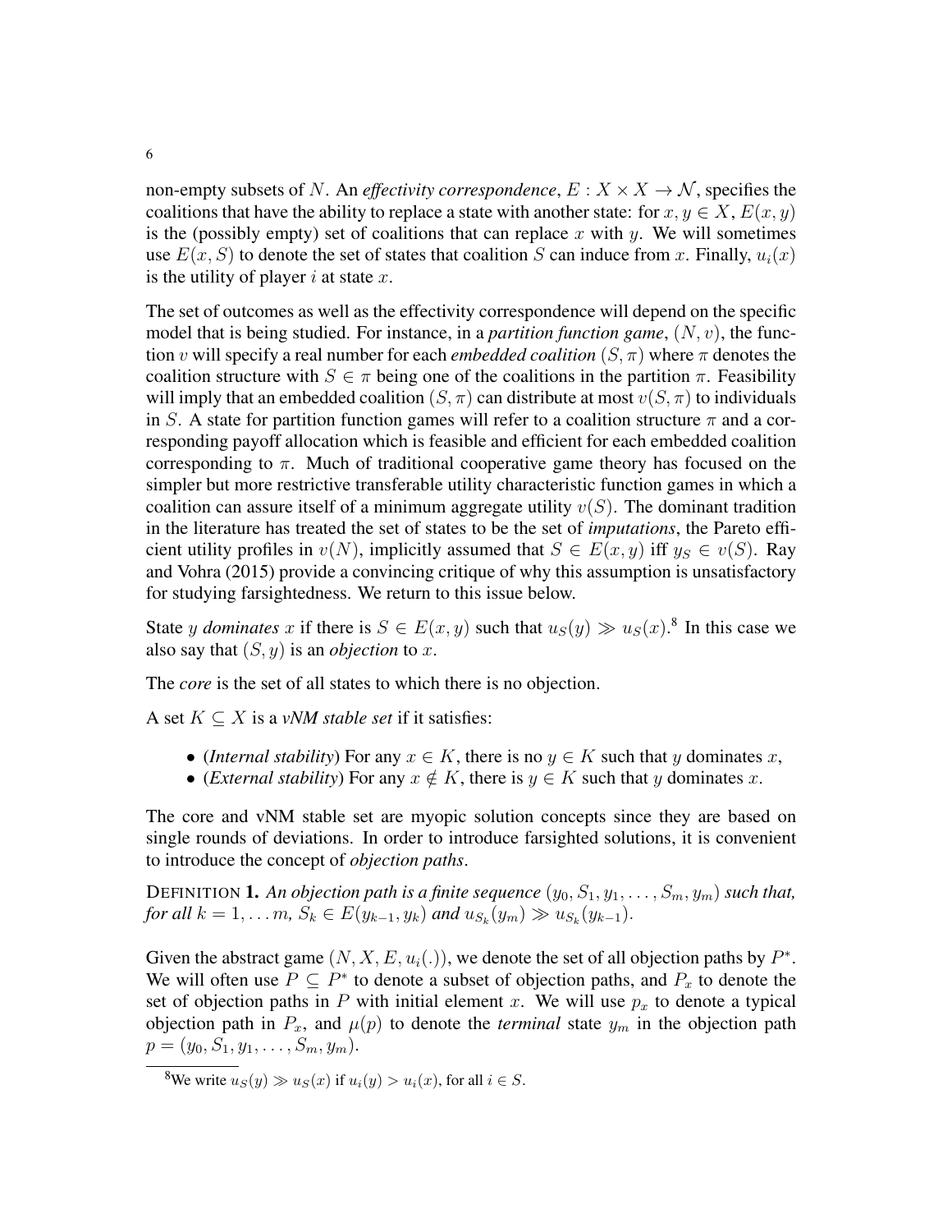non-empty subsets of $N$. An *effectivity correspondence*, $E : X \times X \to \mathcal{N}$, specifies the coalitions that have the ability to replace a state with another state: for $x, y \in X$, $E(x, y)$ is the (possibly empty) set of coalitions that can replace $x$ with $y$. We will sometimes use $E(x, S)$ to denote the set of states that coalition $S$ can induce from $x$. Finally, $u_i(x)$ is the utility of player $i$ at state $x$.

The set of outcomes as well as the effectivity correspondence will depend on the specific model that is being studied. For instance, in a *partition function game*, $(N, v)$, the function $v$ will specify a real number for each *embedded coalition* $(S, \pi)$ where $\pi$ denotes the coalition structure with $S \in \pi$ being one of the coalitions in the partition $\pi$. Feasibility will imply that an embedded coalition $(S, \pi)$ can distribute at most $v(S, \pi)$ to individuals in $S$. A state for partition function games will refer to a coalition structure $\pi$ and a corresponding payoff allocation which is feasible and efficient for each embedded coalition corresponding to $\pi$. Much of traditional cooperative game theory has focused on the simpler but more restrictive transferable utility characteristic function games in which a coalition can assure itself of a minimum aggregate utility $v(S)$. The dominant tradition in the literature has treated the set of states to be the set of *imputations*, the Pareto efficient utility profiles in $v(N)$, implicitly assumed that $S \in E(x, y)$ iff $y_S \in v(S)$. Ray and Vohra (2015) provide a convincing critique of why this assumption is unsatisfactory for studying farsightedness. We return to this issue below.

State $y$ *dominates* $x$ if there is $S \in E(x, y)$ such that $u_S(y) \gg u_S(x)$.[8] In this case we also say that $(S, y)$ is an *objection* to $x$.

The *core* is the set of all states to which there is no objection.

A set $K \subseteq X$ is a *vNM stable set* if it satisfies:

- (*Internal stability*) For any $x \in K$, there is no $y \in K$ such that $y$ dominates $x$,
- (*External stability*) For any $x \notin K$, there is $y \in K$ such that $y$ dominates $x$.

The core and vNM stable set are myopic solution concepts since they are based on single rounds of deviations. In order to introduce farsighted solutions, it is convenient to introduce the concept of *objection paths*.

DEFINITION 1. *An objection path is a finite sequence $(y_0, S_1, y_1, \ldots, S_m, y_m)$ such that, for all $k = 1, \ldots m$, $S_k \in E(y_{k-1}, y_k)$ and $u_{S_k}(y_m) \gg u_{S_k}(y_{k-1})$.*

Given the abstract game $(N, X, E, u_i(.))$, we denote the set of all objection paths by $P^*$. We will often use $P \subseteq P^*$ to denote a subset of objection paths, and $P_x$ to denote the set of objection paths in $P$ with initial element $x$. We will use $p_x$ to denote a typical objection path in $P_x$, and $\mu(p)$ to denote the *terminal* state $y_m$ in the objection path $p = (y_0, S_1, y_1, \ldots, S_m, y_m)$.

[8] We write $u_S(y) \gg u_S(x)$ if $u_i(y) > u_i(x)$, for all $i \in S$.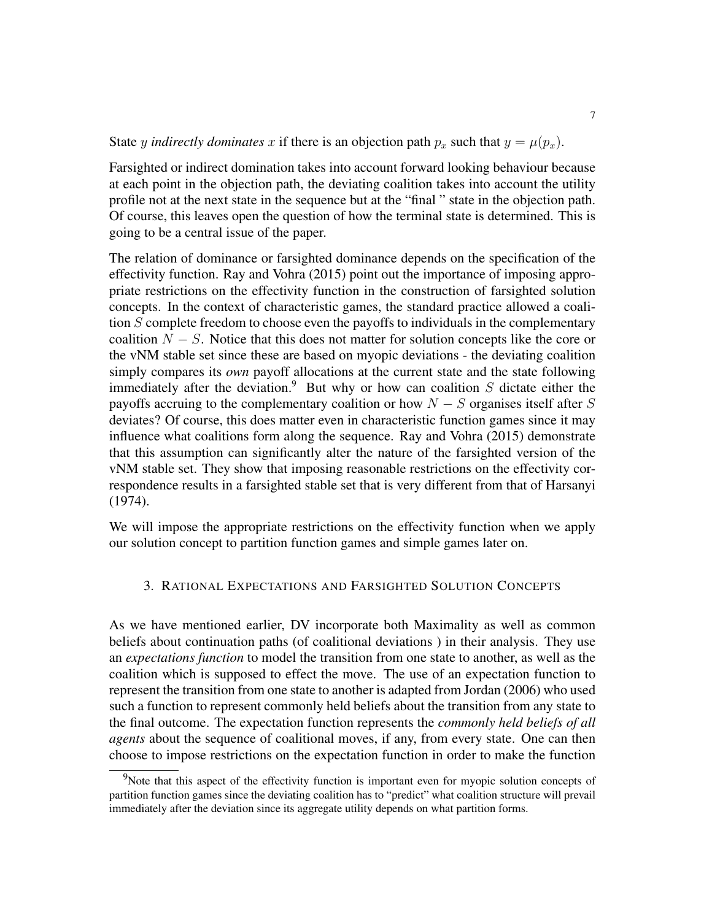State $y$ *indirectly dominates* $x$ if there is an objection path $p_x$ such that $y = \mu(p_x)$.

Farsighted or indirect domination takes into account forward looking behaviour because at each point in the objection path, the deviating coalition takes into account the utility profile not at the next state in the sequence but at the "final " state in the objection path. Of course, this leaves open the question of how the terminal state is determined. This is going to be a central issue of the paper.

The relation of dominance or farsighted dominance depends on the specification of the effectivity function. Ray and Vohra (2015) point out the importance of imposing appropriate restrictions on the effectivity function in the construction of farsighted solution concepts. In the context of characteristic games, the standard practice allowed a coalition $S$ complete freedom to choose even the payoffs to individuals in the complementary coalition $N - S$. Notice that this does not matter for solution concepts like the core or the vNM stable set since these are based on myopic deviations - the deviating coalition simply compares its *own* payoff allocations at the current state and the state following immediately after the deviation.[9] But why or how can coalition $S$ dictate either the payoffs accruing to the complementary coalition or how $N - S$ organises itself after $S$ deviates? Of course, this does matter even in characteristic function games since it may influence what coalitions form along the sequence. Ray and Vohra (2015) demonstrate that this assumption can significantly alter the nature of the farsighted version of the vNM stable set. They show that imposing reasonable restrictions on the effectivity correspondence results in a farsighted stable set that is very different from that of Harsanyi (1974).

We will impose the appropriate restrictions on the effectivity function when we apply our solution concept to partition function games and simple games later on.

## 3. Rational Expectations and Farsighted Solution Concepts

As we have mentioned earlier, DV incorporate both Maximality as well as common beliefs about continuation paths (of coalitional deviations ) in their analysis. They use an *expectations function* to model the transition from one state to another, as well as the coalition which is supposed to effect the move. The use of an expectation function to represent the transition from one state to another is adapted from Jordan (2006) who used such a function to represent commonly held beliefs about the transition from any state to the final outcome. The expectation function represents the *commonly held beliefs of all agents* about the sequence of coalitional moves, if any, from every state. One can then choose to impose restrictions on the expectation function in order to make the function

[9]Note that this aspect of the effectivity function is important even for myopic solution concepts of partition function games since the deviating coalition has to "predict" what coalition structure will prevail immediately after the deviation since its aggregate utility depends on what partition forms.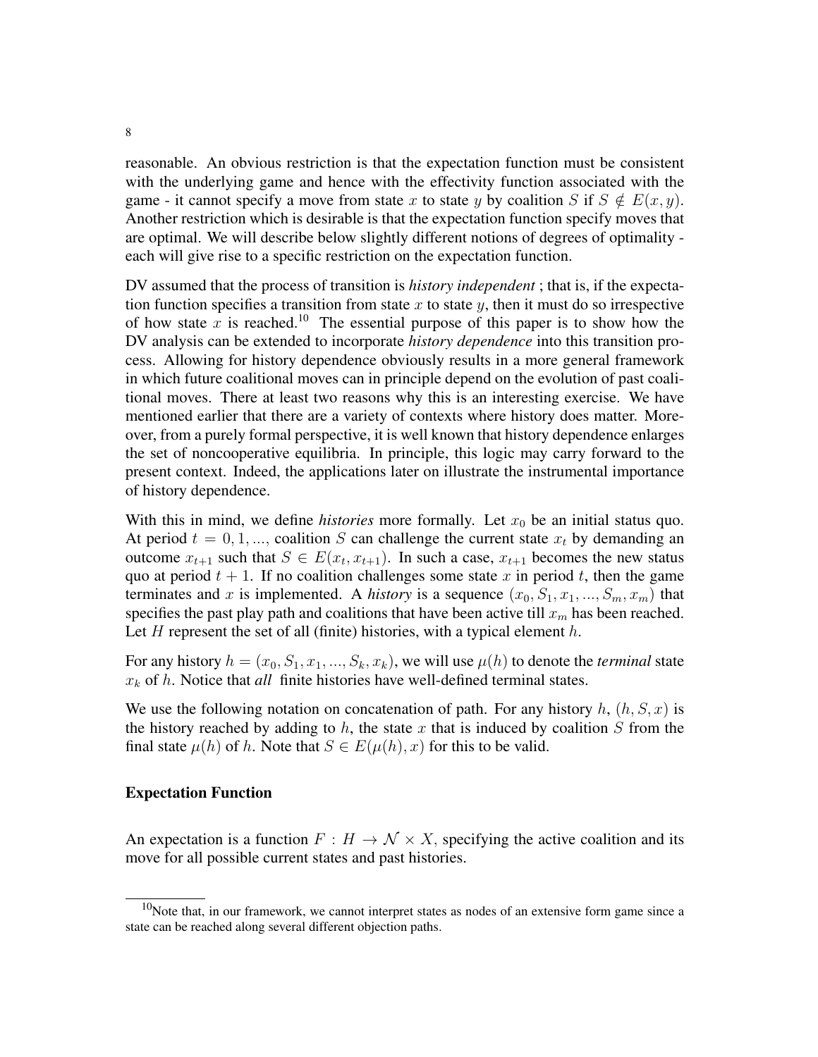reasonable. An obvious restriction is that the expectation function must be consistent with the underlying game and hence with the effectivity function associated with the game - it cannot specify a move from state $x$ to state $y$ by coalition $S$ if $S \notin E(x, y)$. Another restriction which is desirable is that the expectation function specify moves that are optimal. We will describe below slightly different notions of degrees of optimality - each will give rise to a specific restriction on the expectation function.

DV assumed that the process of transition is *history independent* ; that is, if the expectation function specifies a transition from state $x$ to state $y$, then it must do so irrespective of how state $x$ is reached.[10] The essential purpose of this paper is to show how the DV analysis can be extended to incorporate *history dependence* into this transition process. Allowing for history dependence obviously results in a more general framework in which future coalitional moves can in principle depend on the evolution of past coalitional moves. There at least two reasons why this is an interesting exercise. We have mentioned earlier that there are a variety of contexts where history does matter. Moreover, from a purely formal perspective, it is well known that history dependence enlarges the set of noncooperative equilibria. In principle, this logic may carry forward to the present context. Indeed, the applications later on illustrate the instrumental importance of history dependence.

With this in mind, we define *histories* more formally. Let $x_0$ be an initial status quo. At period $t = 0, 1, ...,$ coalition $S$ can challenge the current state $x_t$ by demanding an outcome $x_{t+1}$ such that $S \in E(x_t, x_{t+1})$. In such a case, $x_{t+1}$ becomes the new status quo at period $t + 1$. If no coalition challenges some state $x$ in period $t$, then the game terminates and $x$ is implemented. A *history* is a sequence $(x_0, S_1, x_1, ..., S_m, x_m)$ that specifies the past play path and coalitions that have been active till $x_m$ has been reached. Let $H$ represent the set of all (finite) histories, with a typical element $h$.

For any history $h = (x_0, S_1, x_1, ..., S_k, x_k)$, we will use $\mu(h)$ to denote the *terminal* state $x_k$ of $h$. Notice that *all* finite histories have well-defined terminal states.

We use the following notation on concatenation of path. For any history $h$, $(h, S, x)$ is the history reached by adding to $h$, the state $x$ that is induced by coalition $S$ from the final state $\mu(h)$ of $h$. Note that $S \in E(\mu(h), x)$ for this to be valid.

### Expectation Function

An expectation is a function $F : H \to \mathcal{N} \times X$, specifying the active coalition and its move for all possible current states and past histories.

[10] Note that, in our framework, we cannot interpret states as nodes of an extensive form game since a state can be reached along several different objection paths.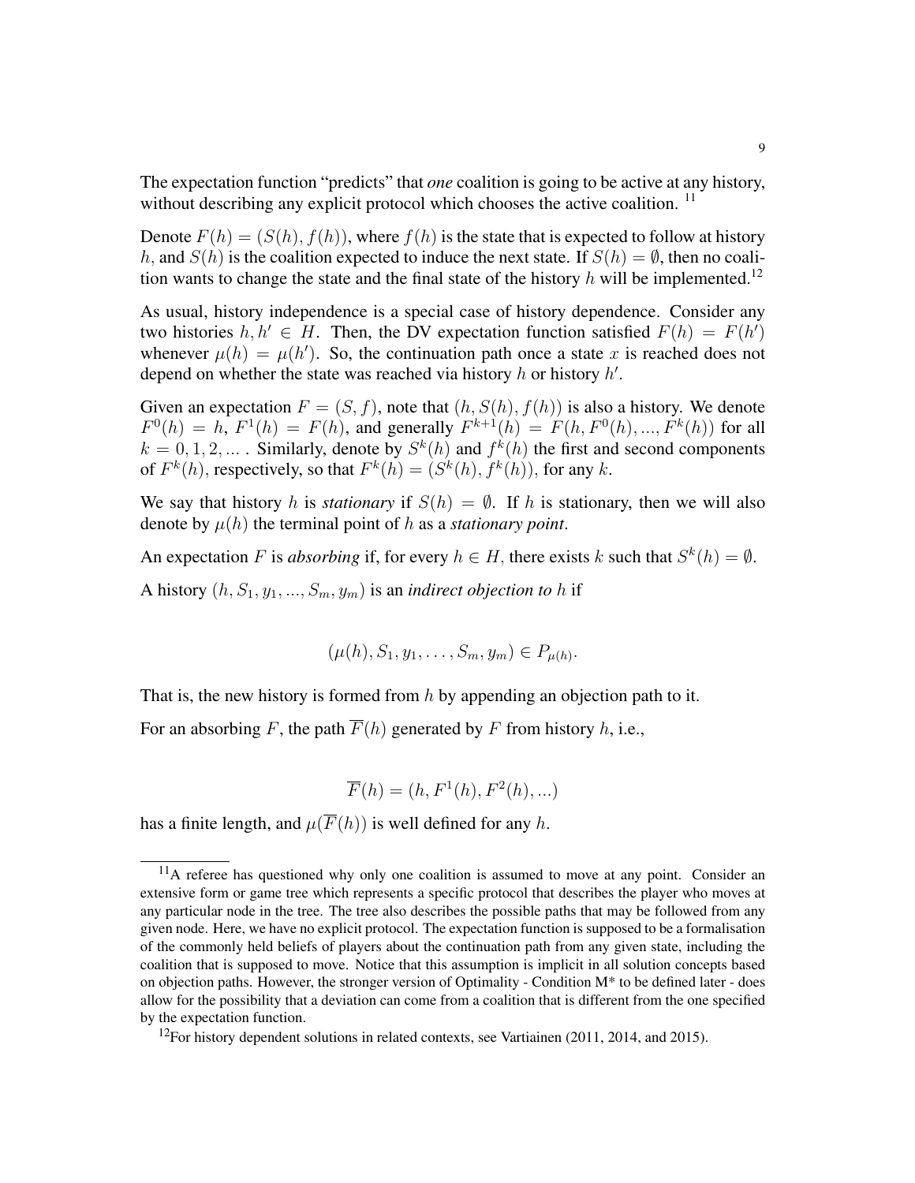The expectation function "predicts" that *one* coalition is going to be active at any history, without describing any explicit protocol which chooses the active coalition. [11]

Denote $F(h) = (S(h), f(h))$, where $f(h)$ is the state that is expected to follow at history $h$, and $S(h)$ is the coalition expected to induce the next state. If $S(h) = \emptyset$, then no coalition wants to change the state and the final state of the history $h$ will be implemented.[12]

As usual, history independence is a special case of history dependence. Consider any two histories $h, h' \in H$. Then, the DV expectation function satisfied $F(h) = F(h')$ whenever $\mu(h) = \mu(h')$. So, the continuation path once a state $x$ is reached does not depend on whether the state was reached via history $h$ or history $h'$.

Given an expectation $F = (S, f)$, note that $(h, S(h), f(h))$ is also a history. We denote $F^0(h) = h$, $F^1(h) = F(h)$, and generally $F^{k+1}(h) = F(h, F^0(h), ..., F^k(h))$ for all $k = 0, 1, 2, ...$ . Similarly, denote by $S^k(h)$ and $f^k(h)$ the first and second components of $F^k(h)$, respectively, so that $F^k(h) = (S^k(h), f^k(h))$, for any $k$.

We say that history $h$ is *stationary* if $S(h) = \emptyset$. If $h$ is stationary, then we will also denote by $\mu(h)$ the terminal point of $h$ as a *stationary point*.

An expectation $F$ is *absorbing* if, for every $h \in H$, there exists $k$ such that $S^k(h) = \emptyset$.

A history $(h, S_1, y_1, ..., S_m, y_m)$ is an *indirect objection to* $h$ if

$$(\mu(h), S_1, y_1, \ldots, S_m, y_m) \in P_{\mu(h)}.$$

That is, the new history is formed from $h$ by appending an objection path to it.

For an absorbing $F$, the path $\overline{F}(h)$ generated by $F$ from history $h$, i.e.,

$$\overline{F}(h) = (h, F^1(h), F^2(h), ...)$$

has a finite length, and $\mu(\overline{F}(h))$ is well defined for any $h$.

---

[11] A referee has questioned why only one coalition is assumed to move at any point. Consider an extensive form or game tree which represents a specific protocol that describes the player who moves at any particular node in the tree. The tree also describes the possible paths that may be followed from any given node. Here, we have no explicit protocol. The expectation function is supposed to be a formalisation of the commonly held beliefs of players about the continuation path from any given state, including the coalition that is supposed to move. Notice that this assumption is implicit in all solution concepts based on objection paths. However, the stronger version of Optimality - Condition M* to be defined later - does allow for the possibility that a deviation can come from a coalition that is different from the one specified by the expectation function.

[12] For history dependent solutions in related contexts, see Vartiainen (2011, 2014, and 2015).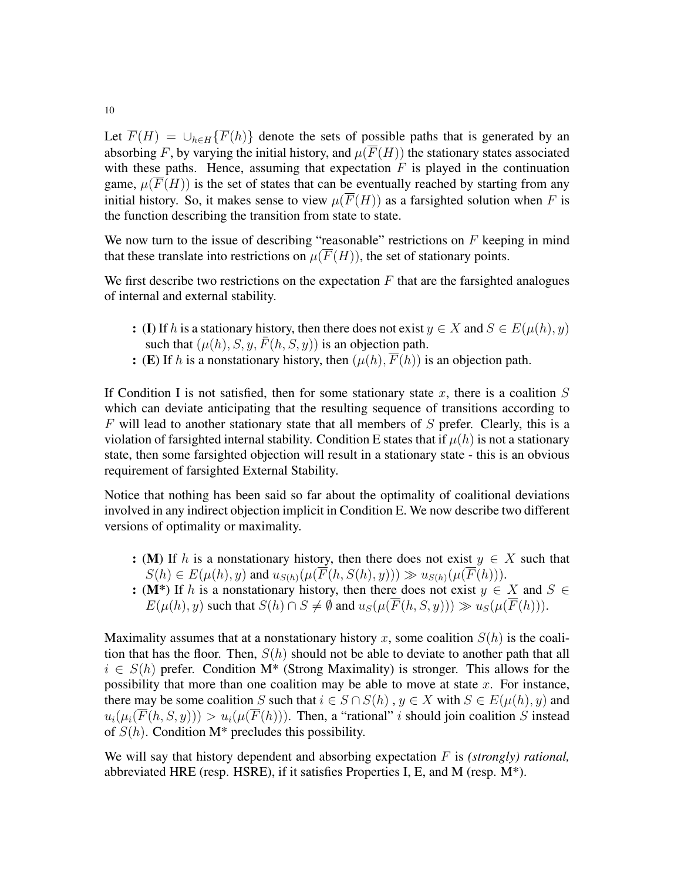Let $\overline{F}(H) = \cup_{h \in H}\{\overline{F}(h)\}$ denote the sets of possible paths that is generated by an absorbing $F$, by varying the initial history, and $\mu(\overline{F}(H))$ the stationary states associated with these paths. Hence, assuming that expectation $F$ is played in the continuation game, $\mu(\overline{F}(H))$ is the set of states that can be eventually reached by starting from any initial history. So, it makes sense to view $\mu(\overline{F}(H))$ as a farsighted solution when $F$ is the function describing the transition from state to state.

We now turn to the issue of describing "reasonable" restrictions on $F$ keeping in mind that these translate into restrictions on $\mu(\overline{F}(H))$, the set of stationary points.

We first describe two restrictions on the expectation $F$ that are the farsighted analogues of internal and external stability.

- **(I)** If $h$ is a stationary history, then there does not exist $y \in X$ and $S \in E(\mu(h), y)$ such that $(\mu(h), S, y, \bar{F}(h, S, y))$ is an objection path.
- **(E)** If $h$ is a nonstationary history, then $(\mu(h), \overline{F}(h))$ is an objection path.

If Condition I is not satisfied, then for some stationary state $x$, there is a coalition $S$ which can deviate anticipating that the resulting sequence of transitions according to $F$ will lead to another stationary state that all members of $S$ prefer. Clearly, this is a violation of farsighted internal stability. Condition E states that if $\mu(h)$ is not a stationary state, then some farsighted objection will result in a stationary state - this is an obvious requirement of farsighted External Stability.

Notice that nothing has been said so far about the optimality of coalitional deviations involved in any indirect objection implicit in Condition E. We now describe two different versions of optimality or maximality.

- **(M)** If $h$ is a nonstationary history, then there does not exist $y \in X$ such that $S(h) \in E(\mu(h), y)$ and $u_{S(h)}(\mu(\overline{F}(h, S(h), y))) \gg u_{S(h)}(\mu(\overline{F}(h)))$.
- **(M\*)** If $h$ is a nonstationary history, then there does not exist $y \in X$ and $S \in E(\mu(h), y)$ such that $S(h) \cap S \neq \emptyset$ and $u_S(\mu(\overline{F}(h, S, y))) \gg u_S(\mu(\overline{F}(h)))$.

Maximality assumes that at a nonstationary history $x$, some coalition $S(h)$ is the coalition that has the floor. Then, $S(h)$ should not be able to deviate to another path that all $i \in S(h)$ prefer. Condition M* (Strong Maximality) is stronger. This allows for the possibility that more than one coalition may be able to move at state $x$. For instance, there may be some coalition $S$ such that $i \in S \cap S(h)$ , $y \in X$ with $S \in E(\mu(h), y)$ and $u_i(\mu_i(\overline{F}(h, S, y))) > u_i(\mu(\overline{F}(h)))$. Then, a "rational" $i$ should join coalition $S$ instead of $S(h)$. Condition M* precludes this possibility.

We will say that history dependent and absorbing expectation $F$ is *(strongly) rational,* abbreviated HRE (resp. HSRE), if it satisfies Properties I, E, and M (resp. M*).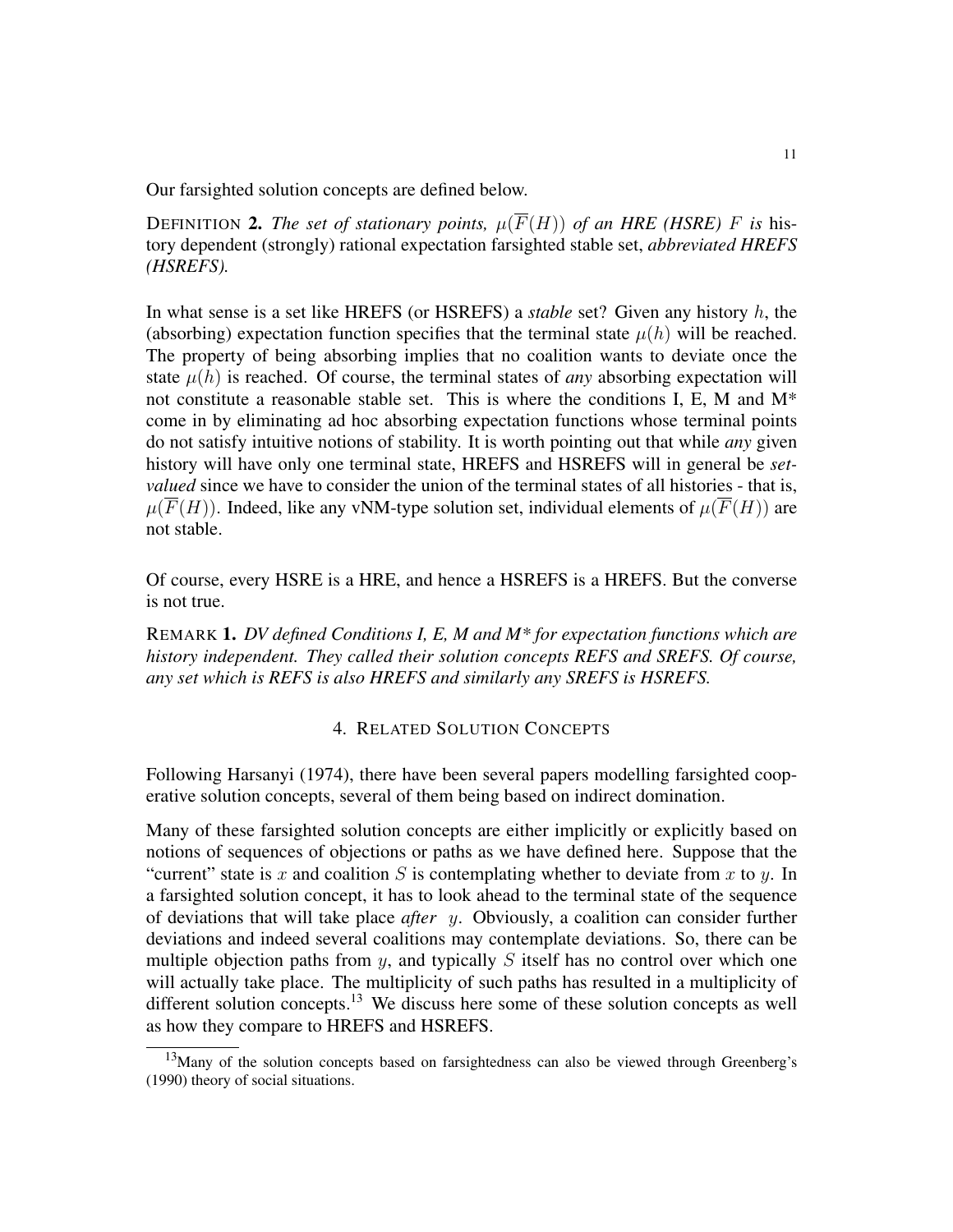Our farsighted solution concepts are defined below.

DEFINITION **2.** *The set of stationary points, $\mu(\overline{F}(H))$ of an HRE (HSRE) $F$ is* history dependent (strongly) rational expectation farsighted stable set, *abbreviated HREFS (HSREFS).*

In what sense is a set like HREFS (or HSREFS) a *stable* set? Given any history $h$, the (absorbing) expectation function specifies that the terminal state $\mu(h)$ will be reached. The property of being absorbing implies that no coalition wants to deviate once the state $\mu(h)$ is reached. Of course, the terminal states of *any* absorbing expectation will not constitute a reasonable stable set. This is where the conditions I, E, M and M* come in by eliminating ad hoc absorbing expectation functions whose terminal points do not satisfy intuitive notions of stability. It is worth pointing out that while *any* given history will have only one terminal state, HREFS and HSREFS will in general be *set-valued* since we have to consider the union of the terminal states of all histories - that is, $\mu(\overline{F}(H))$. Indeed, like any vNM-type solution set, individual elements of $\mu(\overline{F}(H))$ are not stable.

Of course, every HSRE is a HRE, and hence a HSREFS is a HREFS. But the converse is not true.

REMARK **1.** *DV defined Conditions I, E, M and M* for expectation functions which are history independent. They called their solution concepts REFS and SREFS. Of course, any set which is REFS is also HREFS and similarly any SREFS is HSREFS.*

## 4. RELATED SOLUTION CONCEPTS

Following Harsanyi (1974), there have been several papers modelling farsighted cooperative solution concepts, several of them being based on indirect domination.

Many of these farsighted solution concepts are either implicitly or explicitly based on notions of sequences of objections or paths as we have defined here. Suppose that the "current" state is $x$ and coalition $S$ is contemplating whether to deviate from $x$ to $y$. In a farsighted solution concept, it has to look ahead to the terminal state of the sequence of deviations that will take place *after* $y$. Obviously, a coalition can consider further deviations and indeed several coalitions may contemplate deviations. So, there can be multiple objection paths from $y$, and typically $S$ itself has no control over which one will actually take place. The multiplicity of such paths has resulted in a multiplicity of different solution concepts.[13] We discuss here some of these solution concepts as well as how they compare to HREFS and HSREFS.

[13] Many of the solution concepts based on farsightedness can also be viewed through Greenberg's (1990) theory of social situations.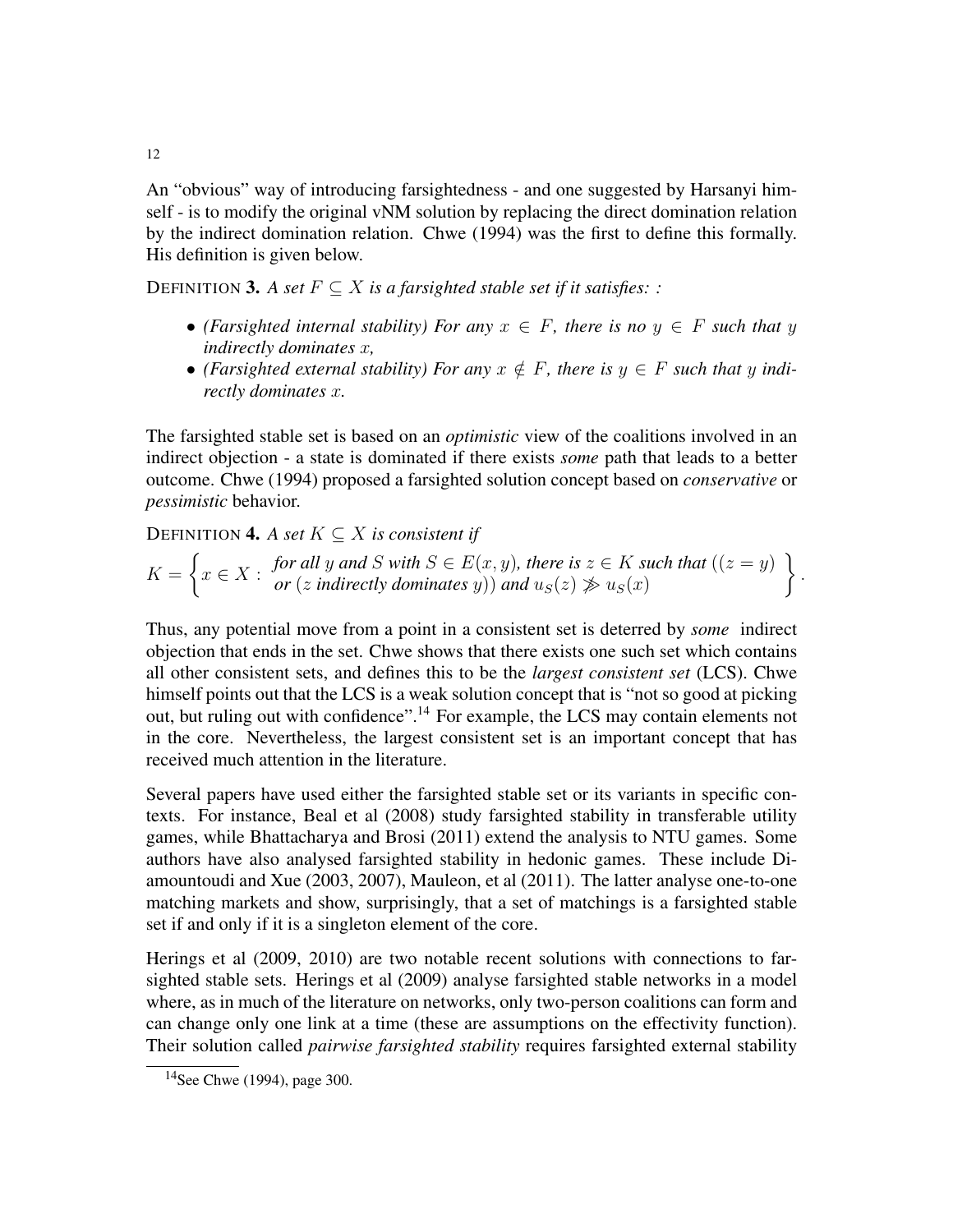An "obvious" way of introducing farsightedness - and one suggested by Harsanyi himself - is to modify the original vNM solution by replacing the direct domination relation by the indirect domination relation. Chwe (1994) was the first to define this formally. His definition is given below.

DEFINITION **3.** *A set $F \subseteq X$ is a farsighted stable set if it satisfies: :*

- *(Farsighted internal stability) For any $x \in F$, there is no $y \in F$ such that $y$ indirectly dominates $x$,*
- *(Farsighted external stability) For any $x \notin F$, there is $y \in F$ such that $y$ indirectly dominates $x$.*

The farsighted stable set is based on an *optimistic* view of the coalitions involved in an indirect objection - a state is dominated if there exists *some* path that leads to a better outcome. Chwe (1994) proposed a farsighted solution concept based on *conservative* or *pessimistic* behavior.

DEFINITION **4.** *A set $K \subseteq X$ is consistent if*

$$K = \left\{ x \in X : \begin{array}{l} \textit{for all } y \textit{ and } S \textit{ with } S \in E(x,y)\textit{, there is } z \in K \textit{ such that } ((z = y) \\ \textit{or } (z \textit{ indirectly dominates } y)) \textit{ and } u_S(z) \not\gg u_S(x) \end{array} \right\}.$$

Thus, any potential move from a point in a consistent set is deterred by *some* indirect objection that ends in the set. Chwe shows that there exists one such set which contains all other consistent sets, and defines this to be the *largest consistent set* (LCS). Chwe himself points out that the LCS is a weak solution concept that is "not so good at picking out, but ruling out with confidence".[14] For example, the LCS may contain elements not in the core. Nevertheless, the largest consistent set is an important concept that has received much attention in the literature.

Several papers have used either the farsighted stable set or its variants in specific contexts. For instance, Beal et al (2008) study farsighted stability in transferable utility games, while Bhattacharya and Brosi (2011) extend the analysis to NTU games. Some authors have also analysed farsighted stability in hedonic games. These include Diamountoudi and Xue (2003, 2007), Mauleon, et al (2011). The latter analyse one-to-one matching markets and show, surprisingly, that a set of matchings is a farsighted stable set if and only if it is a singleton element of the core.

Herings et al (2009, 2010) are two notable recent solutions with connections to farsighted stable sets. Herings et al (2009) analyse farsighted stable networks in a model where, as in much of the literature on networks, only two-person coalitions can form and can change only one link at a time (these are assumptions on the effectivity function). Their solution called *pairwise farsighted stability* requires farsighted external stability

[14] See Chwe (1994), page 300.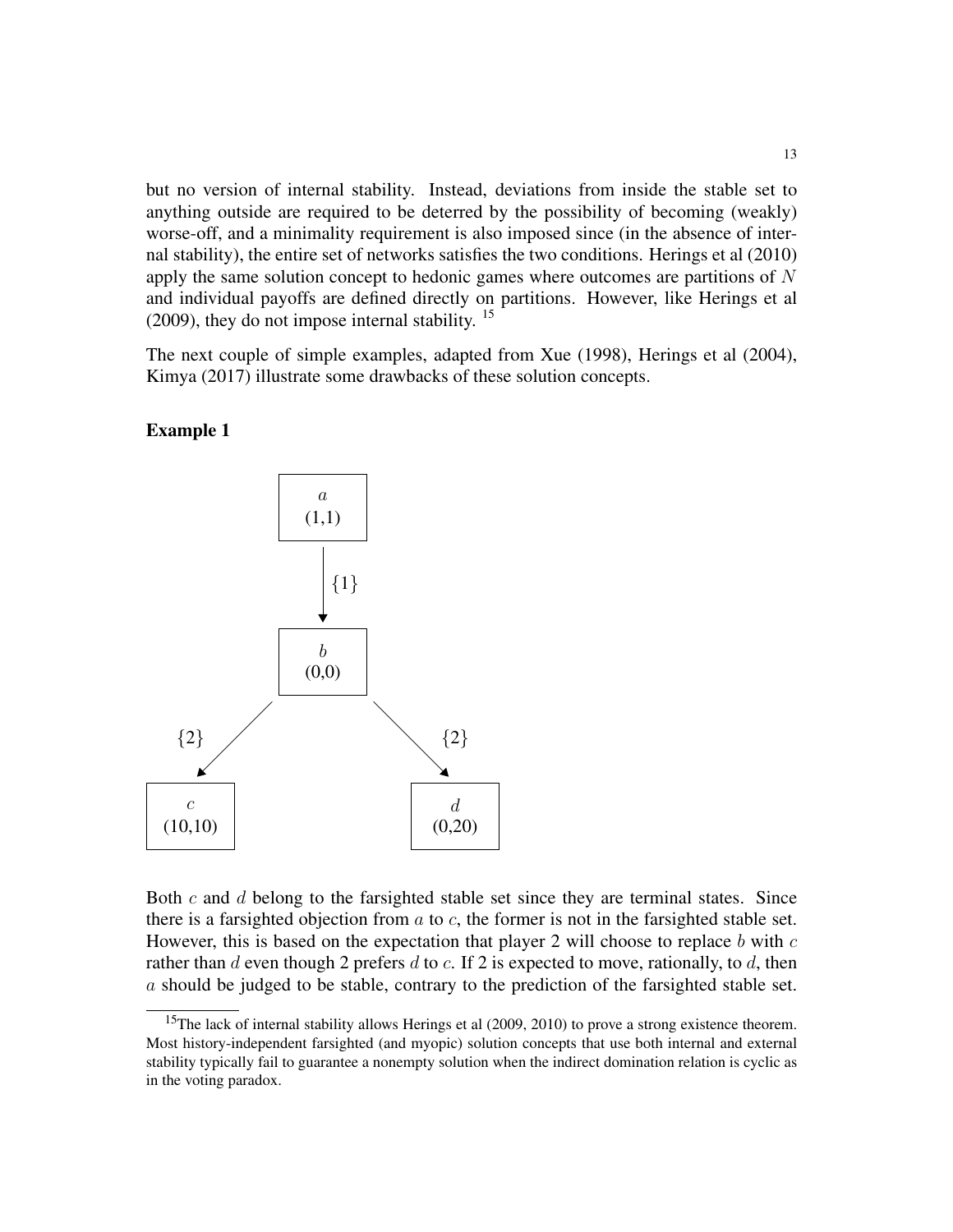but no version of internal stability. Instead, deviations from inside the stable set to anything outside are required to be deterred by the possibility of becoming (weakly) worse-off, and a minimality requirement is also imposed since (in the absence of internal stability), the entire set of networks satisfies the two conditions. Herings et al (2010) apply the same solution concept to hedonic games where outcomes are partitions of $N$ and individual payoffs are defined directly on partitions. However, like Herings et al (2009), they do not impose internal stability. [15]

The next couple of simple examples, adapted from Xue (1998), Herings et al (2004), Kimya (2017) illustrate some drawbacks of these solution concepts.

**Example 1**

$a$ (1,1) $\xrightarrow{\{1\}}$ $b$ (0,0)

$b$ (0,0) $\xrightarrow{\{2\}}$ $c$ (10,10)

$b$ (0,0) $\xrightarrow{\{2\}}$ $d$ (0,20)

Both $c$ and $d$ belong to the farsighted stable set since they are terminal states. Since there is a farsighted objection from $a$ to $c$, the former is not in the farsighted stable set. However, this is based on the expectation that player 2 will choose to replace $b$ with $c$ rather than $d$ even though 2 prefers $d$ to $c$. If 2 is expected to move, rationally, to $d$, then $a$ should be judged to be stable, contrary to the prediction of the farsighted stable set.

[15] The lack of internal stability allows Herings et al (2009, 2010) to prove a strong existence theorem. Most history-independent farsighted (and myopic) solution concepts that use both internal and external stability typically fail to guarantee a nonempty solution when the indirect domination relation is cyclic as in the voting paradox.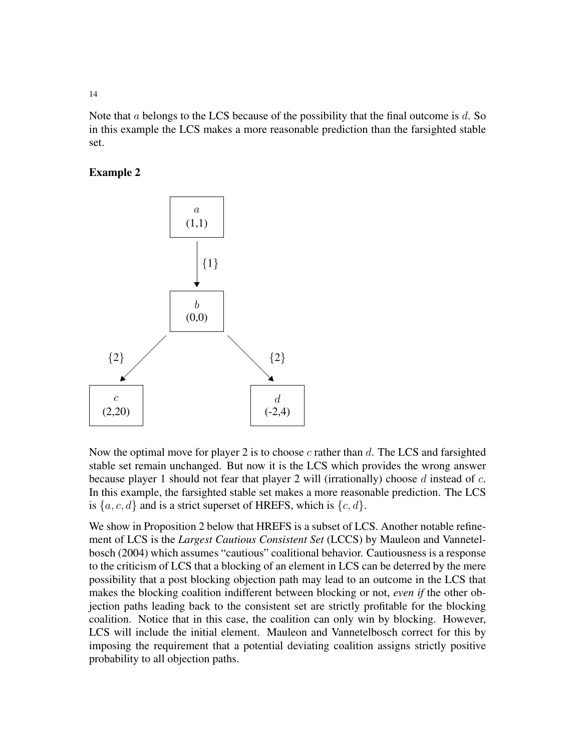Note that $a$ belongs to the LCS because of the possibility that the final outcome is $d$. So in this example the LCS makes a more reasonable prediction than the farsighted stable set.

**Example 2**

Now the optimal move for player 2 is to choose $c$ rather than $d$. The LCS and farsighted stable set remain unchanged. But now it is the LCS which provides the wrong answer because player 1 should not fear that player 2 will (irrationally) choose $d$ instead of $c$. In this example, the farsighted stable set makes a more reasonable prediction. The LCS is $\{a, c, d\}$ and is a strict superset of HREFS, which is $\{c, d\}$.

We show in Proposition 2 below that HREFS is a subset of LCS. Another notable refinement of LCS is the *Largest Cautious Consistent Set* (LCCS) by Mauleon and Vannetelbosch (2004) which assumes "cautious" coalitional behavior. Cautiousness is a response to the criticism of LCS that a blocking of an element in LCS can be deterred by the mere possibility that a post blocking objection path may lead to an outcome in the LCS that makes the blocking coalition indifferent between blocking or not, *even if* the other objection paths leading back to the consistent set are strictly profitable for the blocking coalition. Notice that in this case, the coalition can only win by blocking. However, LCS will include the initial element. Mauleon and Vannetelbosch correct for this by imposing the requirement that a potential deviating coalition assigns strictly positive probability to all objection paths.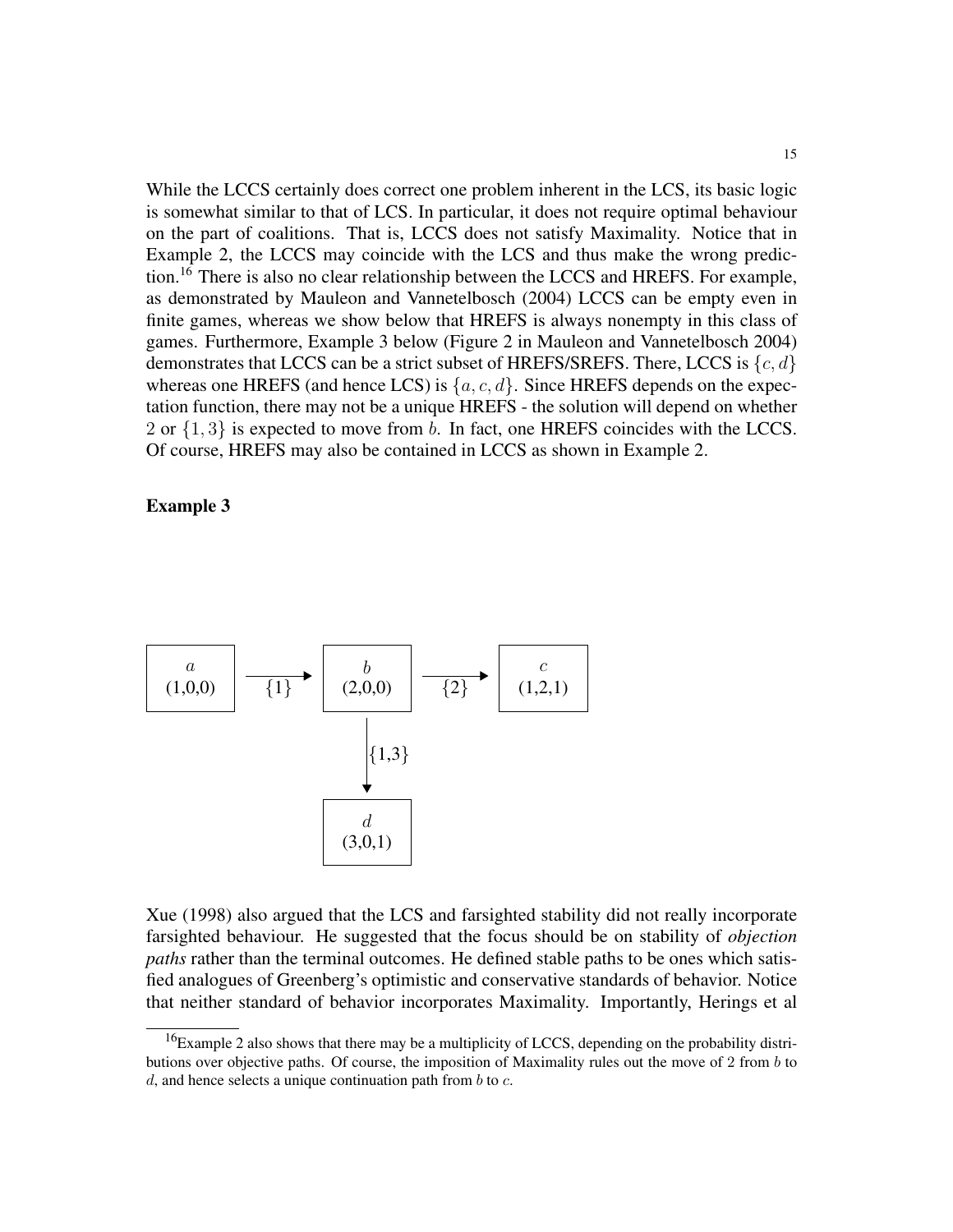While the LCCS certainly does correct one problem inherent in the LCS, its basic logic is somewhat similar to that of LCS. In particular, it does not require optimal behaviour on the part of coalitions. That is, LCCS does not satisfy Maximality. Notice that in Example 2, the LCCS may coincide with the LCS and thus make the wrong prediction.[16] There is also no clear relationship between the LCCS and HREFS. For example, as demonstrated by Mauleon and Vannetelbosch (2004) LCCS can be empty even in finite games, whereas we show below that HREFS is always nonempty in this class of games. Furthermore, Example 3 below (Figure 2 in Mauleon and Vannetelbosch 2004) demonstrates that LCCS can be a strict subset of HREFS/SREFS. There, LCCS is $\{c, d\}$ whereas one HREFS (and hence LCS) is $\{a, c, d\}$. Since HREFS depends on the expectation function, there may not be a unique HREFS - the solution will depend on whether 2 or $\{1, 3\}$ is expected to move from $b$. In fact, one HREFS coincides with the LCCS. Of course, HREFS may also be contained in LCCS as shown in Example 2.

**Example 3**

$a$ (1,0,0) $\xrightarrow{\{1\}}$ $b$ (2,0,0) $\xrightarrow{\{2\}}$ $c$ (1,2,1)

$b$ (2,0,0) $\xrightarrow{\{1,3\}}$ $d$ (3,0,1)

Xue (1998) also argued that the LCS and farsighted stability did not really incorporate farsighted behaviour. He suggested that the focus should be on stability of *objection paths* rather than the terminal outcomes. He defined stable paths to be ones which satisfied analogues of Greenberg's optimistic and conservative standards of behavior. Notice that neither standard of behavior incorporates Maximality. Importantly, Herings et al

[16] Example 2 also shows that there may be a multiplicity of LCCS, depending on the probability distributions over objective paths. Of course, the imposition of Maximality rules out the move of 2 from $b$ to $d$, and hence selects a unique continuation path from $b$ to $c$.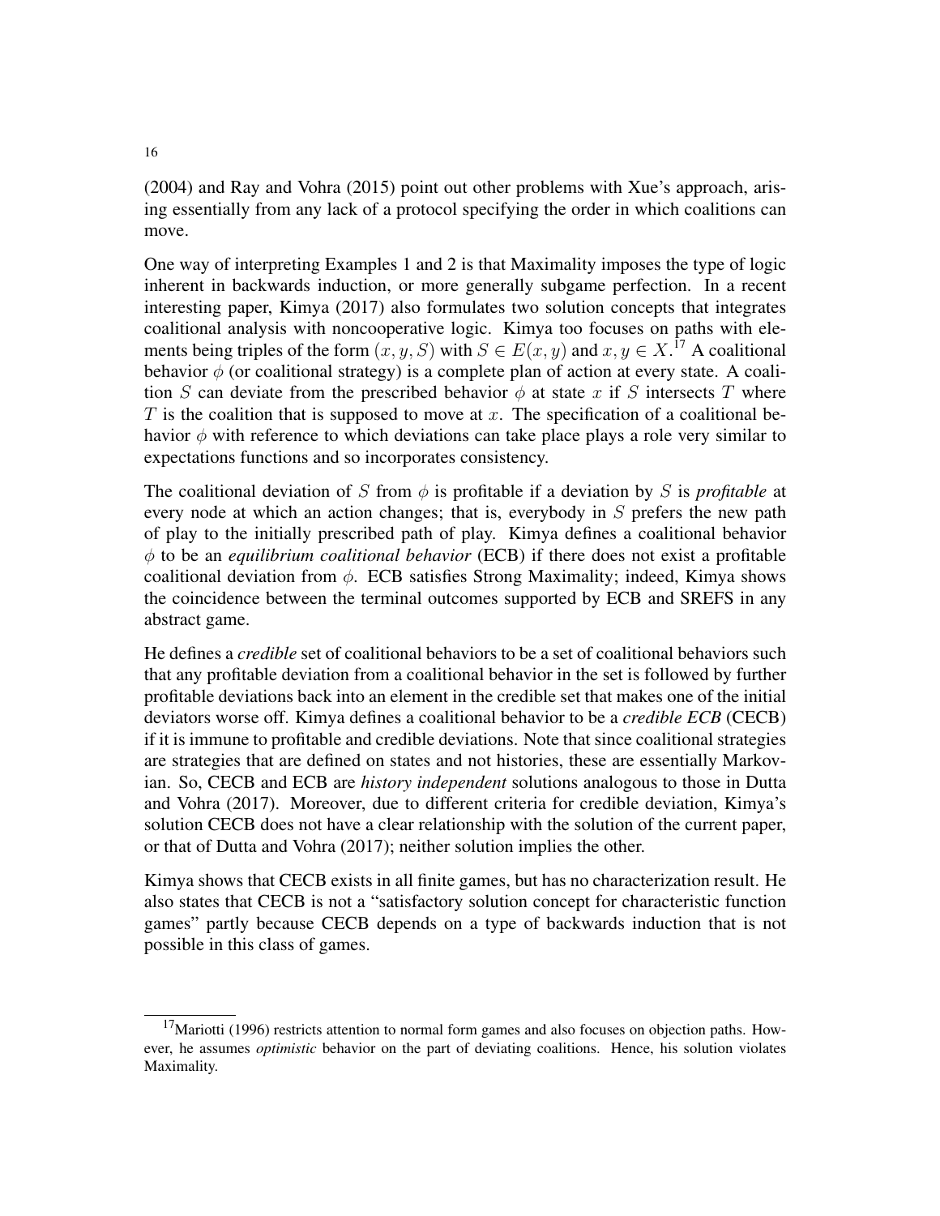(2004) and Ray and Vohra (2015) point out other problems with Xue's approach, arising essentially from any lack of a protocol specifying the order in which coalitions can move.

One way of interpreting Examples 1 and 2 is that Maximality imposes the type of logic inherent in backwards induction, or more generally subgame perfection. In a recent interesting paper, Kimya (2017) also formulates two solution concepts that integrates coalitional analysis with noncooperative logic. Kimya too focuses on paths with elements being triples of the form $(x, y, S)$ with $S \in E(x, y)$ and $x, y \in X$.[17] A coalitional behavior $\phi$ (or coalitional strategy) is a complete plan of action at every state. A coalition $S$ can deviate from the prescribed behavior $\phi$ at state $x$ if $S$ intersects $T$ where $T$ is the coalition that is supposed to move at $x$. The specification of a coalitional behavior $\phi$ with reference to which deviations can take place plays a role very similar to expectations functions and so incorporates consistency.

The coalitional deviation of $S$ from $\phi$ is profitable if a deviation by $S$ is *profitable* at every node at which an action changes; that is, everybody in $S$ prefers the new path of play to the initially prescribed path of play. Kimya defines a coalitional behavior $\phi$ to be an *equilibrium coalitional behavior* (ECB) if there does not exist a profitable coalitional deviation from $\phi$. ECB satisfies Strong Maximality; indeed, Kimya shows the coincidence between the terminal outcomes supported by ECB and SREFS in any abstract game.

He defines a *credible* set of coalitional behaviors to be a set of coalitional behaviors such that any profitable deviation from a coalitional behavior in the set is followed by further profitable deviations back into an element in the credible set that makes one of the initial deviators worse off. Kimya defines a coalitional behavior to be a *credible ECB* (CECB) if it is immune to profitable and credible deviations. Note that since coalitional strategies are strategies that are defined on states and not histories, these are essentially Markovian. So, CECB and ECB are *history independent* solutions analogous to those in Dutta and Vohra (2017). Moreover, due to different criteria for credible deviation, Kimya's solution CECB does not have a clear relationship with the solution of the current paper, or that of Dutta and Vohra (2017); neither solution implies the other.

Kimya shows that CECB exists in all finite games, but has no characterization result. He also states that CECB is not a "satisfactory solution concept for characteristic function games" partly because CECB depends on a type of backwards induction that is not possible in this class of games.

[17] Mariotti (1996) restricts attention to normal form games and also focuses on objection paths. However, he assumes *optimistic* behavior on the part of deviating coalitions. Hence, his solution violates Maximality.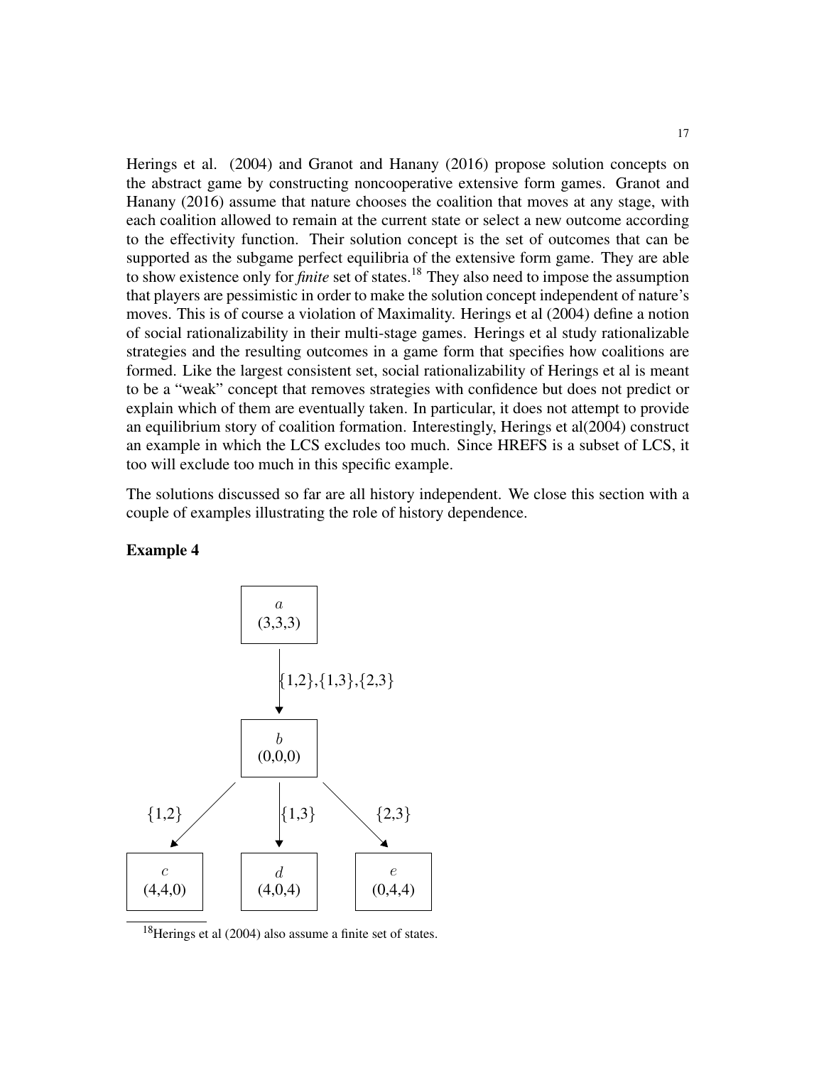Herings et al. (2004) and Granot and Hanany (2016) propose solution concepts on the abstract game by constructing noncooperative extensive form games. Granot and Hanany (2016) assume that nature chooses the coalition that moves at any stage, with each coalition allowed to remain at the current state or select a new outcome according to the effectivity function. Their solution concept is the set of outcomes that can be supported as the subgame perfect equilibria of the extensive form game. They are able to show existence only for *finite* set of states.[18] They also need to impose the assumption that players are pessimistic in order to make the solution concept independent of nature's moves. This is of course a violation of Maximality. Herings et al (2004) define a notion of social rationalizability in their multi-stage games. Herings et al study rationalizable strategies and the resulting outcomes in a game form that specifies how coalitions are formed. Like the largest consistent set, social rationalizability of Herings et al is meant to be a "weak" concept that removes strategies with confidence but does not predict or explain which of them are eventually taken. In particular, it does not attempt to provide an equilibrium story of coalition formation. Interestingly, Herings et al(2004) construct an example in which the LCS excludes too much. Since HREFS is a subset of LCS, it too will exclude too much in this specific example.

The solutions discussed so far are all history independent. We close this section with a couple of examples illustrating the role of history dependence.

**Example 4**

$a$ (3,3,3)

$\{1,2\},\{1,3\},\{2,3\}$

$b$ (0,0,0)

$\{1,2\}$ $\{1,3\}$ $\{2,3\}$

$c$ (4,4,0) $d$ (4,0,4) $e$ (0,4,4)

[18] Herings et al (2004) also assume a finite set of states.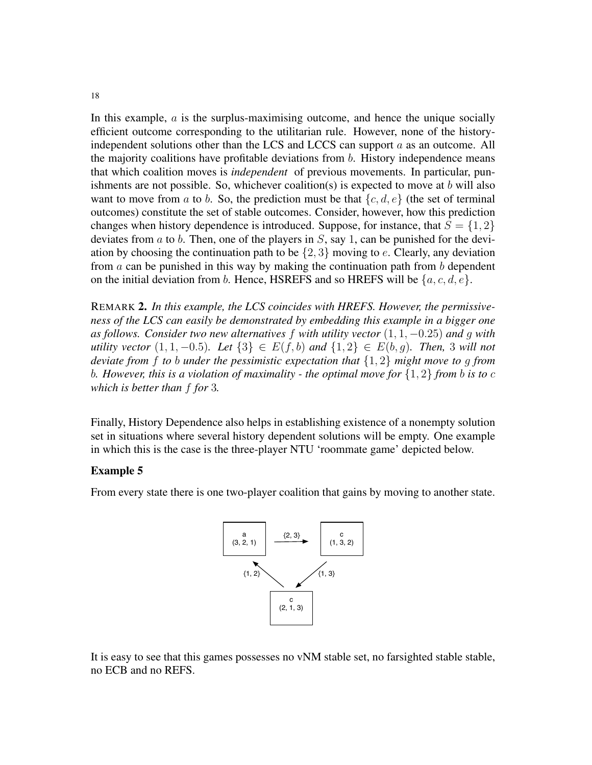In this example, $a$ is the surplus-maximising outcome, and hence the unique socially efficient outcome corresponding to the utilitarian rule. However, none of the history-independent solutions other than the LCS and LCCS can support $a$ as an outcome. All the majority coalitions have profitable deviations from $b$. History independence means that which coalition moves is *independent* of previous movements. In particular, punishments are not possible. So, whichever coalition(s) is expected to move at $b$ will also want to move from $a$ to $b$. So, the prediction must be that $\{c, d, e\}$ (the set of terminal outcomes) constitute the set of stable outcomes. Consider, however, how this prediction changes when history dependence is introduced. Suppose, for instance, that $S = \{1, 2\}$ deviates from $a$ to $b$. Then, one of the players in $S$, say 1, can be punished for the deviation by choosing the continuation path to be $\{2, 3\}$ moving to $e$. Clearly, any deviation from $a$ can be punished in this way by making the continuation path from $b$ dependent on the initial deviation from $b$. Hence, HSREFS and so HREFS will be $\{a, c, d, e\}$.

REMARK **2.** *In this example, the LCS coincides with HREFS. However, the permissiveness of the LCS can easily be demonstrated by embedding this example in a bigger one as follows. Consider two new alternatives $f$ with utility vector $(1, 1, -0.25)$ and $g$ with utility vector $(1, 1, -0.5)$. Let $\{3\} \in E(f, b)$ and $\{1, 2\} \in E(b, g)$. Then, 3 will not deviate from $f$ to $b$ under the pessimistic expectation that $\{1, 2\}$ might move to $g$ from $b$. However, this is a violation of maximality - the optimal move for $\{1, 2\}$ from $b$ is to $c$ which is better than $f$ for 3.*

Finally, History Dependence also helps in establishing existence of a nonempty solution set in situations where several history dependent solutions will be empty. One example in which this is the case is the three-player NTU 'roommate game' depicted below.

**Example 5**

From every state there is one two-player coalition that gains by moving to another state.

a (3, 2, 1) —{2, 3}→ c (1, 3, 2)

c (1, 3, 2) —{1, 3}→ c (2, 1, 3)

c (2, 1, 3) —{1, 2}→ a (3, 2, 1)

It is easy to see that this games possesses no vNM stable set, no farsighted stable stable, no ECB and no REFS.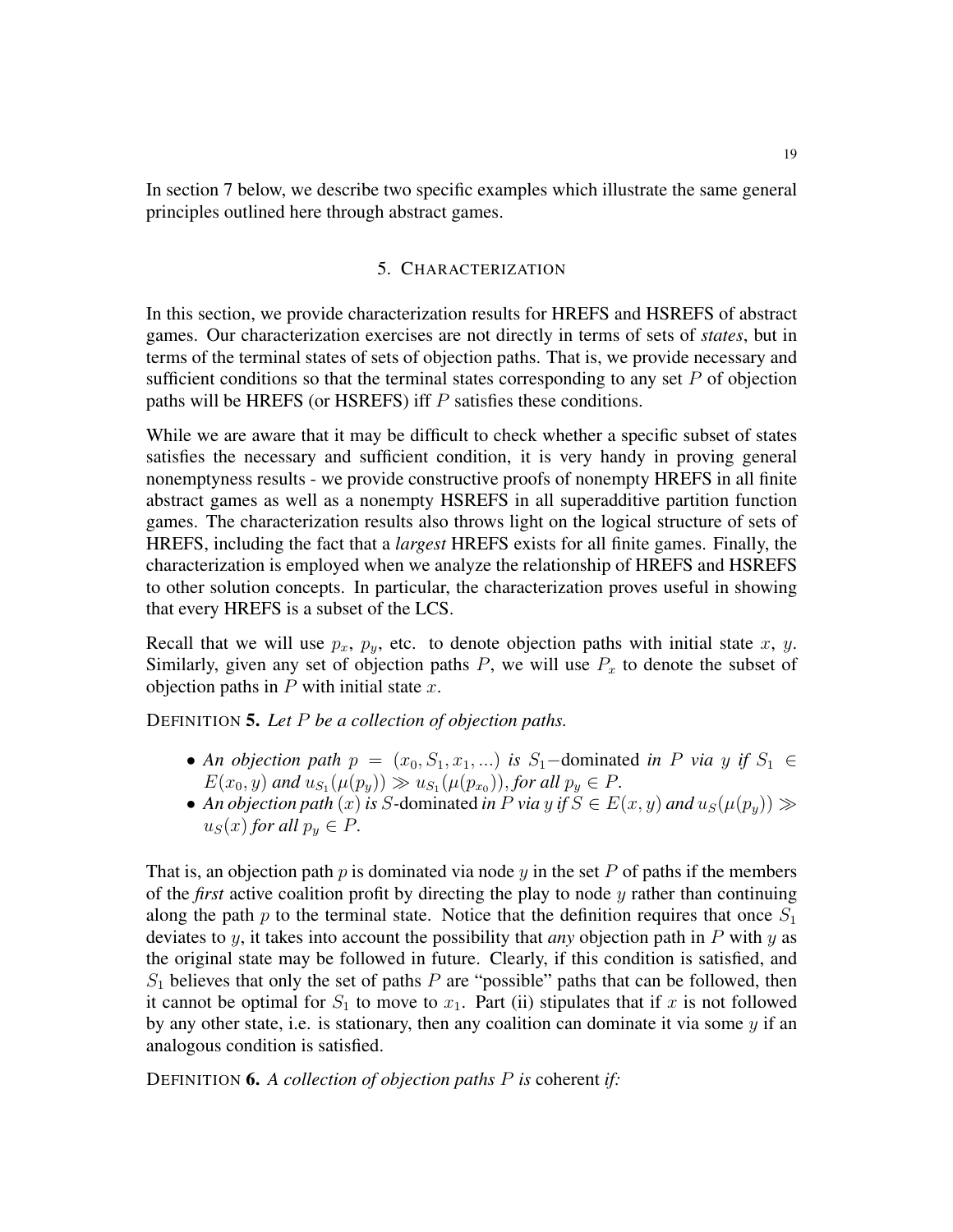In section 7 below, we describe two specific examples which illustrate the same general principles outlined here through abstract games.

## 5. Characterization

In this section, we provide characterization results for HREFS and HSREFS of abstract games. Our characterization exercises are not directly in terms of sets of *states*, but in terms of the terminal states of sets of objection paths. That is, we provide necessary and sufficient conditions so that the terminal states corresponding to any set $P$ of objection paths will be HREFS (or HSREFS) iff $P$ satisfies these conditions.

While we are aware that it may be difficult to check whether a specific subset of states satisfies the necessary and sufficient condition, it is very handy in proving general nonemptyness results - we provide constructive proofs of nonempty HREFS in all finite abstract games as well as a nonempty HSREFS in all superadditive partition function games. The characterization results also throws light on the logical structure of sets of HREFS, including the fact that a *largest* HREFS exists for all finite games. Finally, the characterization is employed when we analyze the relationship of HREFS and HSREFS to other solution concepts. In particular, the characterization proves useful in showing that every HREFS is a subset of the LCS.

Recall that we will use $p_x$, $p_y$, etc. to denote objection paths with initial state $x$, $y$. Similarly, given any set of objection paths $P$, we will use $P_x$ to denote the subset of objection paths in $P$ with initial state $x$.

DEFINITION **5.** *Let $P$ be a collection of objection paths.*

- *An objection path $p = (x_0, S_1, x_1, ...)$ is $S_1-$*dominated *in $P$ via $y$ if $S_1 \in E(x_0, y)$ and $u_{S_1}(\mu(p_y)) \gg u_{S_1}(\mu(p_{x_0}))$, for all $p_y \in P$.*
- *An objection path $(x)$ is $S$-*dominated *in $P$ via $y$ if $S \in E(x, y)$ and $u_S(\mu(p_y)) \gg u_S(x)$ for all $p_y \in P$.*

That is, an objection path $p$ is dominated via node $y$ in the set $P$ of paths if the members of the *first* active coalition profit by directing the play to node $y$ rather than continuing along the path $p$ to the terminal state. Notice that the definition requires that once $S_1$ deviates to $y$, it takes into account the possibility that *any* objection path in $P$ with $y$ as the original state may be followed in future. Clearly, if this condition is satisfied, and $S_1$ believes that only the set of paths $P$ are "possible" paths that can be followed, then it cannot be optimal for $S_1$ to move to $x_1$. Part (ii) stipulates that if $x$ is not followed by any other state, i.e. is stationary, then any coalition can dominate it via some $y$ if an analogous condition is satisfied.

DEFINITION **6.** *A collection of objection paths $P$ is* coherent *if:*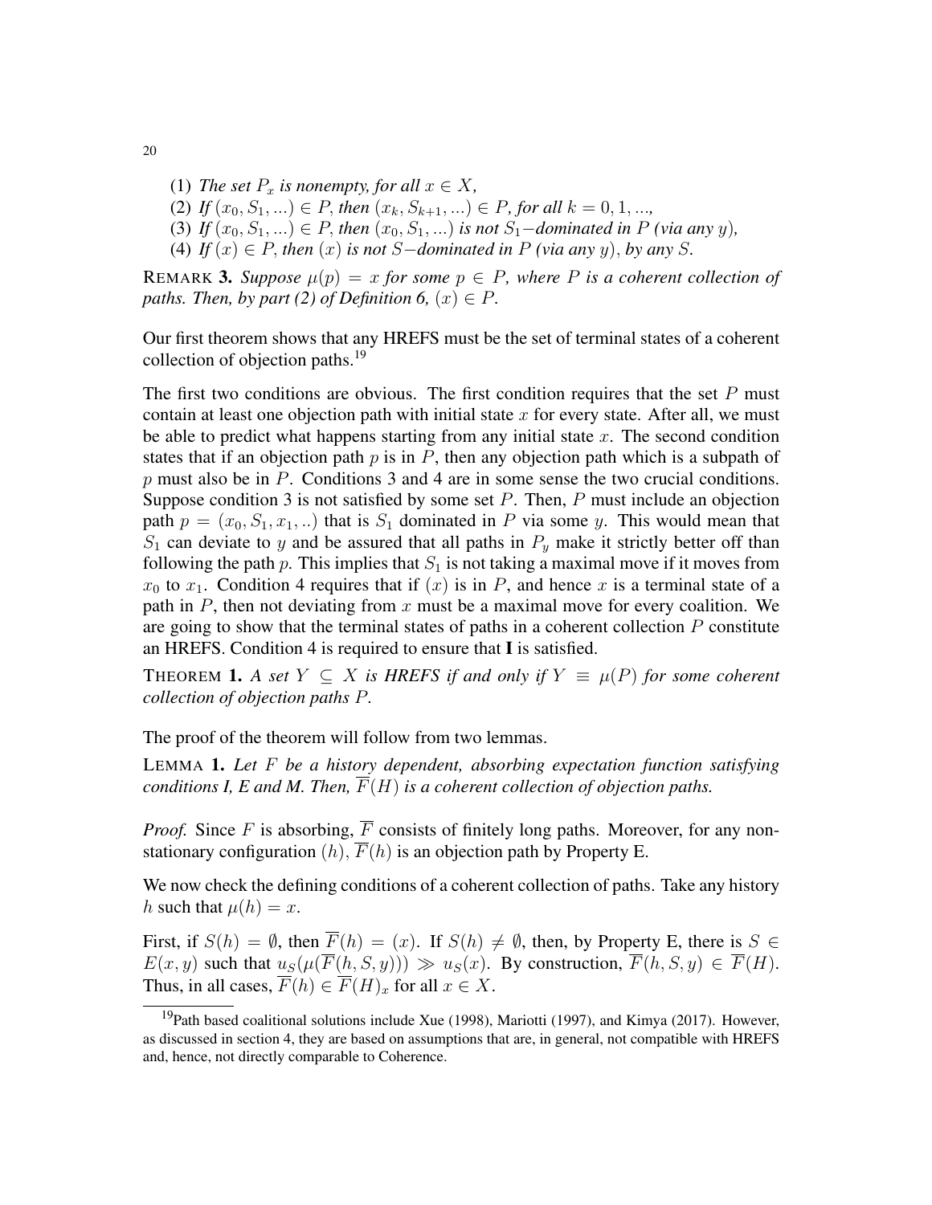(1) *The set $P_x$ is nonempty, for all $x \in X$,*
(2) *If $(x_0, S_1, ...) \in P$, then $(x_k, S_{k+1}, ...) \in P$, for all $k = 0, 1, ...$,*
(3) *If $(x_0, S_1, ...) \in P$, then $(x_0, S_1, ...)$ is not $S_1-$dominated in $P$ (via any $y$),*
(4) *If $(x) \in P$, then $(x)$ is not $S-$dominated in $P$ (via any $y$), by any $S$.*

REMARK **3.** *Suppose $\mu(p) = x$ for some $p \in P$, where $P$ is a coherent collection of paths. Then, by part (2) of Definition 6, $(x) \in P$.*

Our first theorem shows that any HREFS must be the set of terminal states of a coherent collection of objection paths.[19]

The first two conditions are obvious. The first condition requires that the set $P$ must contain at least one objection path with initial state $x$ for every state. After all, we must be able to predict what happens starting from any initial state $x$. The second condition states that if an objection path $p$ is in $P$, then any objection path which is a subpath of $p$ must also be in $P$. Conditions 3 and 4 are in some sense the two crucial conditions. Suppose condition 3 is not satisfied by some set $P$. Then, $P$ must include an objection path $p = (x_0, S_1, x_1, ..)$ that is $S_1$ dominated in $P$ via some $y$. This would mean that $S_1$ can deviate to $y$ and be assured that all paths in $P_y$ make it strictly better off than following the path $p$. This implies that $S_1$ is not taking a maximal move if it moves from $x_0$ to $x_1$. Condition 4 requires that if $(x)$ is in $P$, and hence $x$ is a terminal state of a path in $P$, then not deviating from $x$ must be a maximal move for every coalition. We are going to show that the terminal states of paths in a coherent collection $P$ constitute an HREFS. Condition 4 is required to ensure that **I** is satisfied.

THEOREM **1.** *A set $Y \subseteq X$ is HREFS if and only if $Y \equiv \mu(P)$ for some coherent collection of objection paths $P$.*

The proof of the theorem will follow from two lemmas.

LEMMA **1.** *Let $F$ be a history dependent, absorbing expectation function satisfying conditions I, E and M. Then, $\overline{F}(H)$ is a coherent collection of objection paths.*

*Proof.* Since $F$ is absorbing, $\overline{F}$ consists of finitely long paths. Moreover, for any non-stationary configuration $(h)$, $\overline{F}(h)$ is an objection path by Property E.

We now check the defining conditions of a coherent collection of paths. Take any history $h$ such that $\mu(h) = x$.

First, if $S(h) = \emptyset$, then $\overline{F}(h) = (x)$. If $S(h) \neq \emptyset$, then, by Property E, there is $S \in E(x, y)$ such that $u_S(\mu(\overline{F}(h, S, y))) \gg u_S(x)$. By construction, $\overline{F}(h, S, y) \in \overline{F}(H)$. Thus, in all cases, $\overline{F}(h) \in \overline{F}(H)_x$ for all $x \in X$.

[19] Path based coalitional solutions include Xue (1998), Mariotti (1997), and Kimya (2017). However, as discussed in section 4, they are based on assumptions that are, in general, not compatible with HREFS and, hence, not directly comparable to Coherence.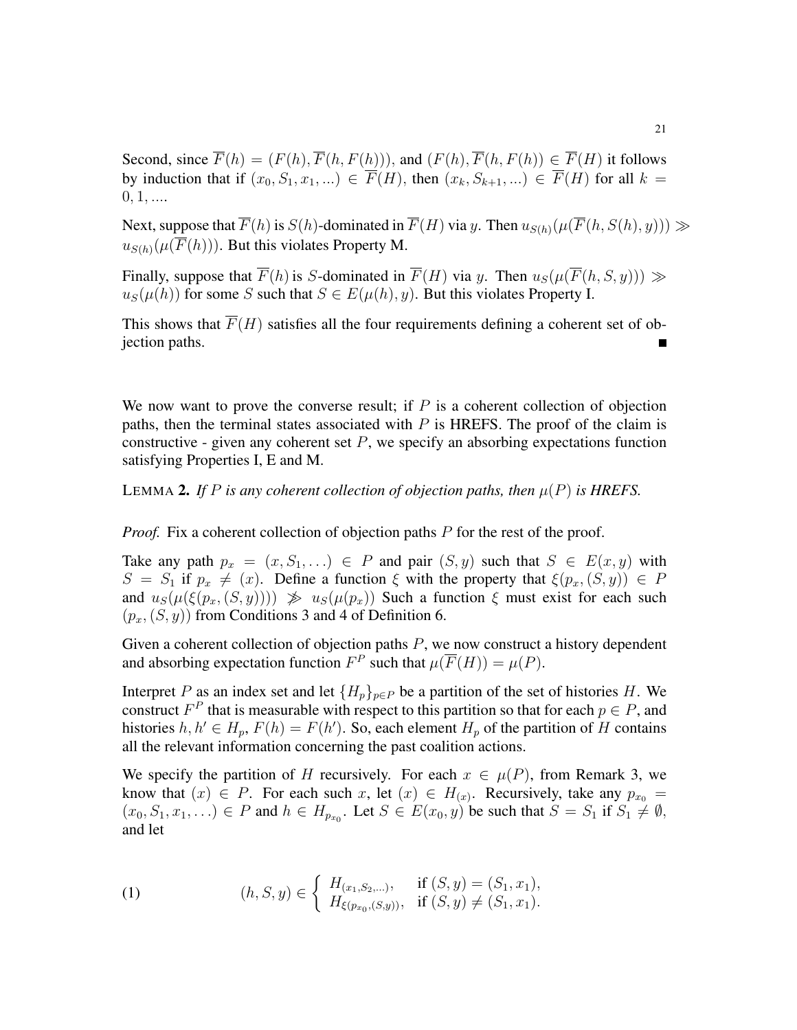Second, since $\overline{F}(h) = (F(h), \overline{F}(h, F(h)))$, and $(F(h), \overline{F}(h, F(h)) \in \overline{F}(H)$ it follows by induction that if $(x_0, S_1, x_1, ...) \in \overline{F}(H)$, then $(x_k, S_{k+1}, ...) \in \overline{F}(H)$ for all $k = 0, 1, ....$

Next, suppose that $\overline{F}(h)$ is $S(h)$-dominated in $\overline{F}(H)$ via $y$. Then $u_{S(h)}(\mu(\overline{F}(h, S(h), y))) \gg u_{S(h)}(\mu(\overline{F}(h)))$. But this violates Property M.

Finally, suppose that $\overline{F}(h)$ is $S$-dominated in $\overline{F}(H)$ via $y$. Then $u_S(\mu(\overline{F}(h, S, y))) \gg u_S(\mu(h))$ for some $S$ such that $S \in E(\mu(h), y)$. But this violates Property I.

This shows that $\overline{F}(H)$ satisfies all the four requirements defining a coherent set of objection paths. ■

We now want to prove the converse result; if $P$ is a coherent collection of objection paths, then the terminal states associated with $P$ is HREFS. The proof of the claim is constructive - given any coherent set $P$, we specify an absorbing expectations function satisfying Properties I, E and M.

LEMMA **2.** *If $P$ is any coherent collection of objection paths, then $\mu(P)$ is HREFS.*

*Proof.* Fix a coherent collection of objection paths $P$ for the rest of the proof.

Take any path $p_x = (x, S_1, \ldots) \in P$ and pair $(S, y)$ such that $S \in E(x, y)$ with $S = S_1$ if $p_x \neq (x)$. Define a function $\xi$ with the property that $\xi(p_x, (S, y)) \in P$ and $u_S(\mu(\xi(p_x, (S, y)))) \not\gg u_S(\mu(p_x))$ Such a function $\xi$ must exist for each such $(p_x, (S, y))$ from Conditions 3 and 4 of Definition 6.

Given a coherent collection of objection paths $P$, we now construct a history dependent and absorbing expectation function $F^P$ such that $\mu(\overline{F}(H)) = \mu(P)$.

Interpret $P$ as an index set and let $\{H_p\}_{p \in P}$ be a partition of the set of histories $H$. We construct $F^P$ that is measurable with respect to this partition so that for each $p \in P$, and histories $h, h' \in H_p$, $F(h) = F(h')$. So, each element $H_p$ of the partition of $H$ contains all the relevant information concerning the past coalition actions.

We specify the partition of $H$ recursively. For each $x \in \mu(P)$, from Remark 3, we know that $(x) \in P$. For each such $x$, let $(x) \in H_{(x)}$. Recursively, take any $p_{x_0} = (x_0, S_1, x_1, \ldots) \in P$ and $h \in H_{p_{x_0}}$. Let $S \in E(x_0, y)$ be such that $S = S_1$ if $S_1 \neq \emptyset$, and let

$$(1) \qquad (h, S, y) \in \begin{cases} H_{(x_1, S_2, \ldots)}, & \text{if } (S, y) = (S_1, x_1), \\ H_{\xi(p_{x_0}, (S, y))}, & \text{if } (S, y) \neq (S_1, x_1). \end{cases}$$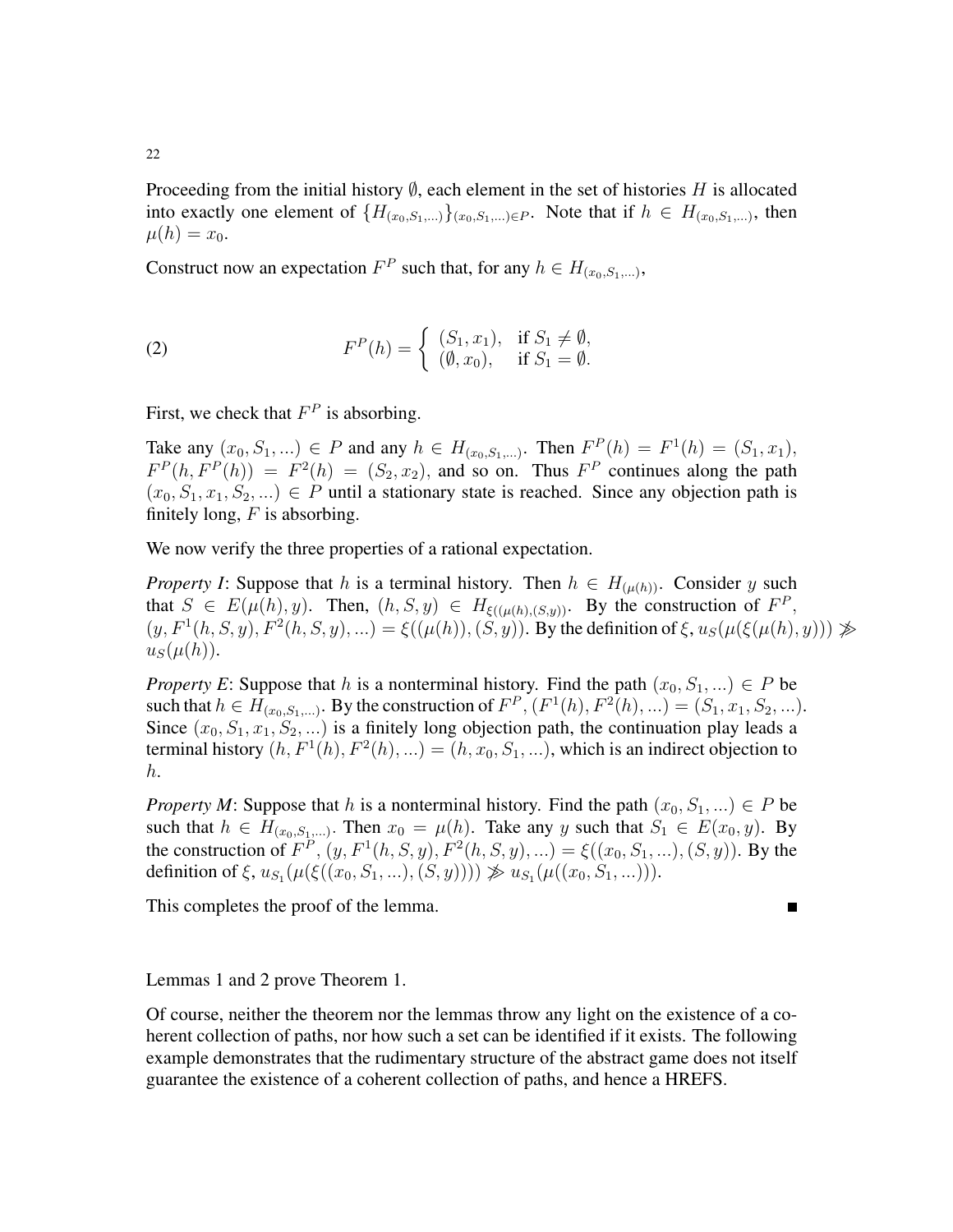Proceeding from the initial history $\emptyset$, each element in the set of histories $H$ is allocated into exactly one element of $\{H_{(x_0,S_1,...)}\}_{(x_0,S_1,...)\in P}$. Note that if $h \in H_{(x_0,S_1,...)}$, then $\mu(h) = x_0$.

Construct now an expectation $F^P$ such that, for any $h \in H_{(x_0,S_1,...)}$,

$$
(2) \qquad F^P(h) = \begin{cases} (S_1, x_1), & \text{if } S_1 \neq \emptyset, \\ (\emptyset, x_0), & \text{if } S_1 = \emptyset. \end{cases}
$$

First, we check that $F^P$ is absorbing.

Take any $(x_0, S_1, ...) \in P$ and any $h \in H_{(x_0,S_1,...)}$. Then $F^P(h) = F^1(h) = (S_1, x_1)$, $F^P(h, F^P(h)) = F^2(h) = (S_2, x_2)$, and so on. Thus $F^P$ continues along the path $(x_0, S_1, x_1, S_2, ...) \in P$ until a stationary state is reached. Since any objection path is finitely long, $F$ is absorbing.

We now verify the three properties of a rational expectation.

*Property I*: Suppose that $h$ is a terminal history. Then $h \in H_{(\mu(h))}$. Consider $y$ such that $S \in E(\mu(h), y)$. Then, $(h, S, y) \in H_{\xi((\mu(h),(S,y))}$. By the construction of $F^P$, $(y, F^1(h, S, y), F^2(h, S, y), ...) = \xi((\mu(h)), (S, y))$. By the definition of $\xi$, $u_S(\mu(\xi(\mu(h), y))) \not\gg u_S(\mu(h))$.

*Property E*: Suppose that $h$ is a nonterminal history. Find the path $(x_0, S_1, ...) \in P$ be such that $h \in H_{(x_0,S_1,...)}$. By the construction of $F^P$, $(F^1(h), F^2(h), ...) = (S_1, x_1, S_2, ...)$. Since $(x_0, S_1, x_1, S_2, ...)$ is a finitely long objection path, the continuation play leads a terminal history $(h, F^1(h), F^2(h), ...) = (h, x_0, S_1, ...)$, which is an indirect objection to $h$.

*Property M*: Suppose that $h$ is a nonterminal history. Find the path $(x_0, S_1, ...) \in P$ be such that $h \in H_{(x_0,S_1,...)}$. Then $x_0 = \mu(h)$. Take any $y$ such that $S_1 \in E(x_0, y)$. By the construction of $F^P$, $(y, F^1(h, S, y), F^2(h, S, y), ...) = \xi((x_0, S_1, ...), (S, y))$. By the definition of $\xi$, $u_{S_1}(\mu(\xi((x_0, S_1, ...), (S, y)))) \not\gg u_{S_1}(\mu((x_0, S_1, ...)))$.

This completes the proof of the lemma. ∎

Lemmas 1 and 2 prove Theorem 1.

Of course, neither the theorem nor the lemmas throw any light on the existence of a coherent collection of paths, nor how such a set can be identified if it exists. The following example demonstrates that the rudimentary structure of the abstract game does not itself guarantee the existence of a coherent collection of paths, and hence a HREFS.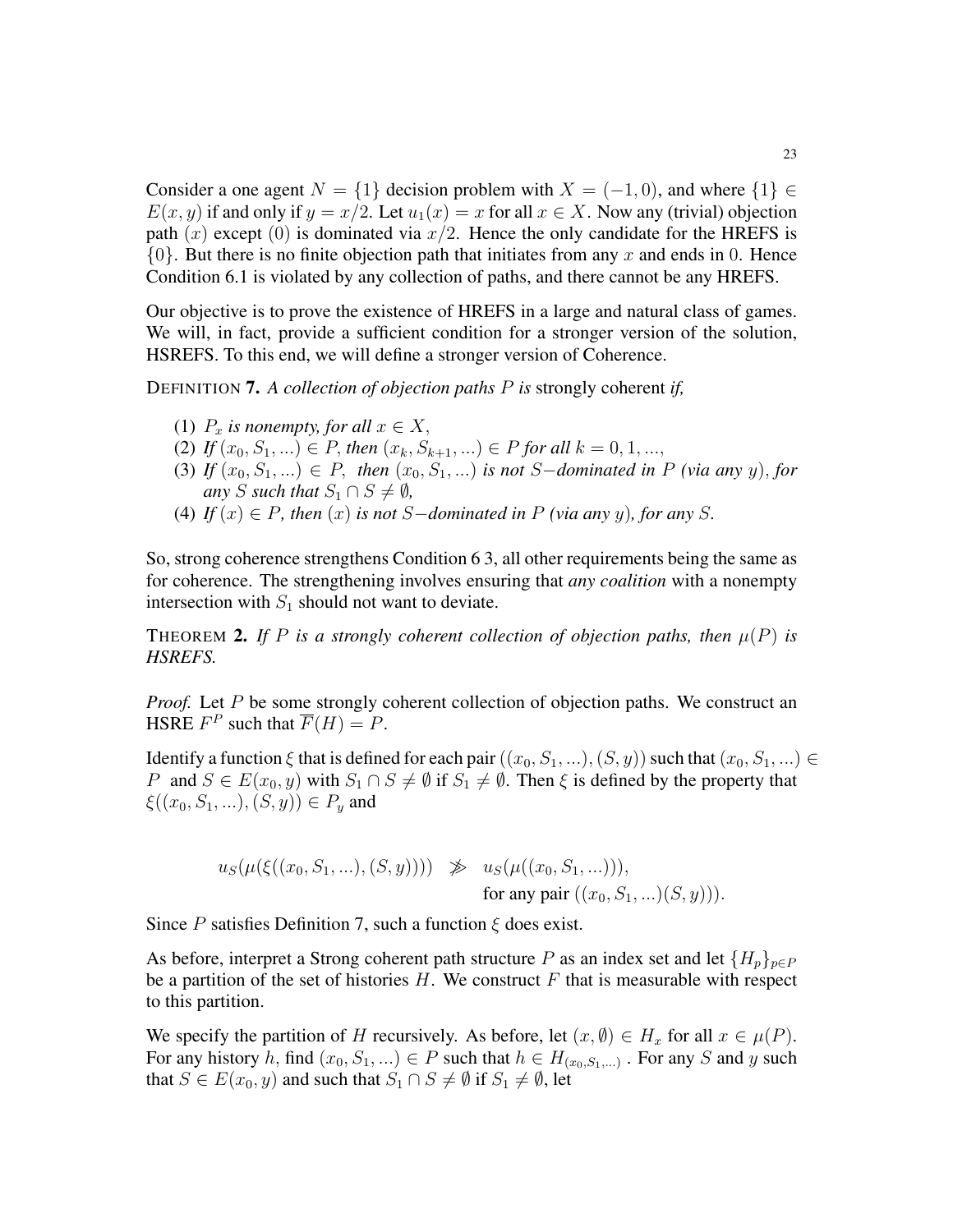Consider a one agent $N = \{1\}$ decision problem with $X = (-1, 0)$, and where $\{1\} \in E(x, y)$ if and only if $y = x/2$. Let $u_1(x) = x$ for all $x \in X$. Now any (trivial) objection path $(x)$ except $(0)$ is dominated via $x/2$. Hence the only candidate for the HREFS is $\{0\}$. But there is no finite objection path that initiates from any $x$ and ends in 0. Hence Condition 6.1 is violated by any collection of paths, and there cannot be any HREFS.

Our objective is to prove the existence of HREFS in a large and natural class of games. We will, in fact, provide a sufficient condition for a stronger version of the solution, HSREFS. To this end, we will define a stronger version of Coherence.

DEFINITION **7.** *A collection of objection paths $P$ is* strongly coherent *if,*

1. *$P_x$ is nonempty, for all $x \in X$,*
2. *If $(x_0, S_1, ...) \in P$, then $(x_k, S_{k+1}, ...) \in P$ for all $k = 0, 1, ...,$*
3. *If $(x_0, S_1, ...) \in P$, then $(x_0, S_1, ...)$ is not $S-$dominated in $P$ (via any $y$), for any $S$ such that $S_1 \cap S \neq \emptyset$,*
4. *If $(x) \in P$, then $(x)$ is not $S-$dominated in $P$ (via any $y$), for any $S$.*

So, strong coherence strengthens Condition 6 3, all other requirements being the same as for coherence. The strengthening involves ensuring that *any coalition* with a nonempty intersection with $S_1$ should not want to deviate.

THEOREM **2.** *If $P$ is a strongly coherent collection of objection paths, then $\mu(P)$ is HSREFS.*

*Proof.* Let $P$ be some strongly coherent collection of objection paths. We construct an HSRE $F^P$ such that $\overline{F}(H) = P$.

Identify a function $\xi$ that is defined for each pair $((x_0, S_1, ...), (S, y))$ such that $(x_0, S_1, ...) \in P$ and $S \in E(x_0, y)$ with $S_1 \cap S \neq \emptyset$ if $S_1 \neq \emptyset$. Then $\xi$ is defined by the property that $\xi((x_0, S_1, ...), (S, y)) \in P_y$ and

$$u_S(\mu(\xi((x_0, S_1, ...), (S, y)))) \not\gg u_S(\mu((x_0, S_1, ...))),$$
$$\text{for any pair } ((x_0, S_1, ...)(S, y))).$$

Since $P$ satisfies Definition 7, such a function $\xi$ does exist.

As before, interpret a Strong coherent path structure $P$ as an index set and let $\{H_p\}_{p \in P}$ be a partition of the set of histories $H$. We construct $F$ that is measurable with respect to this partition.

We specify the partition of $H$ recursively. As before, let $(x, \emptyset) \in H_x$ for all $x \in \mu(P)$. For any history $h$, find $(x_0, S_1, ...) \in P$ such that $h \in H_{(x_0, S_1, ...)}$. For any $S$ and $y$ such that $S \in E(x_0, y)$ and such that $S_1 \cap S \neq \emptyset$ if $S_1 \neq \emptyset$, let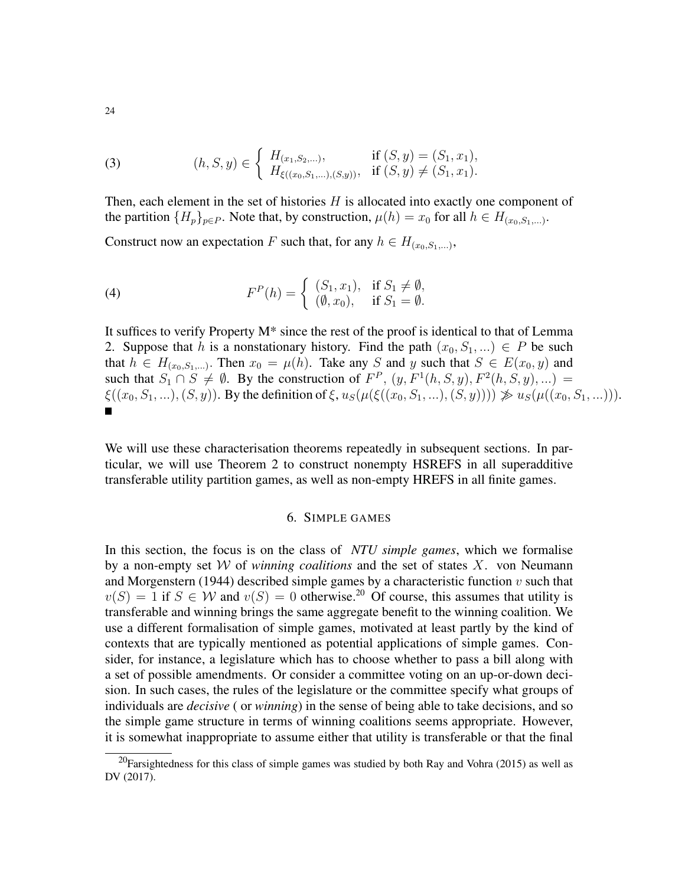$$(h, S, y) \in \begin{cases} H_{(x_1, S_2, \ldots)}, & \text{if } (S, y) = (S_1, x_1), \\ H_{\xi((x_0, S_1, \ldots), (S, y))}, & \text{if } (S, y) \neq (S_1, x_1). \end{cases} \tag{3}$$

Then, each element in the set of histories $H$ is allocated into exactly one component of the partition $\{H_p\}_{p \in P}$. Note that, by construction, $\mu(h) = x_0$ for all $h \in H_{(x_0, S_1, \ldots)}$.

Construct now an expectation $F$ such that, for any $h \in H_{(x_0, S_1, \ldots)}$,

$$F^P(h) = \begin{cases} (S_1, x_1), & \text{if } S_1 \neq \emptyset, \\ (\emptyset, x_0), & \text{if } S_1 = \emptyset. \end{cases} \tag{4}$$

It suffices to verify Property M* since the rest of the proof is identical to that of Lemma 2. Suppose that $h$ is a nonstationary history. Find the path $(x_0, S_1, \ldots) \in P$ be such that $h \in H_{(x_0, S_1, \ldots)}$. Then $x_0 = \mu(h)$. Take any $S$ and $y$ such that $S \in E(x_0, y)$ and such that $S_1 \cap S \neq \emptyset$. By the construction of $F^P$, $(y, F^1(h, S, y), F^2(h, S, y), \ldots) = \xi((x_0, S_1, \ldots), (S, y))$. By the definition of $\xi$, $u_S(\mu(\xi((x_0, S_1, \ldots), (S, y)))) \not\gg u_S(\mu((x_0, S_1, \ldots)))$. ■

We will use these characterisation theorems repeatedly in subsequent sections. In particular, we will use Theorem 2 to construct nonempty HSREFS in all superadditive transferable utility partition games, as well as non-empty HREFS in all finite games.

## 6. SIMPLE GAMES

In this section, the focus is on the class of *NTU simple games*, which we formalise by a non-empty set $\mathcal{W}$ of *winning coalitions* and the set of states $X$. von Neumann and Morgenstern (1944) described simple games by a characteristic function $v$ such that $v(S) = 1$ if $S \in \mathcal{W}$ and $v(S) = 0$ otherwise.[20] Of course, this assumes that utility is transferable and winning brings the same aggregate benefit to the winning coalition. We use a different formalisation of simple games, motivated at least partly by the kind of contexts that are typically mentioned as potential applications of simple games. Consider, for instance, a legislature which has to choose whether to pass a bill along with a set of possible amendments. Or consider a committee voting on an up-or-down decision. In such cases, the rules of the legislature or the committee specify what groups of individuals are *decisive* ( or *winning*) in the sense of being able to take decisions, and so the simple game structure in terms of winning coalitions seems appropriate. However, it is somewhat inappropriate to assume either that utility is transferable or that the final

[20] Farsightedness for this class of simple games was studied by both Ray and Vohra (2015) as well as DV (2017).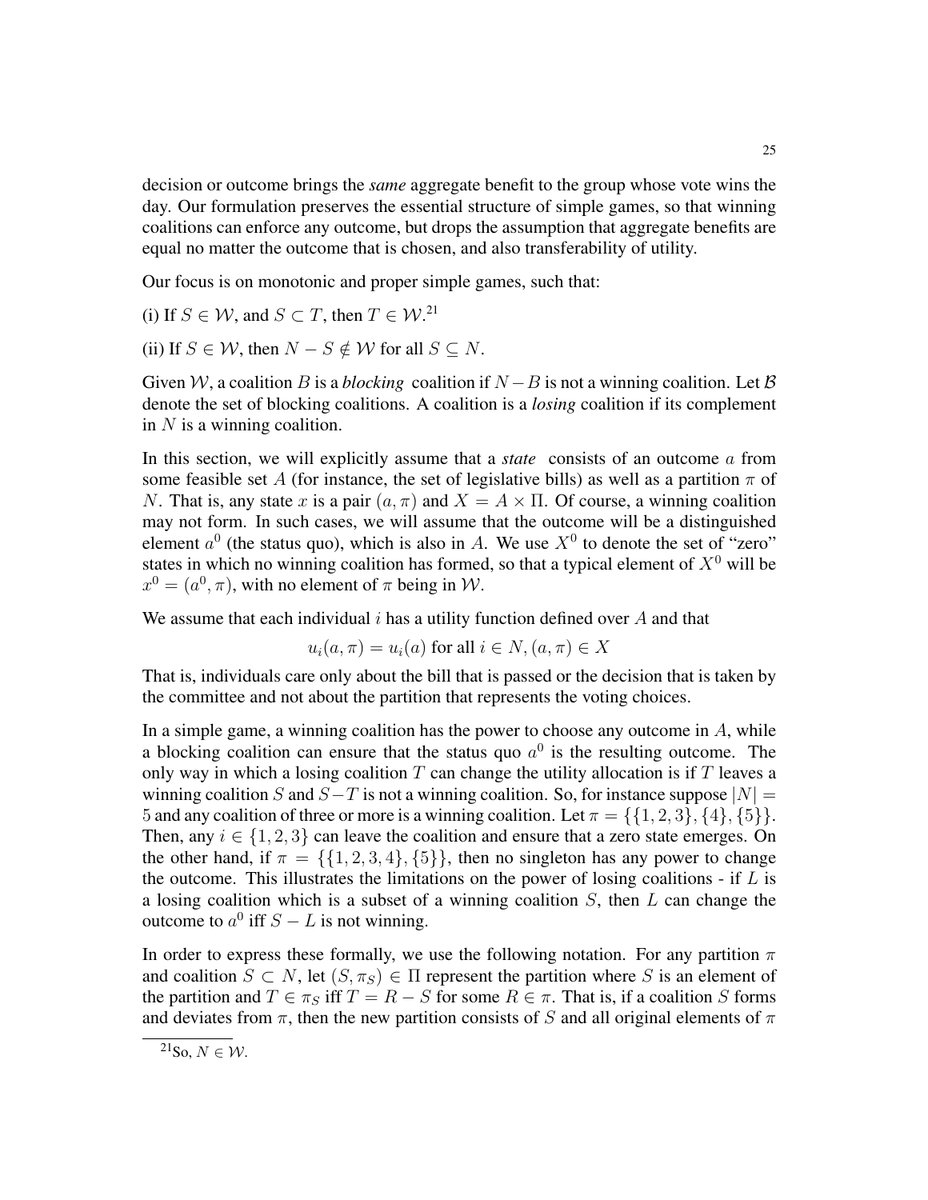decision or outcome brings the *same* aggregate benefit to the group whose vote wins the day. Our formulation preserves the essential structure of simple games, so that winning coalitions can enforce any outcome, but drops the assumption that aggregate benefits are equal no matter the outcome that is chosen, and also transferability of utility.

Our focus is on monotonic and proper simple games, such that:

(i) If $S \in \mathcal{W}$, and $S \subset T$, then $T \in \mathcal{W}$.[21]

(ii) If $S \in \mathcal{W}$, then $N - S \notin \mathcal{W}$ for all $S \subseteq N$.

Given $\mathcal{W}$, a coalition $B$ is a *blocking* coalition if $N - B$ is not a winning coalition. Let $\mathcal{B}$ denote the set of blocking coalitions. A coalition is a *losing* coalition if its complement in $N$ is a winning coalition.

In this section, we will explicitly assume that a *state* consists of an outcome $a$ from some feasible set $A$ (for instance, the set of legislative bills) as well as a partition $\pi$ of $N$. That is, any state $x$ is a pair $(a, \pi)$ and $X = A \times \Pi$. Of course, a winning coalition may not form. In such cases, we will assume that the outcome will be a distinguished element $a^0$ (the status quo), which is also in $A$. We use $X^0$ to denote the set of "zero" states in which no winning coalition has formed, so that a typical element of $X^0$ will be $x^0 = (a^0, \pi)$, with no element of $\pi$ being in $\mathcal{W}$.

We assume that each individual $i$ has a utility function defined over $A$ and that

$$u_i(a, \pi) = u_i(a) \text{ for all } i \in N, (a, \pi) \in X$$

That is, individuals care only about the bill that is passed or the decision that is taken by the committee and not about the partition that represents the voting choices.

In a simple game, a winning coalition has the power to choose any outcome in $A$, while a blocking coalition can ensure that the status quo $a^0$ is the resulting outcome. The only way in which a losing coalition $T$ can change the utility allocation is if $T$ leaves a winning coalition $S$ and $S - T$ is not a winning coalition. So, for instance suppose $|N| = 5$ and any coalition of three or more is a winning coalition. Let $\pi = \{\{1, 2, 3\}, \{4\}, \{5\}\}$. Then, any $i \in \{1, 2, 3\}$ can leave the coalition and ensure that a zero state emerges. On the other hand, if $\pi = \{\{1, 2, 3, 4\}, \{5\}\}$, then no singleton has any power to change the outcome. This illustrates the limitations on the power of losing coalitions - if $L$ is a losing coalition which is a subset of a winning coalition $S$, then $L$ can change the outcome to $a^0$ iff $S - L$ is not winning.

In order to express these formally, we use the following notation. For any partition $\pi$ and coalition $S \subset N$, let $(S, \pi_S) \in \Pi$ represent the partition where $S$ is an element of the partition and $T \in \pi_S$ iff $T = R - S$ for some $R \in \pi$. That is, if a coalition $S$ forms and deviates from $\pi$, then the new partition consists of $S$ and all original elements of $\pi$

[21] So, $N \in \mathcal{W}$.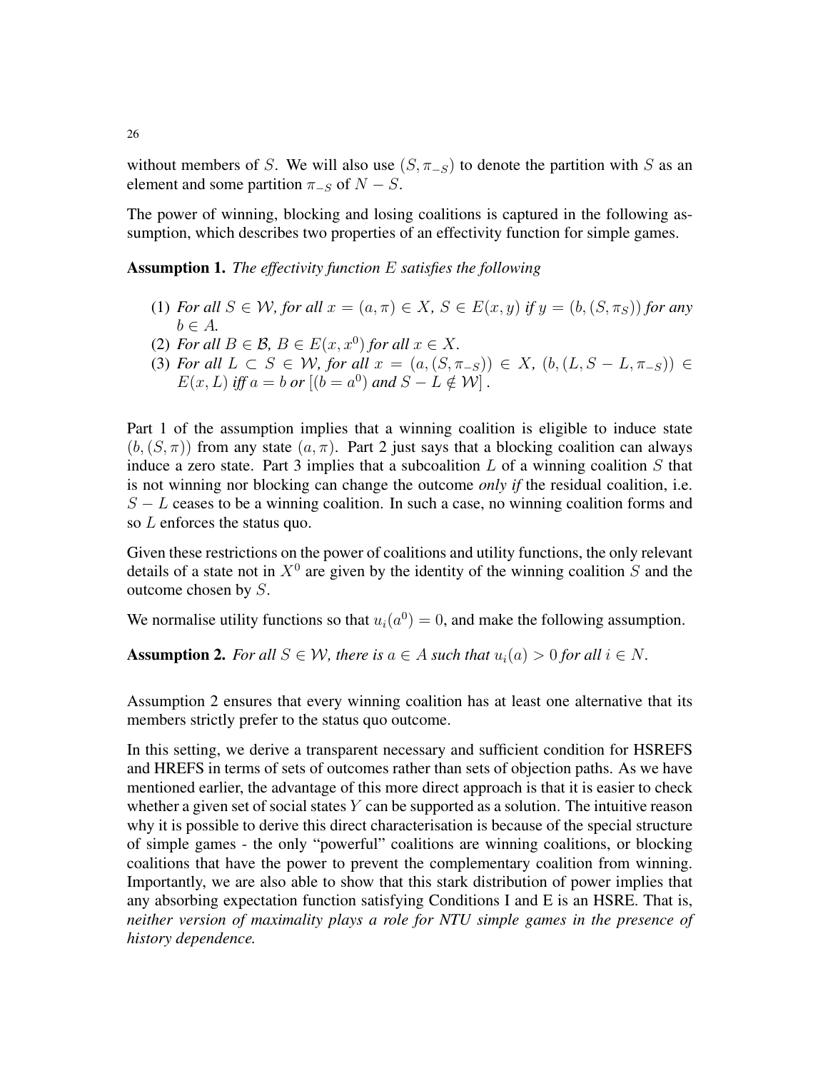without members of $S$. We will also use $(S, \pi_{-S})$ to denote the partition with $S$ as an element and some partition $\pi_{-S}$ of $N - S$.

The power of winning, blocking and losing coalitions is captured in the following assumption, which describes two properties of an effectivity function for simple games.

**Assumption 1.** *The effectivity function $E$ satisfies the following*

1. *For all $S \in \mathcal{W}$, for all $x = (a, \pi) \in X$, $S \in E(x, y)$ if $y = (b, (S, \pi_S))$ for any $b \in A$.*
2. *For all $B \in \mathcal{B}$, $B \in E(x, x^0)$ for all $x \in X$.*
3. *For all $L \subset S \in \mathcal{W}$, for all $x = (a, (S, \pi_{-S})) \in X$, $(b, (L, S - L, \pi_{-S})) \in E(x, L)$ iff $a = b$ or $[(b = a^0)$ and $S - L \notin \mathcal{W}]$.*

Part 1 of the assumption implies that a winning coalition is eligible to induce state $(b, (S, \pi))$ from any state $(a, \pi)$. Part 2 just says that a blocking coalition can always induce a zero state. Part 3 implies that a subcoalition $L$ of a winning coalition $S$ that is not winning nor blocking can change the outcome *only if* the residual coalition, i.e. $S - L$ ceases to be a winning coalition. In such a case, no winning coalition forms and so $L$ enforces the status quo.

Given these restrictions on the power of coalitions and utility functions, the only relevant details of a state not in $X^0$ are given by the identity of the winning coalition $S$ and the outcome chosen by $S$.

We normalise utility functions so that $u_i(a^0) = 0$, and make the following assumption.

**Assumption 2.** *For all $S \in \mathcal{W}$, there is $a \in A$ such that $u_i(a) > 0$ for all $i \in N$.*

Assumption 2 ensures that every winning coalition has at least one alternative that its members strictly prefer to the status quo outcome.

In this setting, we derive a transparent necessary and sufficient condition for HSREFS and HREFS in terms of sets of outcomes rather than sets of objection paths. As we have mentioned earlier, the advantage of this more direct approach is that it is easier to check whether a given set of social states $Y$ can be supported as a solution. The intuitive reason why it is possible to derive this direct characterisation is because of the special structure of simple games - the only "powerful" coalitions are winning coalitions, or blocking coalitions that have the power to prevent the complementary coalition from winning. Importantly, we are also able to show that this stark distribution of power implies that any absorbing expectation function satisfying Conditions I and E is an HSRE. That is, *neither version of maximality plays a role for NTU simple games in the presence of history dependence.*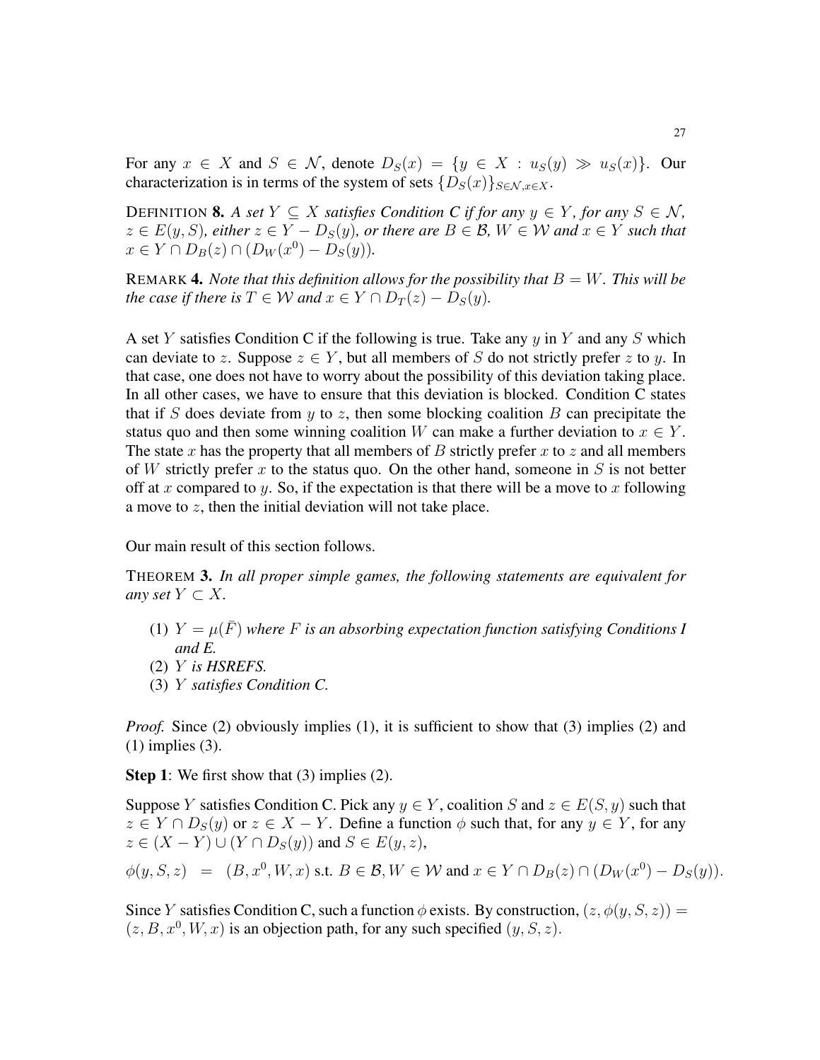For any $x \in X$ and $S \in \mathcal{N}$, denote $D_S(x) = \{y \in X : u_S(y) \gg u_S(x)\}$. Our characterization is in terms of the system of sets $\{D_S(x)\}_{S \in \mathcal{N}, x \in X}$.

DEFINITION **8.** *A set $Y \subseteq X$ satisfies Condition C if for any $y \in Y$, for any $S \in \mathcal{N}$, $z \in E(y, S)$, either $z \in Y - D_S(y)$, or there are $B \in \mathcal{B}$, $W \in \mathcal{W}$ and $x \in Y$ such that $x \in Y \cap D_B(z) \cap (D_W(x^0) - D_S(y))$.*

REMARK **4.** *Note that this definition allows for the possibility that $B = W$. This will be the case if there is $T \in \mathcal{W}$ and $x \in Y \cap D_T(z) - D_S(y)$.*

A set $Y$ satisfies Condition C if the following is true. Take any $y$ in $Y$ and any $S$ which can deviate to $z$. Suppose $z \in Y$, but all members of $S$ do not strictly prefer $z$ to $y$. In that case, one does not have to worry about the possibility of this deviation taking place. In all other cases, we have to ensure that this deviation is blocked. Condition C states that if $S$ does deviate from $y$ to $z$, then some blocking coalition $B$ can precipitate the status quo and then some winning coalition $W$ can make a further deviation to $x \in Y$. The state $x$ has the property that all members of $B$ strictly prefer $x$ to $z$ and all members of $W$ strictly prefer $x$ to the status quo. On the other hand, someone in $S$ is not better off at $x$ compared to $y$. So, if the expectation is that there will be a move to $x$ following a move to $z$, then the initial deviation will not take place.

Our main result of this section follows.

THEOREM **3.** *In all proper simple games, the following statements are equivalent for any set $Y \subset X$.*

1. *$Y = \mu(\bar{F})$ where $F$ is an absorbing expectation function satisfying Conditions I and E.*
2. *$Y$ is HSREFS.*
3. *$Y$ satisfies Condition C.*

*Proof.* Since (2) obviously implies (1), it is sufficient to show that (3) implies (2) and (1) implies (3).

**Step 1**: We first show that (3) implies (2).

Suppose $Y$ satisfies Condition C. Pick any $y \in Y$, coalition $S$ and $z \in E(S, y)$ such that $z \in Y \cap D_S(y)$ or $z \in X - Y$. Define a function $\phi$ such that, for any $y \in Y$, for any $z \in (X - Y) \cup (Y \cap D_S(y))$ and $S \in E(y, z)$,

$$\phi(y, S, z) \;\; = \;\; (B, x^0, W, x) \text{ s.t. } B \in \mathcal{B}, W \in \mathcal{W} \text{ and } x \in Y \cap D_B(z) \cap (D_W(x^0) - D_S(y)).$$

Since $Y$ satisfies Condition C, such a function $\phi$ exists. By construction, $(z, \phi(y, S, z)) = (z, B, x^0, W, x)$ is an objection path, for any such specified $(y, S, z)$.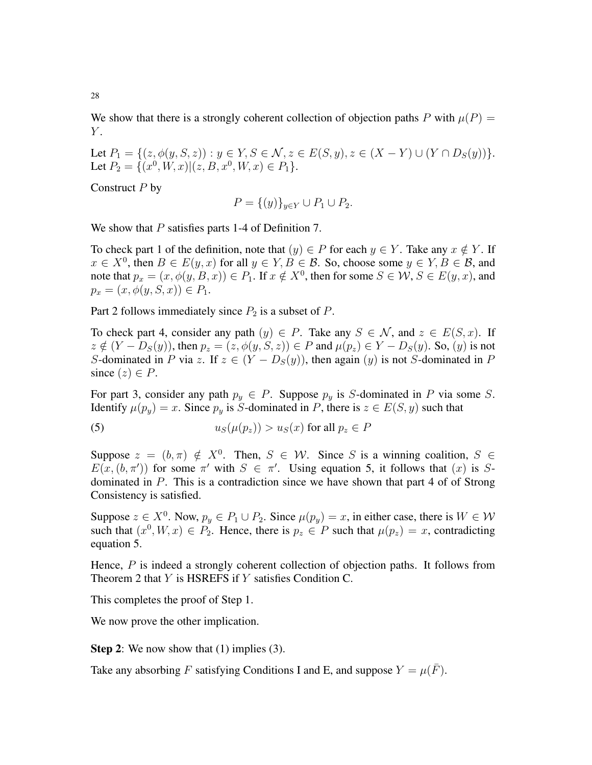We show that there is a strongly coherent collection of objection paths $P$ with $\mu(P) = Y$.

Let $P_1 = \{(z, \phi(y, S, z)) : y \in Y, S \in \mathcal{N}, z \in E(S, y), z \in (X - Y) \cup (Y \cap D_S(y))\}$.
Let $P_2 = \{(x^0, W, x) | (z, B, x^0, W, x) \in P_1\}$.

Construct $P$ by

$$P = \{(y)\}_{y \in Y} \cup P_1 \cup P_2.$$

We show that $P$ satisfies parts 1-4 of Definition 7.

To check part 1 of the definition, note that $(y) \in P$ for each $y \in Y$. Take any $x \notin Y$. If $x \in X^0$, then $B \in E(y, x)$ for all $y \in Y, B \in \mathcal{B}$. So, choose some $y \in Y, B \in \mathcal{B}$, and note that $p_x = (x, \phi(y, B, x)) \in P_1$. If $x \notin X^0$, then for some $S \in \mathcal{W}$, $S \in E(y, x)$, and $p_x = (x, \phi(y, S, x)) \in P_1$.

Part 2 follows immediately since $P_2$ is a subset of $P$.

To check part 4, consider any path $(y) \in P$. Take any $S \in \mathcal{N}$, and $z \in E(S, x)$. If $z \notin (Y - D_S(y))$, then $p_z = (z, \phi(y, S, z)) \in P$ and $\mu(p_z) \in Y - D_S(y)$. So, $(y)$ is not $S$-dominated in $P$ via $z$. If $z \in (Y - D_S(y))$, then again $(y)$ is not $S$-dominated in $P$ since $(z) \in P$.

For part 3, consider any path $p_y \in P$. Suppose $p_y$ is $S$-dominated in $P$ via some $S$. Identify $\mu(p_y) = x$. Since $p_y$ is $S$-dominated in $P$, there is $z \in E(S, y)$ such that

$$u_S(\mu(p_z)) > u_S(x) \text{ for all } p_z \in P \tag{5}$$

Suppose $z = (b, \pi) \notin X^0$. Then, $S \in \mathcal{W}$. Since $S$ is a winning coalition, $S \in E(x, (b, \pi'))$ for some $\pi'$ with $S \in \pi'$. Using equation 5, it follows that $(x)$ is $S$-dominated in $P$. This is a contradiction since we have shown that part 4 of of Strong Consistency is satisfied.

Suppose $z \in X^0$. Now, $p_y \in P_1 \cup P_2$. Since $\mu(p_y) = x$, in either case, there is $W \in \mathcal{W}$ such that $(x^0, W, x) \in P_2$. Hence, there is $p_z \in P$ such that $\mu(p_z) = x$, contradicting equation 5.

Hence, $P$ is indeed a strongly coherent collection of objection paths. It follows from Theorem 2 that $Y$ is HSREFS if $Y$ satisfies Condition C.

This completes the proof of Step 1.

We now prove the other implication.

**Step 2**: We now show that (1) implies (3).

Take any absorbing $F$ satisfying Conditions I and E, and suppose $Y = \mu(\bar{F})$.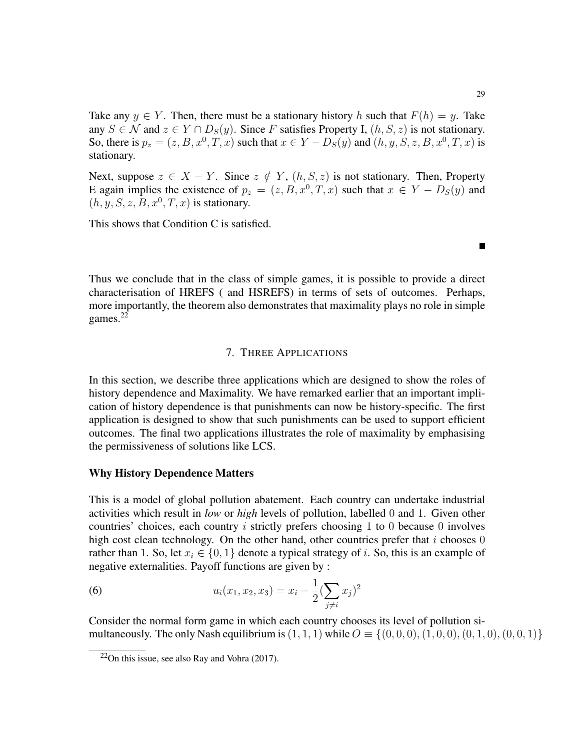Take any $y \in Y$. Then, there must be a stationary history $h$ such that $F(h) = y$. Take any $S \in \mathcal{N}$ and $z \in Y \cap D_S(y)$. Since $F$ satisfies Property I, $(h, S, z)$ is not stationary. So, there is $p_z = (z, B, x^0, T, x)$ such that $x \in Y - D_S(y)$ and $(h, y, S, z, B, x^0, T, x)$ is stationary.

Next, suppose $z \in X - Y$. Since $z \notin Y$, $(h, S, z)$ is not stationary. Then, Property E again implies the existence of $p_z = (z, B, x^0, T, x)$ such that $x \in Y - D_S(y)$ and $(h, y, S, z, B, x^0, T, x)$ is stationary.

This shows that Condition C is satisfied.

■

Thus we conclude that in the class of simple games, it is possible to provide a direct characterisation of HREFS ( and HSREFS) in terms of sets of outcomes. Perhaps, more importantly, the theorem also demonstrates that maximality plays no role in simple games.[22]

## 7. Three Applications

In this section, we describe three applications which are designed to show the roles of history dependence and Maximality. We have remarked earlier that an important implication of history dependence is that punishments can now be history-specific. The first application is designed to show that such punishments can be used to support efficient outcomes. The final two applications illustrates the role of maximality by emphasising the permissiveness of solutions like LCS.

### Why History Dependence Matters

This is a model of global pollution abatement. Each country can undertake industrial activities which result in *low* or *high* levels of pollution, labelled $0$ and $1$. Given other countries' choices, each country $i$ strictly prefers choosing $1$ to $0$ because $0$ involves high cost clean technology. On the other hand, other countries prefer that $i$ chooses $0$ rather than $1$. So, let $x_i \in \{0, 1\}$ denote a typical strategy of $i$. So, this is an example of negative externalities. Payoff functions are given by :

$$u_i(x_1, x_2, x_3) = x_i - \frac{1}{2}(\sum_{j \neq i} x_j)^2 \tag{6}$$

Consider the normal form game in which each country chooses its level of pollution simultaneously. The only Nash equilibrium is $(1, 1, 1)$ while $O \equiv \{(0, 0, 0), (1, 0, 0), (0, 1, 0), (0, 0, 1)\}$

[22]On this issue, see also Ray and Vohra (2017).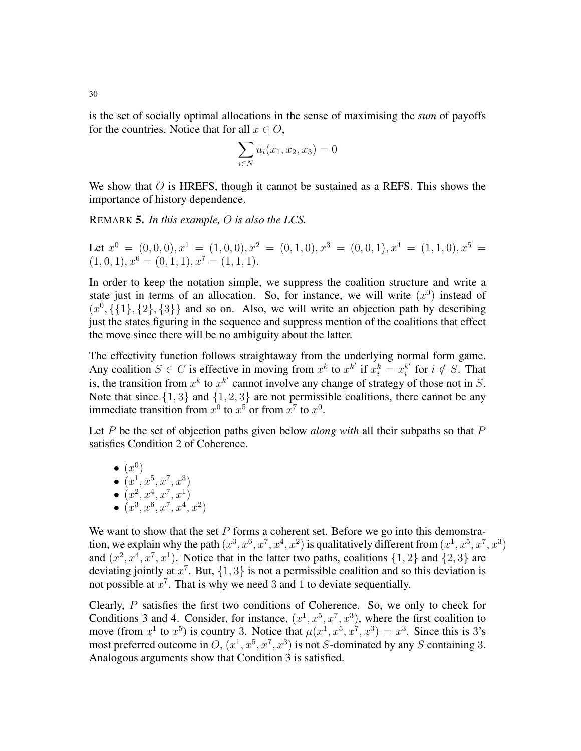is the set of socially optimal allocations in the sense of maximising the *sum* of payoffs for the countries. Notice that for all $x \in O$,

$$\sum_{i \in N} u_i(x_1, x_2, x_3) = 0$$

We show that $O$ is HREFS, though it cannot be sustained as a REFS. This shows the importance of history dependence.

REMARK **5.** *In this example, O is also the LCS.*

Let $x^0 = (0,0,0), x^1 = (1,0,0), x^2 = (0,1,0), x^3 = (0,0,1), x^4 = (1,1,0), x^5 = (1,0,1), x^6 = (0,1,1), x^7 = (1,1,1)$.

In order to keep the notation simple, we suppress the coalition structure and write a state just in terms of an allocation. So, for instance, we will write $(x^0)$ instead of $(x^0, \{\{1\},\{2\},\{3\}\}$ and so on. Also, we will write an objection path by describing just the states figuring in the sequence and suppress mention of the coalitions that effect the move since there will be no ambiguity about the latter.

The effectivity function follows straightaway from the underlying normal form game. Any coalition $S \in C$ is effective in moving from $x^k$ to $x^{k'}$ if $x_i^k = x_i^{k'}$ for $i \notin S$. That is, the transition from $x^k$ to $x^{k'}$ cannot involve any change of strategy of those not in $S$. Note that since $\{1,3\}$ and $\{1,2,3\}$ are not permissible coalitions, there cannot be any immediate transition from $x^0$ to $x^5$ or from $x^7$ to $x^0$.

Let $P$ be the set of objection paths given below *along with* all their subpaths so that $P$ satisfies Condition 2 of Coherence.

- $(x^0)$
- $(x^1, x^5, x^7, x^3)$
- $(x^2, x^4, x^7, x^1)$
- $(x^3, x^6, x^7, x^4, x^2)$

We want to show that the set $P$ forms a coherent set. Before we go into this demonstration, we explain why the path $(x^3, x^6, x^7, x^4, x^2)$ is qualitatively different from $(x^1, x^5, x^7, x^3)$ and $(x^2, x^4, x^7, x^1)$. Notice that in the latter two paths, coalitions $\{1,2\}$ and $\{2,3\}$ are deviating jointly at $x^7$. But, $\{1,3\}$ is not a permissible coalition and so this deviation is not possible at $x^7$. That is why we need 3 and 1 to deviate sequentially.

Clearly, $P$ satisfies the first two conditions of Coherence. So, we only to check for Conditions 3 and 4. Consider, for instance, $(x^1, x^5, x^7, x^3)$, where the first coalition to move (from $x^1$ to $x^5$) is country 3. Notice that $\mu(x^1, x^5, x^7, x^3) = x^3$. Since this is 3's most preferred outcome in $O$, $(x^1, x^5, x^7, x^3)$ is not $S$-dominated by any $S$ containing 3. Analogous arguments show that Condition 3 is satisfied.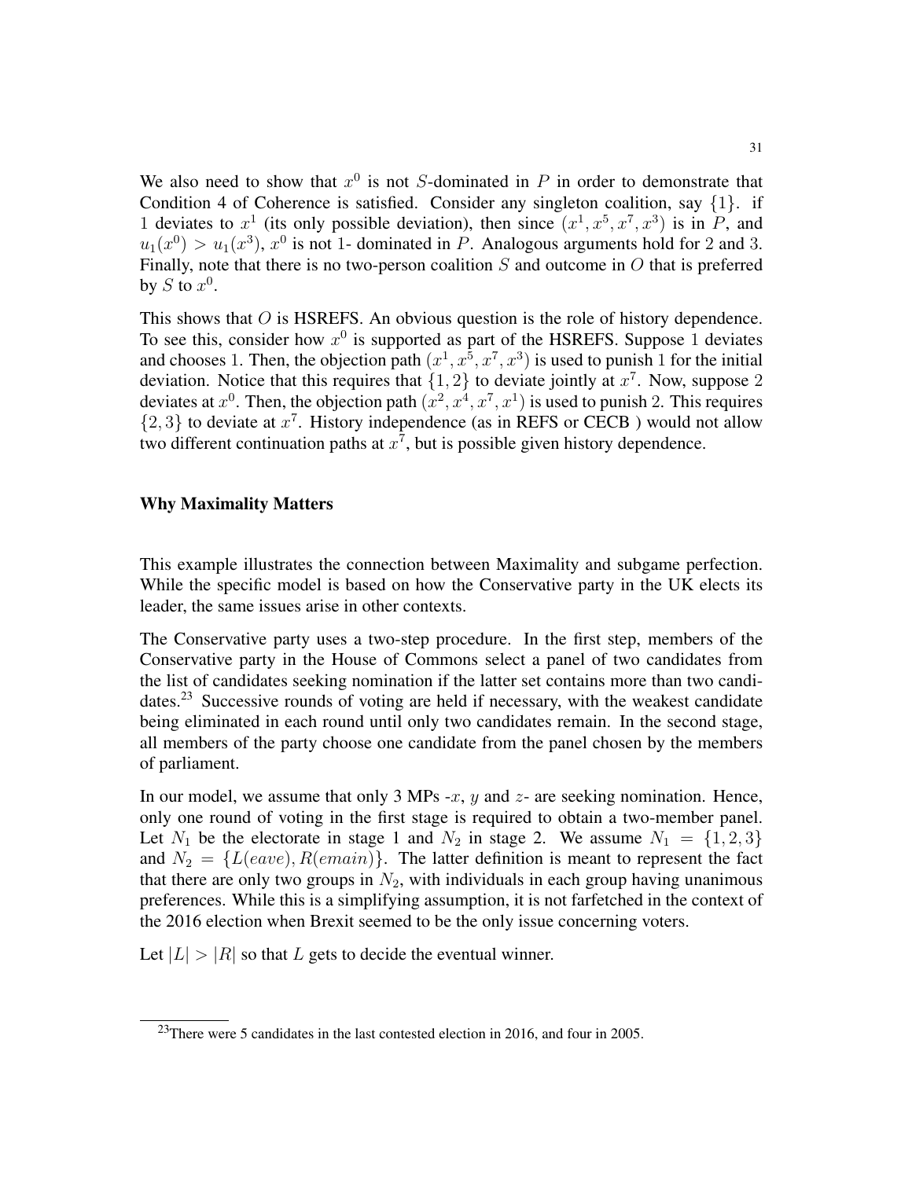We also need to show that $x^0$ is not $S$-dominated in $P$ in order to demonstrate that Condition 4 of Coherence is satisfied. Consider any singleton coalition, say $\{1\}$. if 1 deviates to $x^1$ (its only possible deviation), then since $(x^1, x^5, x^7, x^3)$ is in $P$, and $u_1(x^0) > u_1(x^3)$, $x^0$ is not 1- dominated in $P$. Analogous arguments hold for 2 and 3. Finally, note that there is no two-person coalition $S$ and outcome in $O$ that is preferred by $S$ to $x^0$.

This shows that $O$ is HSREFS. An obvious question is the role of history dependence. To see this, consider how $x^0$ is supported as part of the HSREFS. Suppose 1 deviates and chooses 1. Then, the objection path $(x^1, x^5, x^7, x^3)$ is used to punish 1 for the initial deviation. Notice that this requires that $\{1, 2\}$ to deviate jointly at $x^7$. Now, suppose 2 deviates at $x^0$. Then, the objection path $(x^2, x^4, x^7, x^1)$ is used to punish 2. This requires $\{2, 3\}$ to deviate at $x^7$. History independence (as in REFS or CECB ) would not allow two different continuation paths at $x^7$, but is possible given history dependence.

## Why Maximality Matters

This example illustrates the connection between Maximality and subgame perfection. While the specific model is based on how the Conservative party in the UK elects its leader, the same issues arise in other contexts.

The Conservative party uses a two-step procedure. In the first step, members of the Conservative party in the House of Commons select a panel of two candidates from the list of candidates seeking nomination if the latter set contains more than two candidates.[23] Successive rounds of voting are held if necessary, with the weakest candidate being eliminated in each round until only two candidates remain. In the second stage, all members of the party choose one candidate from the panel chosen by the members of parliament.

In our model, we assume that only 3 MPs -$x$, $y$ and $z$- are seeking nomination. Hence, only one round of voting in the first stage is required to obtain a two-member panel. Let $N_1$ be the electorate in stage 1 and $N_2$ in stage 2. We assume $N_1 = \{1, 2, 3\}$ and $N_2 = \{L(eave), R(emain)\}$. The latter definition is meant to represent the fact that there are only two groups in $N_2$, with individuals in each group having unanimous preferences. While this is a simplifying assumption, it is not farfetched in the context of the 2016 election when Brexit seemed to be the only issue concerning voters.

Let $|L| > |R|$ so that $L$ gets to decide the eventual winner.

[23] There were 5 candidates in the last contested election in 2016, and four in 2005.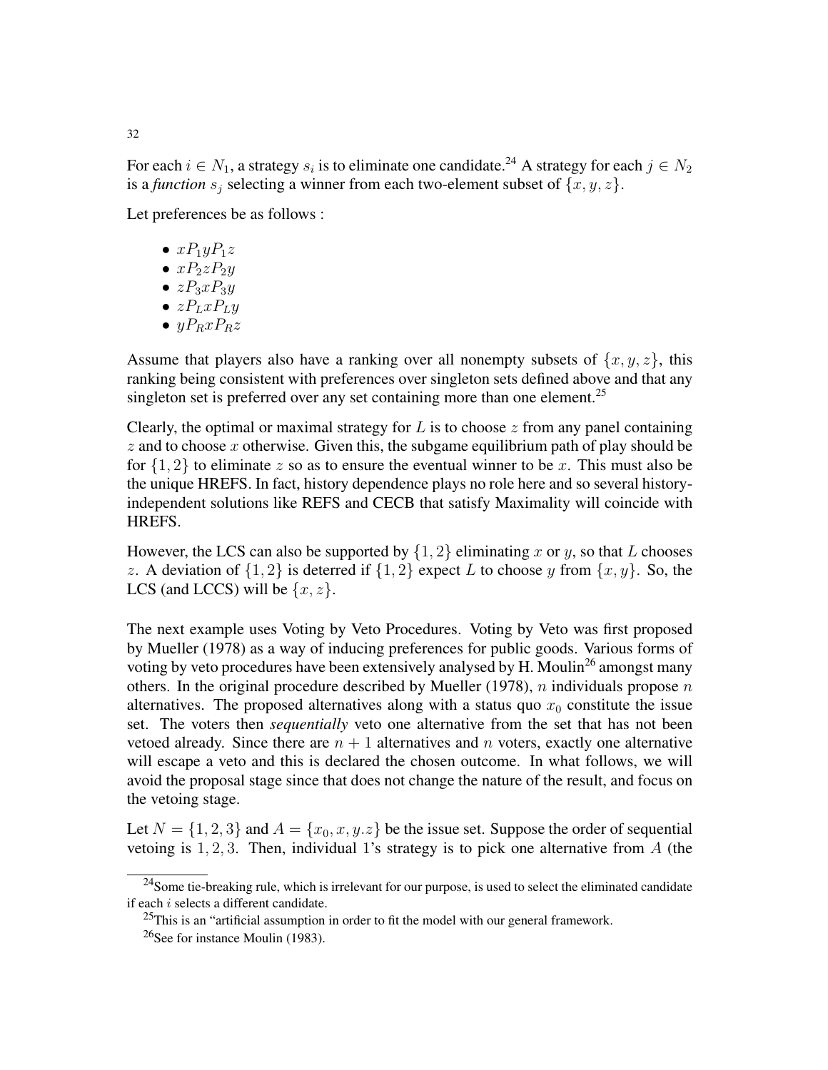For each $i \in N_1$, a strategy $s_i$ is to eliminate one candidate.[24] A strategy for each $j \in N_2$ is a *function* $s_j$ selecting a winner from each two-element subset of $\{x, y, z\}$.

Let preferences be as follows :

- $xP_1yP_1z$
- $xP_2zP_2y$
- $zP_3xP_3y$
- $zP_LxP_Ly$
- $yP_RxP_Rz$

Assume that players also have a ranking over all nonempty subsets of $\{x, y, z\}$, this ranking being consistent with preferences over singleton sets defined above and that any singleton set is preferred over any set containing more than one element.[25]

Clearly, the optimal or maximal strategy for $L$ is to choose $z$ from any panel containing $z$ and to choose $x$ otherwise. Given this, the subgame equilibrium path of play should be for $\{1, 2\}$ to eliminate $z$ so as to ensure the eventual winner to be $x$. This must also be the unique HREFS. In fact, history dependence plays no role here and so several history-independent solutions like REFS and CECB that satisfy Maximality will coincide with HREFS.

However, the LCS can also be supported by $\{1, 2\}$ eliminating $x$ or $y$, so that $L$ chooses $z$. A deviation of $\{1, 2\}$ is deterred if $\{1, 2\}$ expect $L$ to choose $y$ from $\{x, y\}$. So, the LCS (and LCCS) will be $\{x, z\}$.

The next example uses Voting by Veto Procedures. Voting by Veto was first proposed by Mueller (1978) as a way of inducing preferences for public goods. Various forms of voting by veto procedures have been extensively analysed by H. Moulin[26] amongst many others. In the original procedure described by Mueller (1978), $n$ individuals propose $n$ alternatives. The proposed alternatives along with a status quo $x_0$ constitute the issue set. The voters then ***sequentially*** veto one alternative from the set that has not been vetoed already. Since there are $n + 1$ alternatives and $n$ voters, exactly one alternative will escape a veto and this is declared the chosen outcome. In what follows, we will avoid the proposal stage since that does not change the nature of the result, and focus on the vetoing stage.

Let $N = \{1, 2, 3\}$ and $A = \{x_0, x, y.z\}$ be the issue set. Suppose the order of sequential vetoing is $1, 2, 3$. Then, individual 1's strategy is to pick one alternative from $A$ (the

---

[24] Some tie-breaking rule, which is irrelevant for our purpose, is used to select the eliminated candidate if each $i$ selects a different candidate.

[25] This is an "artificial assumption in order to fit the model with our general framework.

[26] See for instance Moulin (1983).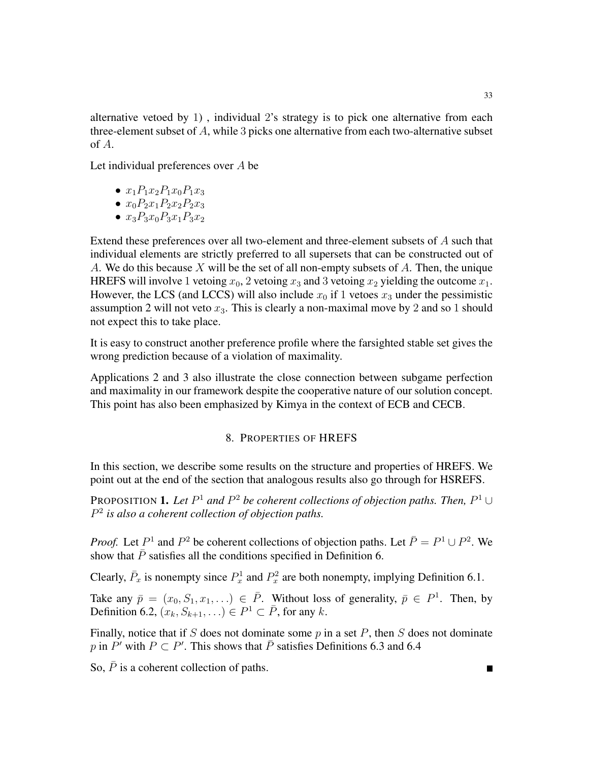alternative vetoed by 1) , individual 2's strategy is to pick one alternative from each three-element subset of $A$, while 3 picks one alternative from each two-alternative subset of $A$.

Let individual preferences over $A$ be

- $x_1 P_1 x_2 P_1 x_0 P_1 x_3$
- $x_0 P_2 x_1 P_2 x_2 P_2 x_3$
- $x_3 P_3 x_0 P_3 x_1 P_3 x_2$

Extend these preferences over all two-element and three-element subsets of $A$ such that individual elements are strictly preferred to all supersets that can be constructed out of $A$. We do this because $X$ will be the set of all non-empty subsets of $A$. Then, the unique HREFS will involve 1 vetoing $x_0$, 2 vetoing $x_3$ and 3 vetoing $x_2$ yielding the outcome $x_1$. However, the LCS (and LCCS) will also include $x_0$ if 1 vetoes $x_3$ under the pessimistic assumption 2 will not veto $x_3$. This is clearly a non-maximal move by 2 and so 1 should not expect this to take place.

It is easy to construct another preference profile where the farsighted stable set gives the wrong prediction because of a violation of maximality.

Applications 2 and 3 also illustrate the close connection between subgame perfection and maximality in our framework despite the cooperative nature of our solution concept. This point has also been emphasized by Kimya in the context of ECB and CECB.

## 8. Properties of HREFS

In this section, we describe some results on the structure and properties of HREFS. We point out at the end of the section that analogous results also go through for HSREFS.

**Proposition 1.** *Let $P^1$ and $P^2$ be coherent collections of objection paths. Then, $P^1 \cup P^2$ is also a coherent collection of objection paths.*

*Proof.* Let $P^1$ and $P^2$ be coherent collections of objection paths. Let $\bar{P} = P^1 \cup P^2$. We show that $\bar{P}$ satisfies all the conditions specified in Definition 6.

Clearly, $\bar{P}_x$ is nonempty since $P^1_x$ and $P^2_x$ are both nonempty, implying Definition 6.1.

Take any $\bar{p} = (x_0, S_1, x_1, \ldots) \in \bar{P}$. Without loss of generality, $\bar{p} \in P^1$. Then, by Definition 6.2, $(x_k, S_{k+1}, \ldots) \in P^1 \subset \bar{P}$, for any $k$.

Finally, notice that if $S$ does not dominate some $p$ in a set $P$, then $S$ does not dominate $p$ in $P'$ with $P \subset P'$. This shows that $\bar{P}$ satisfies Definitions 6.3 and 6.4

So, $\bar{P}$ is a coherent collection of paths. ∎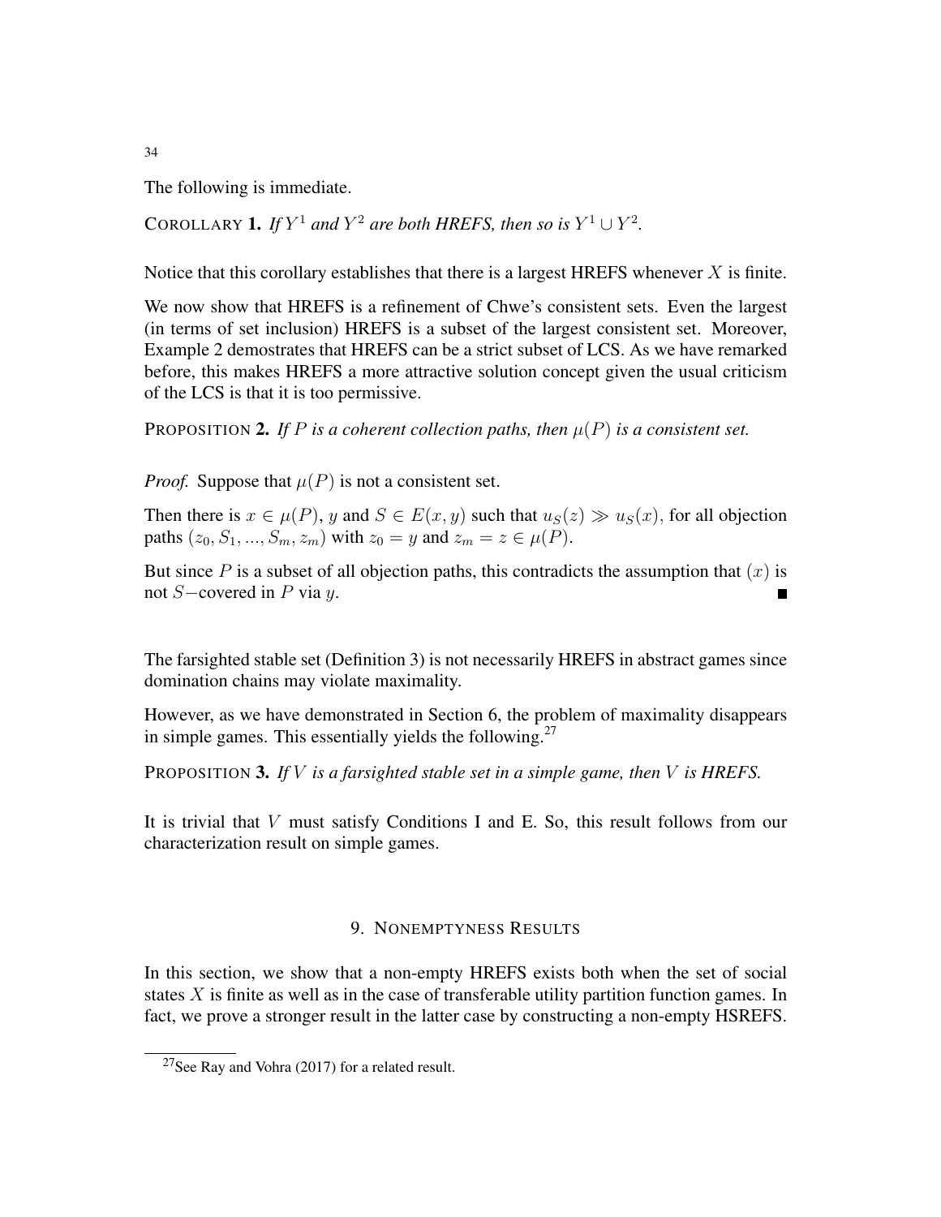The following is immediate.

COROLLARY **1.** *If $Y^1$ and $Y^2$ are both HREFS, then so is $Y^1 \cup Y^2$.*

Notice that this corollary establishes that there is a largest HREFS whenever $X$ is finite.

We now show that HREFS is a refinement of Chwe's consistent sets. Even the largest (in terms of set inclusion) HREFS is a subset of the largest consistent set. Moreover, Example 2 demostrates that HREFS can be a strict subset of LCS. As we have remarked before, this makes HREFS a more attractive solution concept given the usual criticism of the LCS is that it is too permissive.

PROPOSITION **2.** *If $P$ is a coherent collection paths, then $\mu(P)$ is a consistent set.*

*Proof.* Suppose that $\mu(P)$ is not a consistent set.

Then there is $x \in \mu(P)$, $y$ and $S \in E(x, y)$ such that $u_S(z) \gg u_S(x)$, for all objection paths $(z_0, S_1, ..., S_m, z_m)$ with $z_0 = y$ and $z_m = z \in \mu(P)$.

But since $P$ is a subset of all objection paths, this contradicts the assumption that $(x)$ is not $S-$covered in $P$ via $y$. ■

The farsighted stable set (Definition 3) is not necessarily HREFS in abstract games since domination chains may violate maximality.

However, as we have demonstrated in Section 6, the problem of maximality disappears in simple games. This essentially yields the following.[27]

PROPOSITION **3.** *If $V$ is a farsighted stable set in a simple game, then $V$ is HREFS.*

It is trivial that $V$ must satisfy Conditions I and E. So, this result follows from our characterization result on simple games.

## 9. NONEMPTYNESS RESULTS

In this section, we show that a non-empty HREFS exists both when the set of social states $X$ is finite as well as in the case of transferable utility partition function games. In fact, we prove a stronger result in the latter case by constructing a non-empty HSREFS.

[27] See Ray and Vohra (2017) for a related result.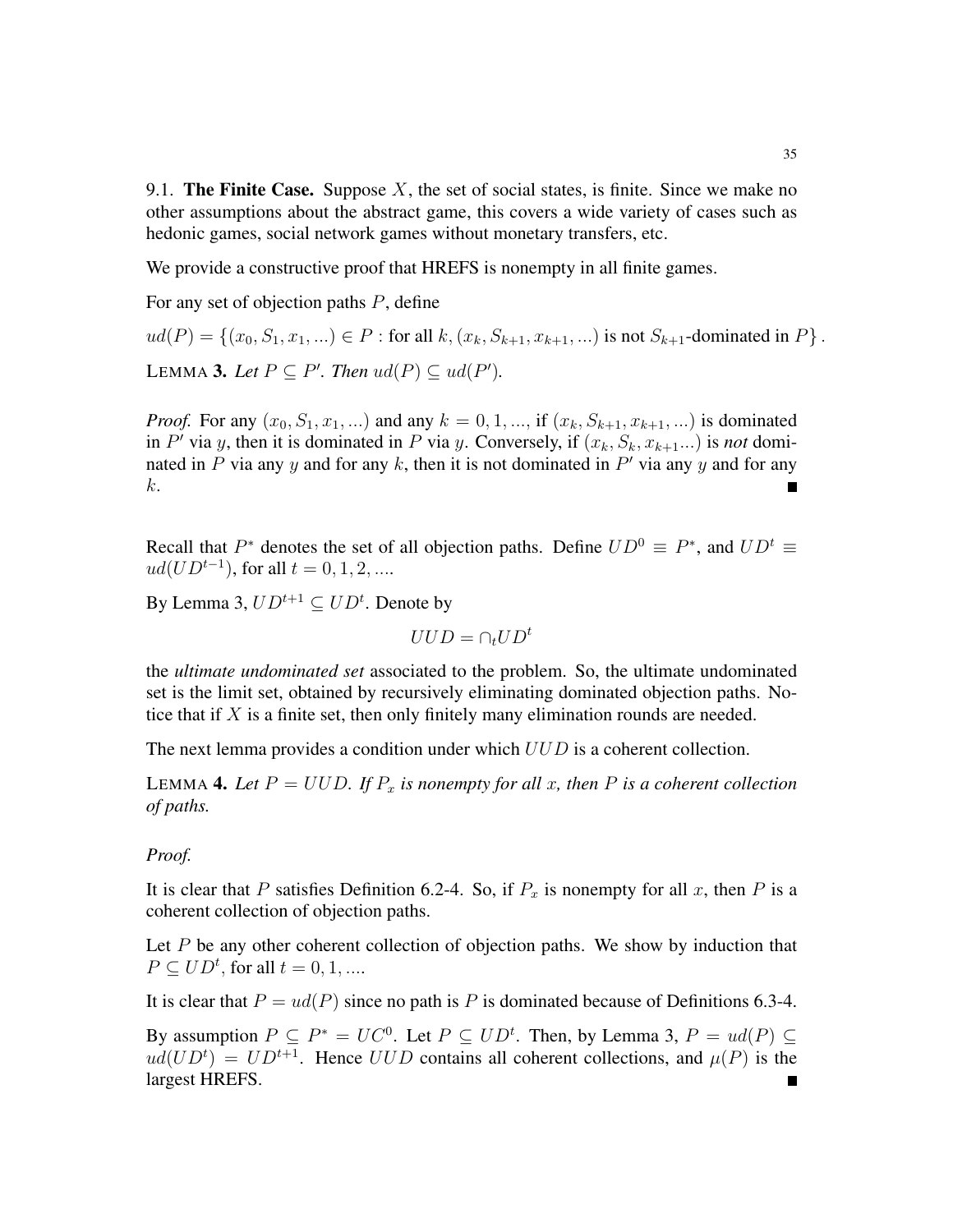9.1. **The Finite Case.** Suppose $X$, the set of social states, is finite. Since we make no other assumptions about the abstract game, this covers a wide variety of cases such as hedonic games, social network games without monetary transfers, etc.

We provide a constructive proof that HREFS is nonempty in all finite games.

For any set of objection paths $P$, define

$$ud(P) = \{(x_0, S_1, x_1, ...) \in P : \text{for all } k, (x_k, S_{k+1}, x_{k+1}, ...) \text{ is not } S_{k+1}\text{-dominated in } P\}.$$

LEMMA **3.** *Let* $P \subseteq P'$. *Then* $ud(P) \subseteq ud(P')$.

*Proof.* For any $(x_0, S_1, x_1, ...)$ and any $k = 0, 1, ...$, if $(x_k, S_{k+1}, x_{k+1}, ...)$ is dominated in $P'$ via $y$, then it is dominated in $P$ via $y$. Conversely, if $(x_k, S_k, x_{k+1}...)$ is *not* dominated in $P$ via any $y$ and for any $k$, then it is not dominated in $P'$ via any $y$ and for any $k$. ∎

Recall that $P^*$ denotes the set of all objection paths. Define $UD^0 \equiv P^*$, and $UD^t \equiv ud(UD^{t-1})$, for all $t = 0, 1, 2, ....$

By Lemma 3, $UD^{t+1} \subseteq UD^t$. Denote by

$$UUD = \cap_t UD^t$$

the *ultimate undominated set* associated to the problem. So, the ultimate undominated set is the limit set, obtained by recursively eliminating dominated objection paths. Notice that if $X$ is a finite set, then only finitely many elimination rounds are needed.

The next lemma provides a condition under which $UUD$ is a coherent collection.

LEMMA **4.** *Let* $P = UUD$. *If* $P_x$ *is nonempty for all* $x$, *then* $P$ *is a coherent collection of paths.*

*Proof.*

It is clear that $P$ satisfies Definition 6.2-4. So, if $P_x$ is nonempty for all $x$, then $P$ is a coherent collection of objection paths.

Let $P$ be any other coherent collection of objection paths. We show by induction that $P \subseteq UD^t$, for all $t = 0, 1, ....$

It is clear that $P = ud(P)$ since no path is $P$ is dominated because of Definitions 6.3-4.

By assumption $P \subseteq P^* = UC^0$. Let $P \subseteq UD^t$. Then, by Lemma 3, $P = ud(P) \subseteq ud(UD^t) = UD^{t+1}$. Hence $UUD$ contains all coherent collections, and $\mu(P)$ is the largest HREFS. ∎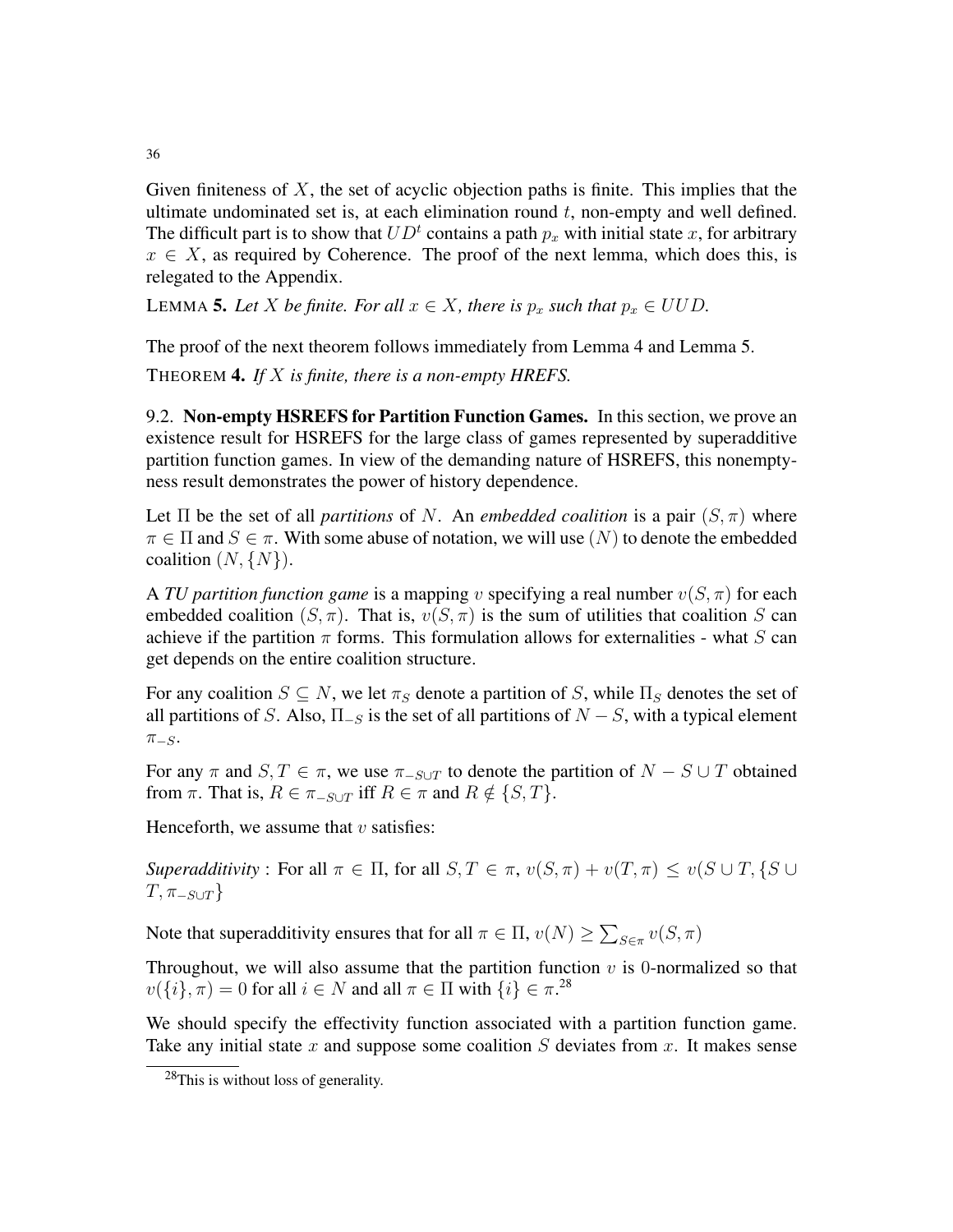Given finiteness of $X$, the set of acyclic objection paths is finite. This implies that the ultimate undominated set is, at each elimination round $t$, non-empty and well defined. The difficult part is to show that $UD^t$ contains a path $p_x$ with initial state $x$, for arbitrary $x \in X$, as required by Coherence. The proof of the next lemma, which does this, is relegated to the Appendix.

LEMMA **5.** *Let $X$ be finite. For all $x \in X$, there is $p_x$ such that $p_x \in UUD$.*

The proof of the next theorem follows immediately from Lemma 4 and Lemma 5.

THEOREM **4.** *If $X$ is finite, there is a non-empty HREFS.*

9.2. **Non-empty HSREFS for Partition Function Games.** In this section, we prove an existence result for HSREFS for the large class of games represented by superadditive partition function games. In view of the demanding nature of HSREFS, this nonemptyness result demonstrates the power of history dependence.

Let $\Pi$ be the set of all *partitions* of $N$. An *embedded coalition* is a pair $(S, \pi)$ where $\pi \in \Pi$ and $S \in \pi$. With some abuse of notation, we will use $(N)$ to denote the embedded coalition $(N, \{N\})$.

A *TU partition function game* is a mapping $v$ specifying a real number $v(S, \pi)$ for each embedded coalition $(S, \pi)$. That is, $v(S, \pi)$ is the sum of utilities that coalition $S$ can achieve if the partition $\pi$ forms. This formulation allows for externalities - what $S$ can get depends on the entire coalition structure.

For any coalition $S \subseteq N$, we let $\pi_S$ denote a partition of $S$, while $\Pi_S$ denotes the set of all partitions of $S$. Also, $\Pi_{-S}$ is the set of all partitions of $N - S$, with a typical element $\pi_{-S}$.

For any $\pi$ and $S, T \in \pi$, we use $\pi_{-S \cup T}$ to denote the partition of $N - S \cup T$ obtained from $\pi$. That is, $R \in \pi_{-S \cup T}$ iff $R \in \pi$ and $R \notin \{S, T\}$.

Henceforth, we assume that $v$ satisfies:

*Superadditivity* : For all $\pi \in \Pi$, for all $S, T \in \pi$, $v(S, \pi) + v(T, \pi) \leq v(S \cup T, \{S \cup T, \pi_{-S \cup T}\}$

Note that superadditivity ensures that for all $\pi \in \Pi$, $v(N) \geq \sum_{S \in \pi} v(S, \pi)$

Throughout, we will also assume that the partition function $v$ is 0-normalized so that $v(\{i\}, \pi) = 0$ for all $i \in N$ and all $\pi \in \Pi$ with $\{i\} \in \pi$.[28]

We should specify the effectivity function associated with a partition function game. Take any initial state $x$ and suppose some coalition $S$ deviates from $x$. It makes sense

[28]This is without loss of generality.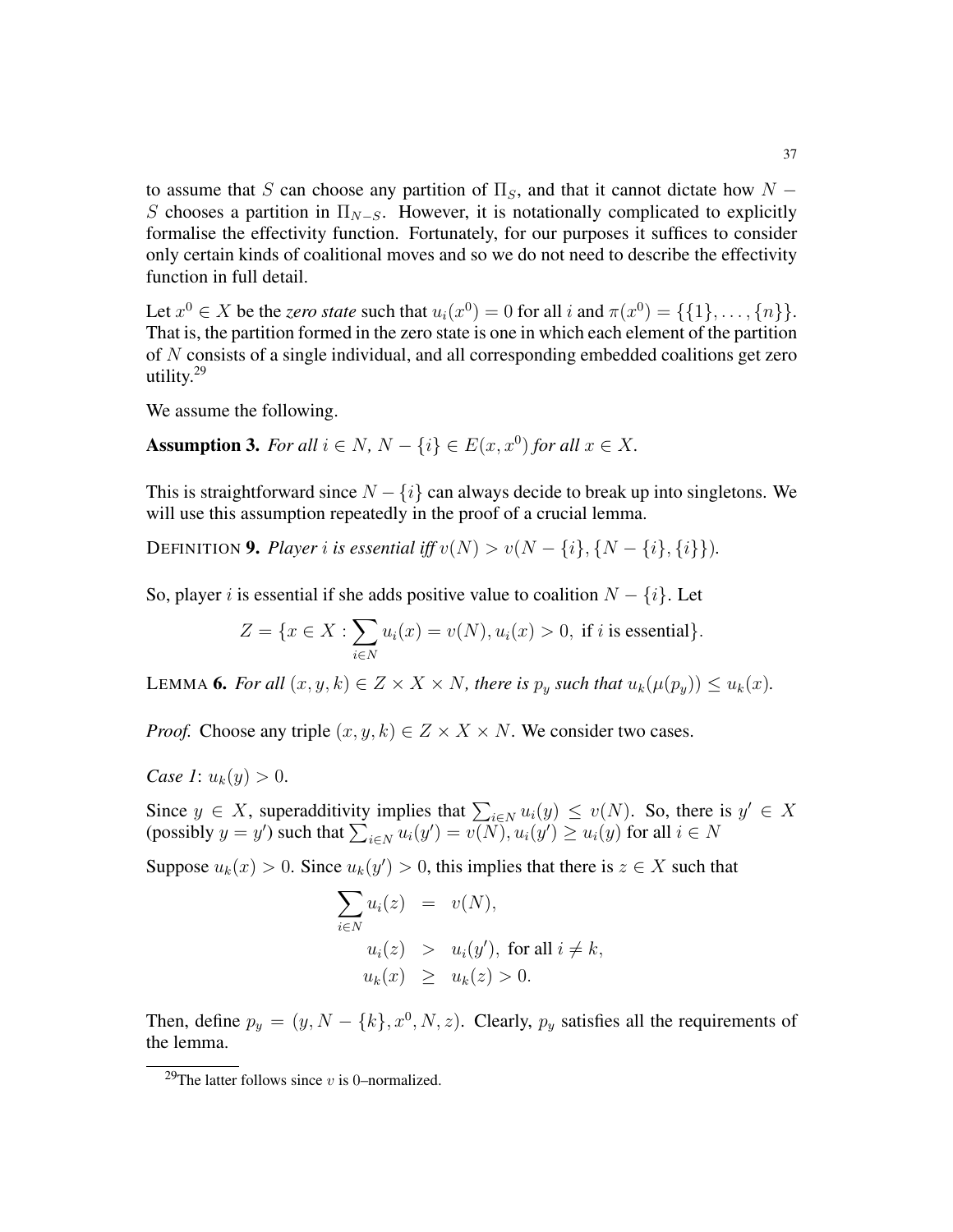to assume that $S$ can choose any partition of $\Pi_S$, and that it cannot dictate how $N - S$ chooses a partition in $\Pi_{N-S}$. However, it is notationally complicated to explicitly formalise the effectivity function. Fortunately, for our purposes it suffices to consider only certain kinds of coalitional moves and so we do not need to describe the effectivity function in full detail.

Let $x^0 \in X$ be the *zero state* such that $u_i(x^0) = 0$ for all $i$ and $\pi(x^0) = \{\{1\}, \ldots, \{n\}\}$. That is, the partition formed in the zero state is one in which each element of the partition of $N$ consists of a single individual, and all corresponding embedded coalitions get zero utility.[29]

We assume the following.

**Assumption 3.** *For all $i \in N$, $N - \{i\} \in E(x, x^0)$ for all $x \in X$.*

This is straightforward since $N - \{i\}$ can always decide to break up into singletons. We will use this assumption repeatedly in the proof of a crucial lemma.

DEFINITION **9.** *Player $i$ is essential iff $v(N) > v(N - \{i\}, \{N - \{i\}, \{i\}\})$.*

So, player $i$ is essential if she adds positive value to coalition $N - \{i\}$. Let

$$Z = \{x \in X : \sum_{i \in N} u_i(x) = v(N), u_i(x) > 0, \text{ if } i \text{ is essential}\}.$$

LEMMA **6.** *For all $(x, y, k) \in Z \times X \times N$, there is $p_y$ such that $u_k(\mu(p_y)) \leq u_k(x)$.*

*Proof.* Choose any triple $(x, y, k) \in Z \times X \times N$. We consider two cases.

*Case 1*: $u_k(y) > 0$.

Since $y \in X$, superadditivity implies that $\sum_{i \in N} u_i(y) \leq v(N)$. So, there is $y' \in X$ (possibly $y = y'$) such that $\sum_{i \in N} u_i(y') = v(N), u_i(y') \geq u_i(y)$ for all $i \in N$

Suppose $u_k(x) > 0$. Since $u_k(y') > 0$, this implies that there is $z \in X$ such that

$$\begin{aligned}
\sum_{i \in N} u_i(z) &= v(N), \\
u_i(z) &> u_i(y'), \text{ for all } i \neq k, \\
u_k(x) &\geq u_k(z) > 0.
\end{aligned}$$

Then, define $p_y = (y, N - \{k\}, x^0, N, z)$. Clearly, $p_y$ satisfies all the requirements of the lemma.

[29] The latter follows since $v$ is 0–normalized.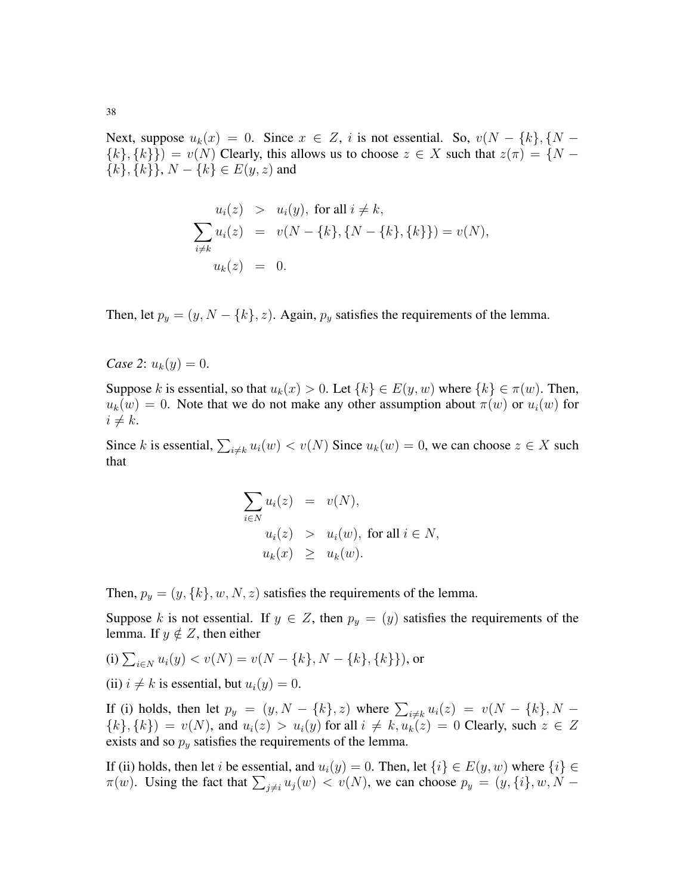Next, suppose $u_k(x) = 0$. Since $x \in Z$, $i$ is not essential. So, $v(N - \{k\}, \{N - \{k\}, \{k\}\}) = v(N)$ Clearly, this allows us to choose $z \in X$ such that $z(\pi) = \{N - \{k\}, \{k\}\}$, $N - \{k\} \in E(y, z)$ and

$$
\begin{aligned}
u_i(z) &> u_i(y), \text{ for all } i \neq k, \\
\sum_{i \neq k} u_i(z) &= v(N - \{k\}, \{N - \{k\}, \{k\}\}) = v(N), \\
u_k(z) &= 0.
\end{aligned}
$$

Then, let $p_y = (y, N - \{k\}, z)$. Again, $p_y$ satisfies the requirements of the lemma.

*Case 2*: $u_k(y) = 0$.

Suppose $k$ is essential, so that $u_k(x) > 0$. Let $\{k\} \in E(y, w)$ where $\{k\} \in \pi(w)$. Then, $u_k(w) = 0$. Note that we do not make any other assumption about $\pi(w)$ or $u_i(w)$ for $i \neq k$.

Since $k$ is essential, $\sum_{i \neq k} u_i(w) < v(N)$ Since $u_k(w) = 0$, we can choose $z \in X$ such that

$$
\begin{aligned}
\sum_{i \in N} u_i(z) &= v(N), \\
u_i(z) &> u_i(w), \text{ for all } i \in N, \\
u_k(x) &\geq u_k(w).
\end{aligned}
$$

Then, $p_y = (y, \{k\}, w, N, z)$ satisfies the requirements of the lemma.

Suppose $k$ is not essential. If $y \in Z$, then $p_y = (y)$ satisfies the requirements of the lemma. If $y \notin Z$, then either

(i) $\sum_{i \in N} u_i(y) < v(N) = v(N - \{k\}, N - \{k\}, \{k\}\})$, or

(ii) $i \neq k$ is essential, but $u_i(y) = 0$.

If (i) holds, then let $p_y = (y, N - \{k\}, z)$ where $\sum_{i \neq k} u_i(z) = v(N - \{k\}, N - \{k\}, \{k\}) = v(N)$, and $u_i(z) > u_i(y)$ for all $i \neq k, u_k(z) = 0$ Clearly, such $z \in Z$ exists and so $p_y$ satisfies the requirements of the lemma.

If (ii) holds, then let $i$ be essential, and $u_i(y) = 0$. Then, let $\{i\} \in E(y, w)$ where $\{i\} \in \pi(w)$. Using the fact that $\sum_{j \neq i} u_j(w) < v(N)$, we can choose $p_y = (y, \{i\}, w, N -$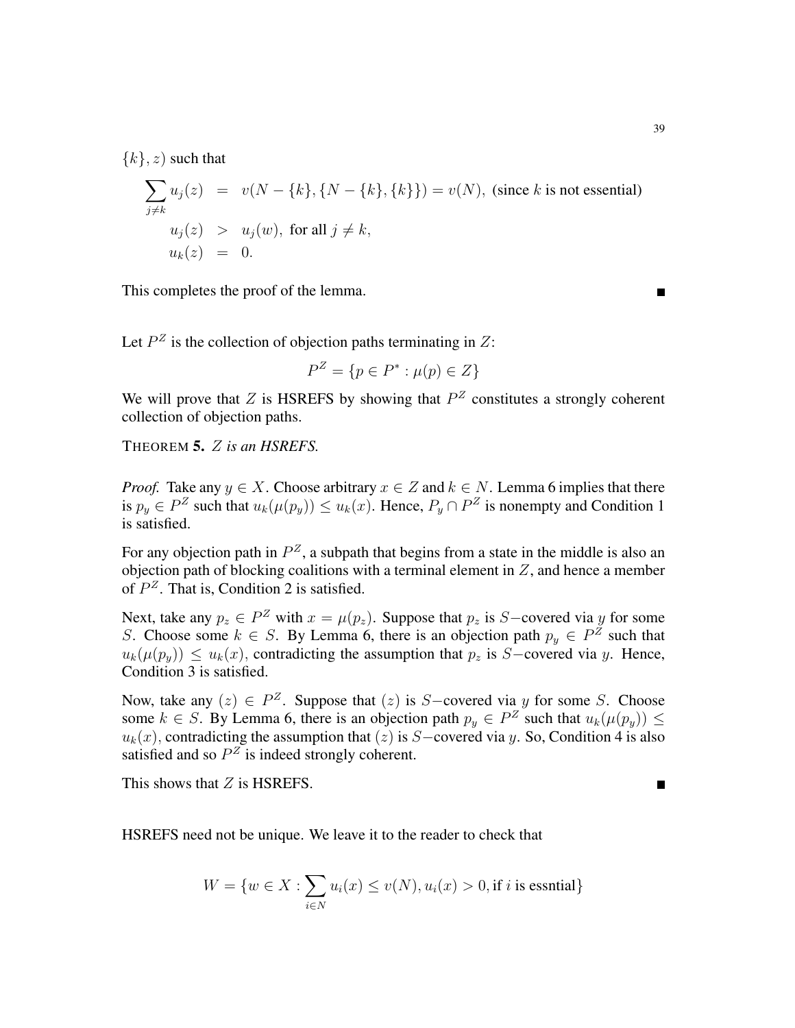$\{k\}, z)$ such that

$$\begin{aligned}
\sum_{j \neq k} u_j(z) &= v(N - \{k\}, \{N - \{k\}, \{k\}\}) = v(N), \text{ (since } k \text{ is not essential)} \\
u_j(z) &> u_j(w), \text{ for all } j \neq k, \\
u_k(z) &= 0.
\end{aligned}$$

This completes the proof of the lemma. ∎

Let $P^Z$ is the collection of objection paths terminating in $Z$:

$$P^Z = \{p \in P^* : \mu(p) \in Z\}$$

We will prove that $Z$ is HSREFS by showing that $P^Z$ constitutes a strongly coherent collection of objection paths.

THEOREM **5.** *$Z$ is an HSREFS.*

*Proof.* Take any $y \in X$. Choose arbitrary $x \in Z$ and $k \in N$. Lemma 6 implies that there is $p_y \in P^Z$ such that $u_k(\mu(p_y)) \leq u_k(x)$. Hence, $P_y \cap P^Z$ is nonempty and Condition 1 is satisfied.

For any objection path in $P^Z$, a subpath that begins from a state in the middle is also an objection path of blocking coalitions with a terminal element in $Z$, and hence a member of $P^Z$. That is, Condition 2 is satisfied.

Next, take any $p_z \in P^Z$ with $x = \mu(p_z)$. Suppose that $p_z$ is $S-$covered via $y$ for some $S$. Choose some $k \in S$. By Lemma 6, there is an objection path $p_y \in P^Z$ such that $u_k(\mu(p_y)) \leq u_k(x)$, contradicting the assumption that $p_z$ is $S-$covered via $y$. Hence, Condition 3 is satisfied.

Now, take any $(z) \in P^Z$. Suppose that $(z)$ is $S-$covered via $y$ for some $S$. Choose some $k \in S$. By Lemma 6, there is an objection path $p_y \in P^Z$ such that $u_k(\mu(p_y)) \leq u_k(x)$, contradicting the assumption that $(z)$ is $S-$covered via $y$. So, Condition 4 is also satisfied and so $P^Z$ is indeed strongly coherent.

This shows that $Z$ is HSREFS. ∎

HSREFS need not be unique. We leave it to the reader to check that

$$W = \{w \in X : \sum_{i \in N} u_i(x) \leq v(N), u_i(x) > 0, \text{if } i \text{ is essntial}\}$$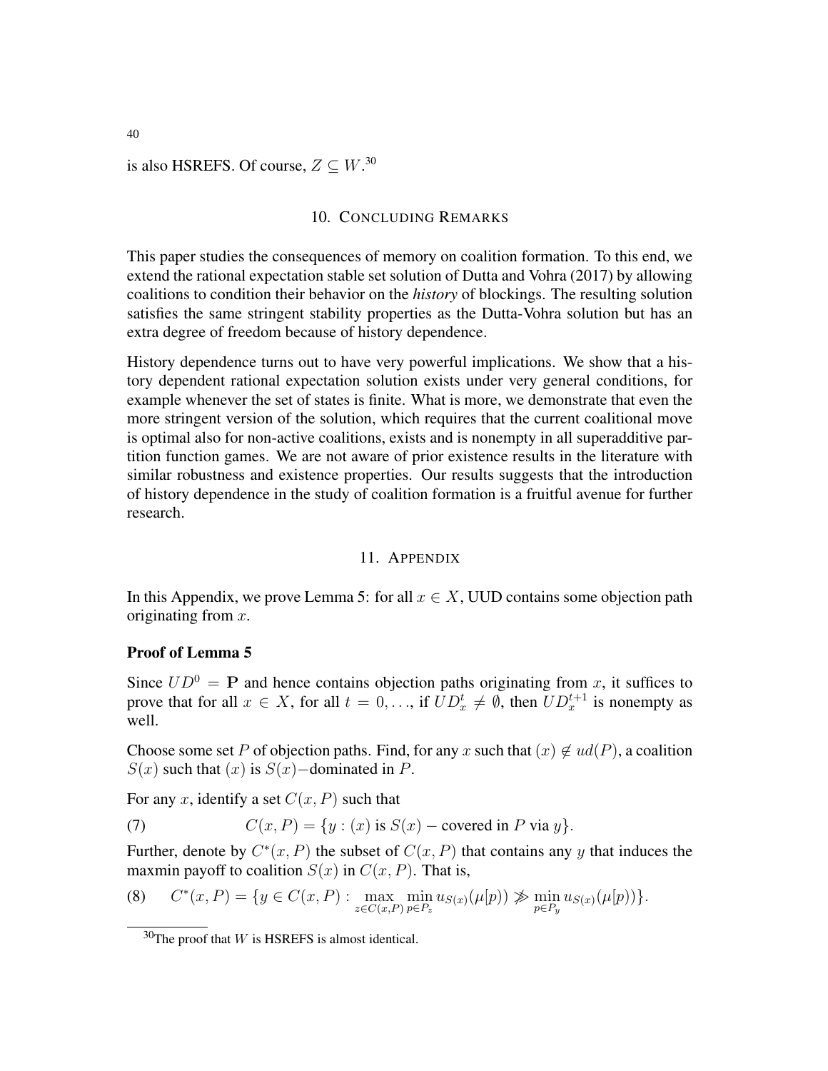is also HSREFS. Of course, $Z \subseteq W$.[30]

## 10. Concluding Remarks

This paper studies the consequences of memory on coalition formation. To this end, we extend the rational expectation stable set solution of Dutta and Vohra (2017) by allowing coalitions to condition their behavior on the *history* of blockings. The resulting solution satisfies the same stringent stability properties as the Dutta-Vohra solution but has an extra degree of freedom because of history dependence.

History dependence turns out to have very powerful implications. We show that a history dependent rational expectation solution exists under very general conditions, for example whenever the set of states is finite. What is more, we demonstrate that even the more stringent version of the solution, which requires that the current coalitional move is optimal also for non-active coalitions, exists and is nonempty in all superadditive partition function games. We are not aware of prior existence results in the literature with similar robustness and existence properties. Our results suggests that the introduction of history dependence in the study of coalition formation is a fruitful avenue for further research.

## 11. Appendix

In this Appendix, we prove Lemma 5: for all $x \in X$, UUD contains some objection path originating from $x$.

### Proof of Lemma 5

Since $UD^0 = \mathbf{P}$ and hence contains objection paths originating from $x$, it suffices to prove that for all $x \in X$, for all $t = 0, \ldots$, if $UD_x^t \neq \emptyset$, then $UD_x^{t+1}$ is nonempty as well.

Choose some set $P$ of objection paths. Find, for any $x$ such that $(x) \notin ud(P)$, a coalition $S(x)$ such that $(x)$ is $S(x)-$dominated in $P$.

For any $x$, identify a set $C(x, P)$ such that

$$C(x, P) = \{y : (x) \text{ is } S(x) - \text{covered in } P \text{ via } y\}. \tag{7}$$

Further, denote by $C^*(x, P)$ the subset of $C(x, P)$ that contains any $y$ that induces the maxmin payoff to coalition $S(x)$ in $C(x, P)$. That is,

$$C^*(x, P) = \{y \in C(x, P) : \max_{z \in C(x,P)} \min_{p \in P_z} u_{S(x)}(\mu[p]) \not\gg \min_{p \in P_y} u_{S(x)}(\mu[p])\}. \tag{8}$$

[30] The proof that $W$ is HSREFS is almost identical.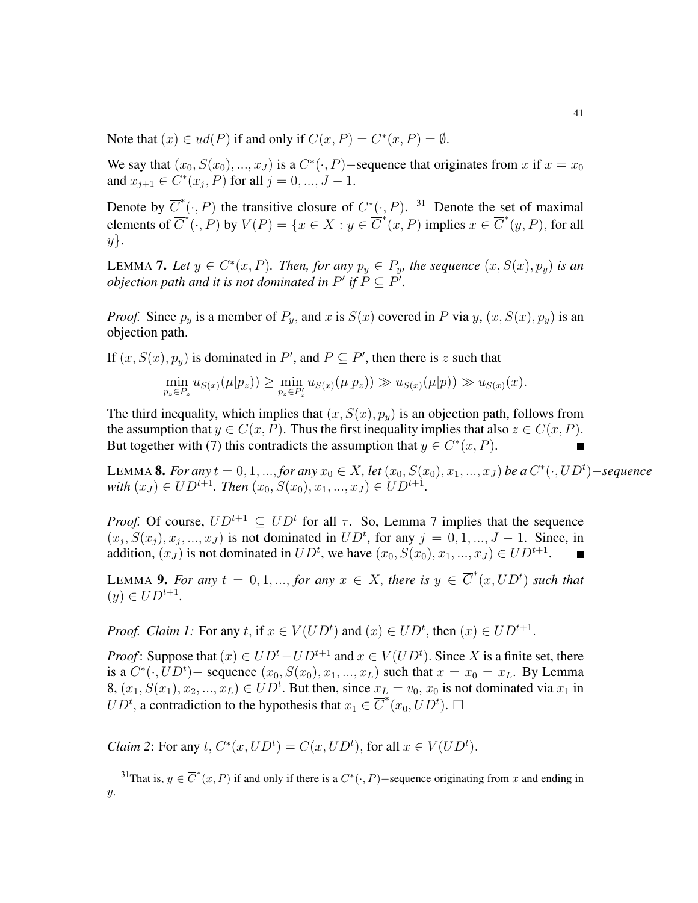Note that $(x) \in ud(P)$ if and only if $C(x, P) = C^*(x, P) = \emptyset$.

We say that $(x_0, S(x_0), ..., x_J)$ is a $C^*(\cdot, P)-$sequence that originates from $x$ if $x = x_0$ and $x_{j+1} \in C^*(x_j, P)$ for all $j = 0, ..., J-1$.

Denote by $\overline{C}^*(\cdot, P)$ the transitive closure of $C^*(\cdot, P)$. [31] Denote the set of maximal elements of $\overline{C}^*(\cdot, P)$ by $V(P) = \{x \in X : y \in \overline{C}^*(x, P)$ implies $x \in \overline{C}^*(y, P)$, for all $y\}$.

LEMMA **7.** *Let $y \in C^*(x, P)$. Then, for any $p_y \in P_y$, the sequence $(x, S(x), p_y)$ is an objection path and it is not dominated in $P'$ if $P \subseteq P'$.*

*Proof.* Since $p_y$ is a member of $P_y$, and $x$ is $S(x)$ covered in $P$ via $y$, $(x, S(x), p_y)$ is an objection path.

If $(x, S(x), p_y)$ is dominated in $P'$, and $P \subseteq P'$, then there is $z$ such that

$$\min_{p_z \in P_z} u_{S(x)}(\mu[p_z)) \geq \min_{p_z \in P'_z} u_{S(x)}(\mu[p_z)) \gg u_{S(x)}(\mu[p)) \gg u_{S(x)}(x).$$

The third inequality, which implies that $(x, S(x), p_y)$ is an objection path, follows from the assumption that $y \in C(x, P)$. Thus the first inequality implies that also $z \in C(x, P)$. But together with (7) this contradicts the assumption that $y \in C^*(x, P)$. ■

LEMMA **8.** *For any $t = 0, 1, ...,$ for any $x_0 \in X$, let $(x_0, S(x_0), x_1, ..., x_J)$ be a $C^*(\cdot, UD^t)-$sequence with $(x_J) \in UD^{t+1}$. Then $(x_0, S(x_0), x_1, ..., x_J) \in UD^{t+1}$.*

*Proof.* Of course, $UD^{t+1} \subseteq UD^t$ for all $\tau$. So, Lemma 7 implies that the sequence $(x_j, S(x_j), x_j, ..., x_J)$ is not dominated in $UD^t$, for any $j = 0, 1, ..., J-1$. Since, in addition, $(x_J)$ is not dominated in $UD^t$, we have $(x_0, S(x_0), x_1, ..., x_J) \in UD^{t+1}$. ■

LEMMA **9.** *For any $t = 0, 1, ...,$ for any $x \in X$, there is $y \in \overline{C}^*(x, UD^t)$ such that $(y) \in UD^{t+1}$.*

*Proof. Claim 1:* For any $t$, if $x \in V(UD^t)$ and $(x) \in UD^t$, then $(x) \in UD^{t+1}$.

*Proof*: Suppose that $(x) \in UD^t - UD^{t+1}$ and $x \in V(UD^t)$. Since $X$ is a finite set, there is a $C^*(\cdot, UD^t)-$ sequence $(x_0, S(x_0), x_1, ..., x_L)$ such that $x = x_0 = x_L$. By Lemma 8, $(x_1, S(x_1), x_2, ..., x_L) \in UD^t$. But then, since $x_L = v_0$, $x_0$ is not dominated via $x_1$ in $UD^t$, a contradiction to the hypothesis that $x_1 \in \overline{C}^*(x_0, UD^t)$. □

*Claim 2*: For any $t$, $C^*(x, UD^t) = C(x, UD^t)$, for all $x \in V(UD^t)$.

---

[31] That is, $y \in \overline{C}^*(x, P)$ if and only if there is a $C^*(\cdot, P)-$sequence originating from $x$ and ending in $y$.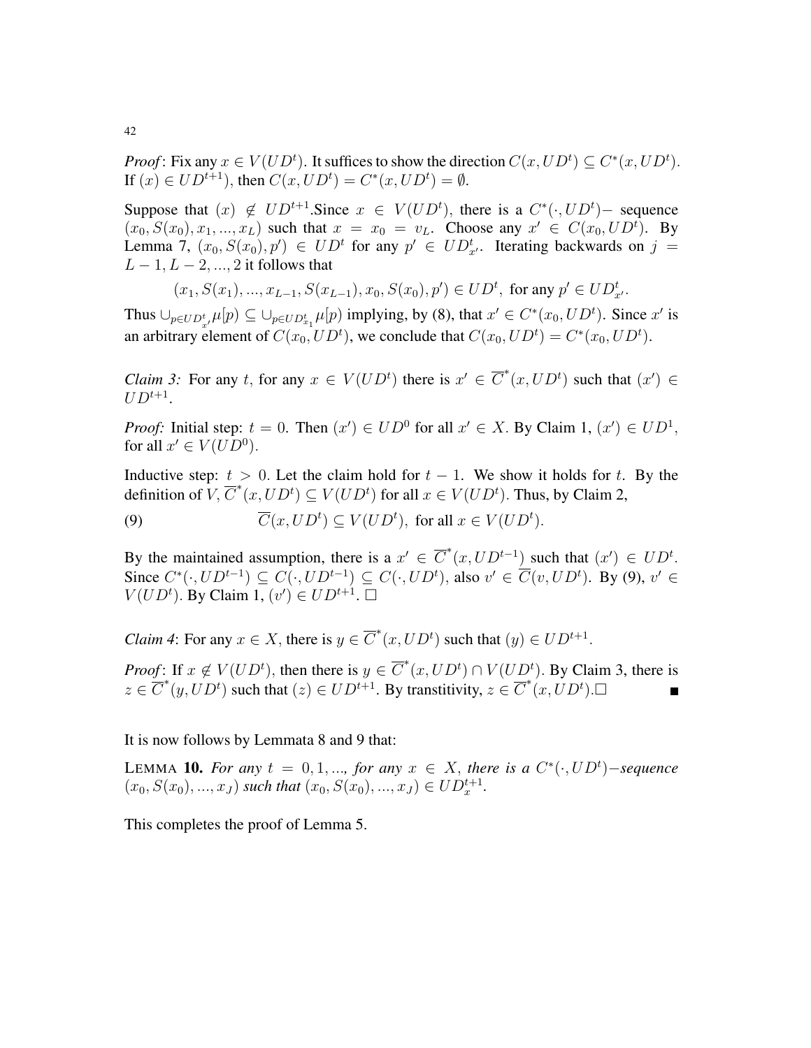***Proof***: Fix any $x \in V(UD^t)$. It suffices to show the direction $C(x, UD^t) \subseteq C^*(x, UD^t)$. If $(x) \in UD^{t+1}$, then $C(x, UD^t) = C^*(x, UD^t) = \emptyset$.

Suppose that $(x) \notin UD^{t+1}$.Since $x \in V(UD^t)$, there is a $C^*(\cdot, UD^t)-$ sequence $(x_0, S(x_0), x_1, ..., x_L)$ such that $x = x_0 = v_L$. Choose any $x' \in C(x_0, UD^t)$. By Lemma 7, $(x_0, S(x_0), p') \in UD^t$ for any $p' \in UD^t_{x'}$. Iterating backwards on $j = L-1, L-2, ..., 2$ it follows that

$$(x_1, S(x_1), ..., x_{L-1}, S(x_{L-1}), x_0, S(x_0), p') \in UD^t, \text{ for any } p' \in UD^t_{x'}.$$

Thus $\cup_{p \in UD^t_{x'}} \mu[p] \subseteq \cup_{p \in UD^t_{x_1}} \mu[p]$ implying, by (8), that $x' \in C^*(x_0, UD^t)$. Since $x'$ is an arbitrary element of $C(x_0, UD^t)$, we conclude that $C(x_0, UD^t) = C^*(x_0, UD^t)$.

*Claim 3:* For any $t$, for any $x \in V(UD^t)$ there is $x' \in \overline{C}^*(x, UD^t)$ such that $(x') \in UD^{t+1}$.

*Proof:* Initial step: $t = 0$. Then $(x') \in UD^0$ for all $x' \in X$. By Claim 1, $(x') \in UD^1$, for all $x' \in V(UD^0)$.

Inductive step: $t > 0$. Let the claim hold for $t-1$. We show it holds for $t$. By the definition of $V$, $\overline{C}^*(x, UD^t) \subseteq V(UD^t)$ for all $x \in V(UD^t)$. Thus, by Claim 2,

$$\overline{C}(x, UD^t) \subseteq V(UD^t), \text{ for all } x \in V(UD^t). \tag{9}$$

By the maintained assumption, there is a $x' \in \overline{C}^*(x, UD^{t-1})$ such that $(x') \in UD^t$. Since $C^*(\cdot, UD^{t-1}) \subseteq C(\cdot, UD^{t-1}) \subseteq C(\cdot, UD^t)$, also $v' \in \overline{C}(v, UD^t)$. By (9), $v' \in V(UD^t)$. By Claim 1, $(v') \in UD^{t+1}$. □

*Claim 4*: For any $x \in X$, there is $y \in \overline{C}^*(x, UD^t)$ such that $(y) \in UD^{t+1}$.

***Proof***: If $x \notin V(UD^t)$, then there is $y \in \overline{C}^*(x, UD^t) \cap V(UD^t)$. By Claim 3, there is $z \in \overline{C}^*(y, UD^t)$ such that $(z) \in UD^{t+1}$. By transtitivity, $z \in \overline{C}^*(x, UD^t)$.□ ■

It is now follows by Lemmata 8 and 9 that:

LEMMA **10.** *For any $t = 0, 1, ...,$ for any $x \in X$, there is a $C^*(\cdot, UD^t)-$sequence $(x_0, S(x_0), ..., x_J)$ such that $(x_0, S(x_0), ..., x_J) \in UD^{t+1}_x$.*

This completes the proof of Lemma 5.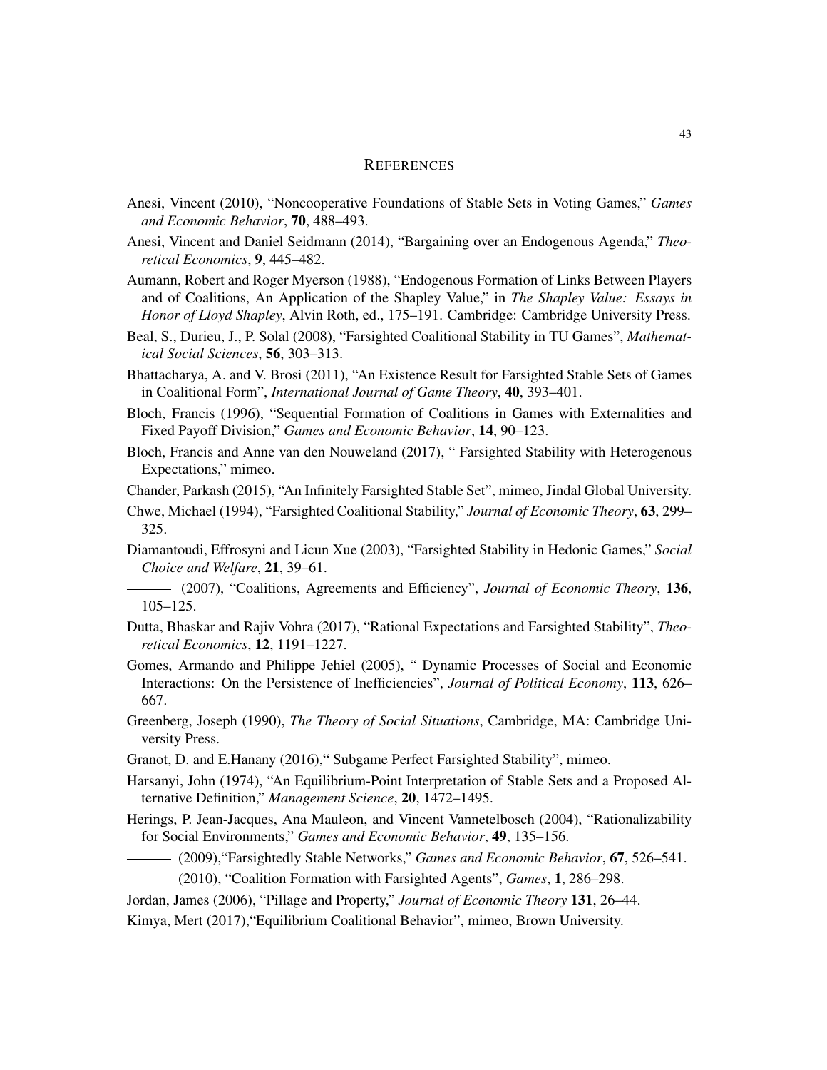# References

Anesi, Vincent (2010), "Noncooperative Foundations of Stable Sets in Voting Games," *Games and Economic Behavior*, **70**, 488–493.

Anesi, Vincent and Daniel Seidmann (2014), "Bargaining over an Endogenous Agenda," *Theoretical Economics*, **9**, 445–482.

Aumann, Robert and Roger Myerson (1988), "Endogenous Formation of Links Between Players and of Coalitions, An Application of the Shapley Value," in *The Shapley Value: Essays in Honor of Lloyd Shapley*, Alvin Roth, ed., 175–191. Cambridge: Cambridge University Press.

Beal, S., Durieu, J., P. Solal (2008), "Farsighted Coalitional Stability in TU Games", *Mathematical Social Sciences*, **56**, 303–313.

Bhattacharya, A. and V. Brosi (2011), "An Existence Result for Farsighted Stable Sets of Games in Coalitional Form", *International Journal of Game Theory*, **40**, 393–401.

Bloch, Francis (1996), "Sequential Formation of Coalitions in Games with Externalities and Fixed Payoff Division," *Games and Economic Behavior*, **14**, 90–123.

Bloch, Francis and Anne van den Nouweland (2017), " Farsighted Stability with Heterogenous Expectations," mimeo.

Chander, Parkash (2015), "An Infinitely Farsighted Stable Set", mimeo, Jindal Global University.

Chwe, Michael (1994), "Farsighted Coalitional Stability," *Journal of Economic Theory*, **63**, 299–325.

Diamantoudi, Effrosyni and Licun Xue (2003), "Farsighted Stability in Hedonic Games," *Social Choice and Welfare*, **21**, 39–61.

——— (2007), "Coalitions, Agreements and Efficiency", *Journal of Economic Theory*, **136**, 105–125.

Dutta, Bhaskar and Rajiv Vohra (2017), "Rational Expectations and Farsighted Stability", *Theoretical Economics*, **12**, 1191–1227.

Gomes, Armando and Philippe Jehiel (2005), " Dynamic Processes of Social and Economic Interactions: On the Persistence of Inefficiencies", *Journal of Political Economy*, **113**, 626–667.

Greenberg, Joseph (1990), *The Theory of Social Situations*, Cambridge, MA: Cambridge University Press.

Granot, D. and E.Hanany (2016)," Subgame Perfect Farsighted Stability", mimeo.

Harsanyi, John (1974), "An Equilibrium-Point Interpretation of Stable Sets and a Proposed Alternative Definition," *Management Science*, **20**, 1472–1495.

Herings, P. Jean-Jacques, Ana Mauleon, and Vincent Vannetelbosch (2004), "Rationalizability for Social Environments," *Games and Economic Behavior*, **49**, 135–156.

——— (2009),"Farsightedly Stable Networks," *Games and Economic Behavior*, **67**, 526–541.

——— (2010), "Coalition Formation with Farsighted Agents", *Games*, **1**, 286–298.

Jordan, James (2006), "Pillage and Property," *Journal of Economic Theory* **131**, 26–44.

Kimya, Mert (2017),"Equilibrium Coalitional Behavior", mimeo, Brown University.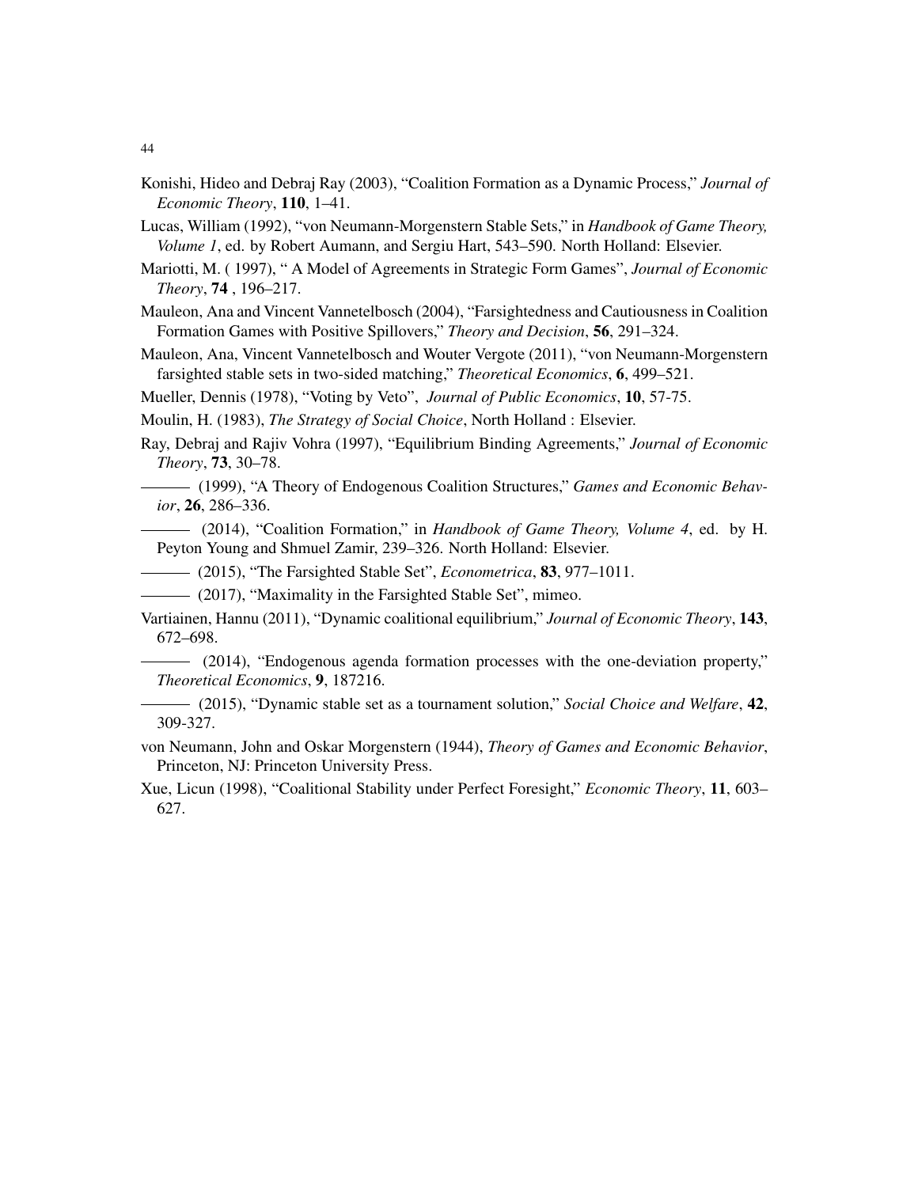Konishi, Hideo and Debraj Ray (2003), "Coalition Formation as a Dynamic Process," *Journal of Economic Theory*, **110**, 1–41.

Lucas, William (1992), "von Neumann-Morgenstern Stable Sets," in *Handbook of Game Theory, Volume 1*, ed. by Robert Aumann, and Sergiu Hart, 543–590. North Holland: Elsevier.

Mariotti, M. ( 1997), " A Model of Agreements in Strategic Form Games", *Journal of Economic Theory*, **74** , 196–217.

Mauleon, Ana and Vincent Vannetelbosch (2004), "Farsightedness and Cautiousness in Coalition Formation Games with Positive Spillovers," *Theory and Decision*, **56**, 291–324.

Mauleon, Ana, Vincent Vannetelbosch and Wouter Vergote (2011), "von Neumann-Morgenstern farsighted stable sets in two-sided matching," *Theoretical Economics*, **6**, 499–521.

Mueller, Dennis (1978), "Voting by Veto", *Journal of Public Economics*, **10**, 57-75.

Moulin, H. (1983), *The Strategy of Social Choice*, North Holland : Elsevier.

Ray, Debraj and Rajiv Vohra (1997), "Equilibrium Binding Agreements," *Journal of Economic Theory*, **73**, 30–78.

——— (1999), "A Theory of Endogenous Coalition Structures," *Games and Economic Behavior*, **26**, 286–336.

——— (2014), "Coalition Formation," in *Handbook of Game Theory, Volume 4*, ed. by H. Peyton Young and Shmuel Zamir, 239–326. North Holland: Elsevier.

——— (2015), "The Farsighted Stable Set", *Econometrica*, **83**, 977–1011.

——— (2017), "Maximality in the Farsighted Stable Set", mimeo.

Vartiainen, Hannu (2011), "Dynamic coalitional equilibrium," *Journal of Economic Theory*, **143**, 672–698.

——— (2014), "Endogenous agenda formation processes with the one-deviation property," *Theoretical Economics*, **9**, 187216.

——— (2015), "Dynamic stable set as a tournament solution," *Social Choice and Welfare*, **42**, 309-327.

von Neumann, John and Oskar Morgenstern (1944), *Theory of Games and Economic Behavior*, Princeton, NJ: Princeton University Press.

Xue, Licun (1998), "Coalitional Stability under Perfect Foresight," *Economic Theory*, **11**, 603–627.